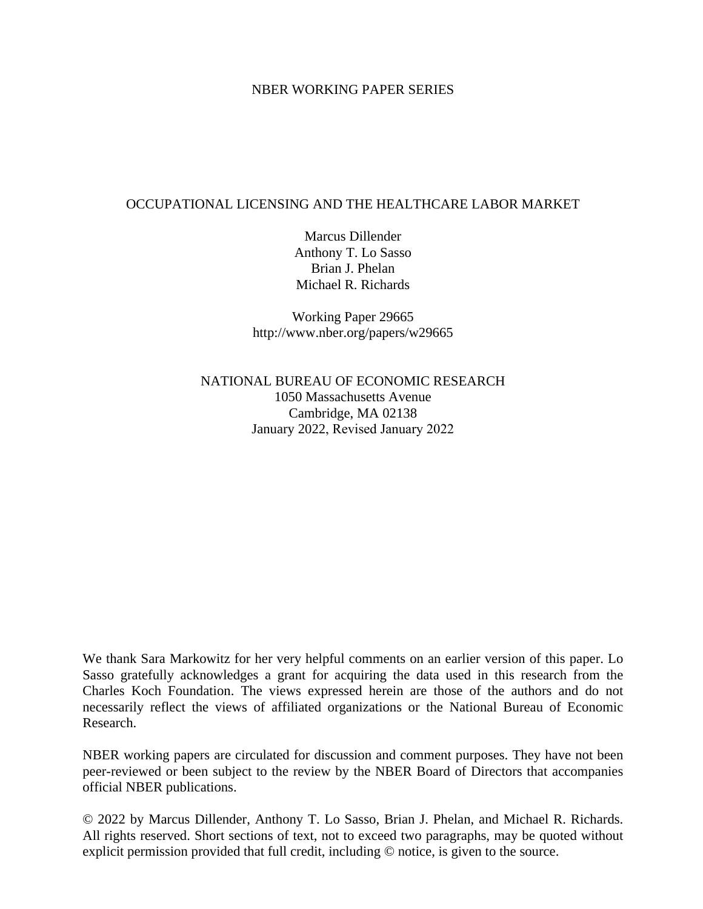NBER WORKING PAPER SERIES

# OCCUPATIONAL LICENSING AND THE HEALTHCARE LABOR MARKET

Marcus Dillender
Anthony T. Lo Sasso
Brian J. Phelan
Michael R. Richards

Working Paper 29665
http://www.nber.org/papers/w29665

NATIONAL BUREAU OF ECONOMIC RESEARCH
1050 Massachusetts Avenue
Cambridge, MA 02138
January 2022, Revised January 2022

We thank Sara Markowitz for her very helpful comments on an earlier version of this paper. Lo Sasso gratefully acknowledges a grant for acquiring the data used in this research from the Charles Koch Foundation. The views expressed herein are those of the authors and do not necessarily reflect the views of affiliated organizations or the National Bureau of Economic Research.

NBER working papers are circulated for discussion and comment purposes. They have not been peer-reviewed or been subject to the review by the NBER Board of Directors that accompanies official NBER publications.

© 2022 by Marcus Dillender, Anthony T. Lo Sasso, Brian J. Phelan, and Michael R. Richards. All rights reserved. Short sections of text, not to exceed two paragraphs, may be quoted without explicit permission provided that full credit, including © notice, is given to the source.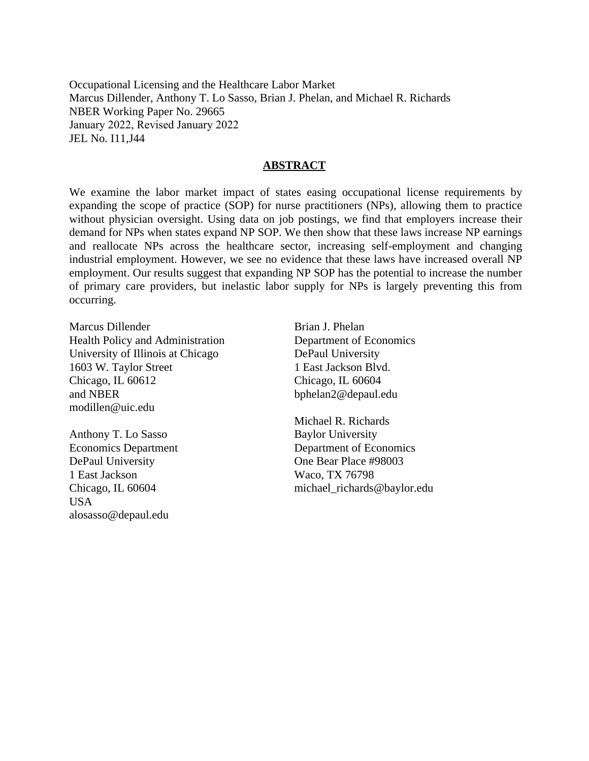Occupational Licensing and the Healthcare Labor Market
Marcus Dillender, Anthony T. Lo Sasso, Brian J. Phelan, and Michael R. Richards
NBER Working Paper No. 29665
January 2022, Revised January 2022
JEL No. I11,J44

## ABSTRACT

We examine the labor market impact of states easing occupational license requirements by expanding the scope of practice (SOP) for nurse practitioners (NPs), allowing them to practice without physician oversight. Using data on job postings, we find that employers increase their demand for NPs when states expand NP SOP. We then show that these laws increase NP earnings and reallocate NPs across the healthcare sector, increasing self-employment and changing industrial employment. However, we see no evidence that these laws have increased overall NP employment. Our results suggest that expanding NP SOP has the potential to increase the number of primary care providers, but inelastic labor supply for NPs is largely preventing this from occurring.

Marcus Dillender
Health Policy and Administration
University of Illinois at Chicago
1603 W. Taylor Street
Chicago, IL 60612
and NBER
modillen@uic.edu

Anthony T. Lo Sasso
Economics Department
DePaul University
1 East Jackson
Chicago, IL 60604
USA
alosasso@depaul.edu

Brian J. Phelan
Department of Economics
DePaul University
1 East Jackson Blvd.
Chicago, IL 60604
bphelan2@depaul.edu

Michael R. Richards
Baylor University
Department of Economics
One Bear Place #98003
Waco, TX 76798
michael_richards@baylor.edu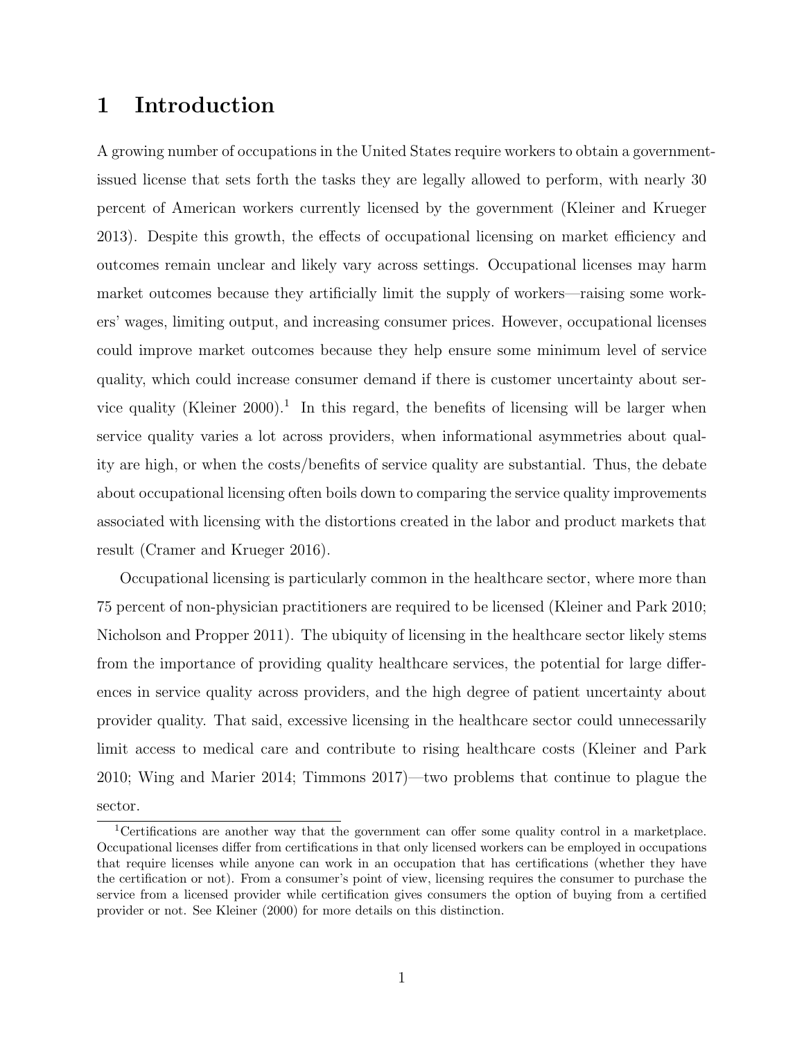# 1 Introduction

A growing number of occupations in the United States require workers to obtain a government-issued license that sets forth the tasks they are legally allowed to perform, with nearly 30 percent of American workers currently licensed by the government (Kleiner and Krueger 2013). Despite this growth, the effects of occupational licensing on market efficiency and outcomes remain unclear and likely vary across settings. Occupational licenses may harm market outcomes because they artificially limit the supply of workers—raising some workers' wages, limiting output, and increasing consumer prices. However, occupational licenses could improve market outcomes because they help ensure some minimum level of service quality, which could increase consumer demand if there is customer uncertainty about service quality (Kleiner 2000).[1] In this regard, the benefits of licensing will be larger when service quality varies a lot across providers, when informational asymmetries about quality are high, or when the costs/benefits of service quality are substantial. Thus, the debate about occupational licensing often boils down to comparing the service quality improvements associated with licensing with the distortions created in the labor and product markets that result (Cramer and Krueger 2016).

Occupational licensing is particularly common in the healthcare sector, where more than 75 percent of non-physician practitioners are required to be licensed (Kleiner and Park 2010; Nicholson and Propper 2011). The ubiquity of licensing in the healthcare sector likely stems from the importance of providing quality healthcare services, the potential for large differences in service quality across providers, and the high degree of patient uncertainty about provider quality. That said, excessive licensing in the healthcare sector could unnecessarily limit access to medical care and contribute to rising healthcare costs (Kleiner and Park 2010; Wing and Marier 2014; Timmons 2017)—two problems that continue to plague the sector.

[1] Certifications are another way that the government can offer some quality control in a marketplace. Occupational licenses differ from certifications in that only licensed workers can be employed in occupations that require licenses while anyone can work in an occupation that has certifications (whether they have the certification or not). From a consumer's point of view, licensing requires the consumer to purchase the service from a licensed provider while certification gives consumers the option of buying from a certified provider or not. See Kleiner (2000) for more details on this distinction.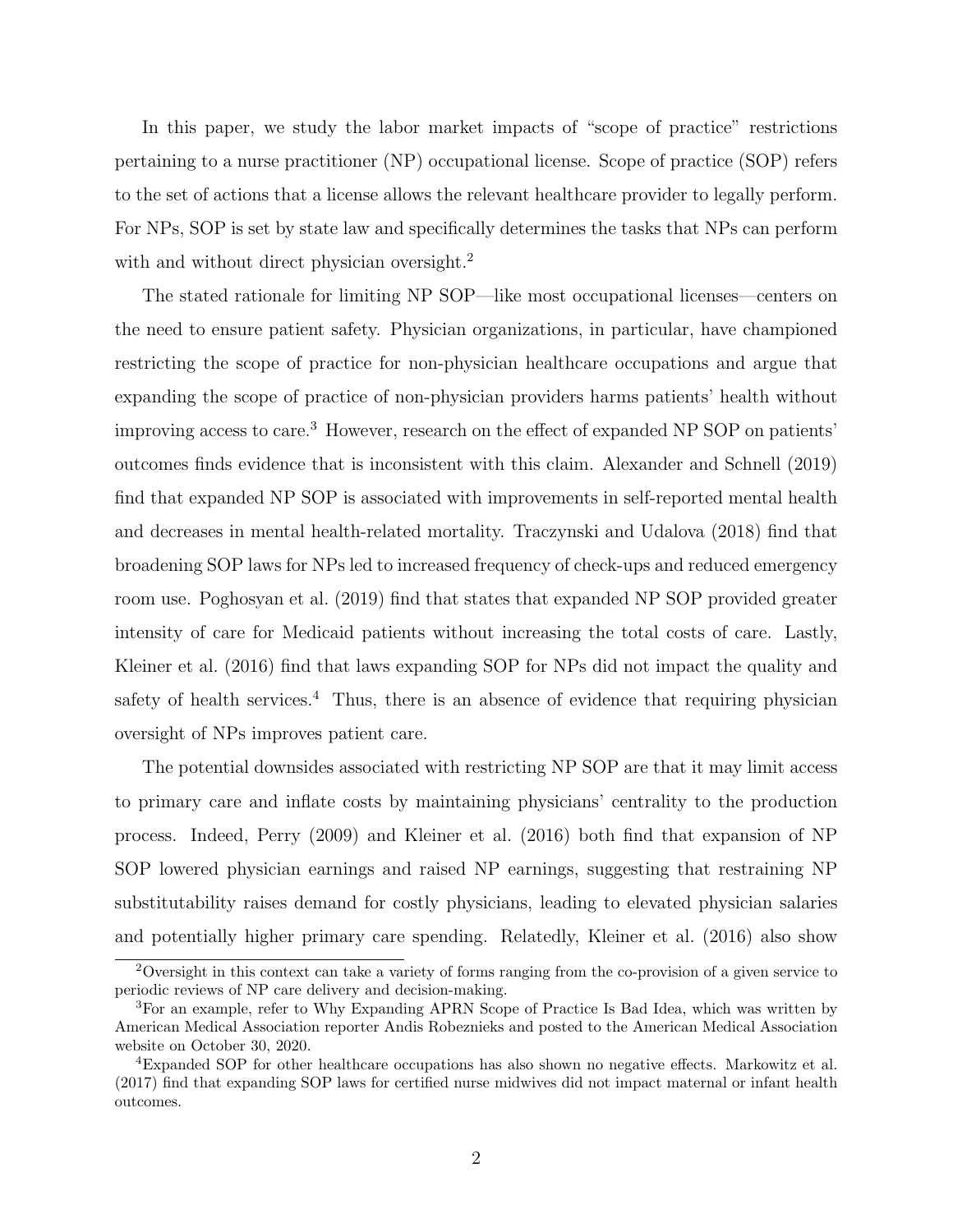In this paper, we study the labor market impacts of "scope of practice" restrictions pertaining to a nurse practitioner (NP) occupational license. Scope of practice (SOP) refers to the set of actions that a license allows the relevant healthcare provider to legally perform. For NPs, SOP is set by state law and specifically determines the tasks that NPs can perform with and without direct physician oversight.[2]

The stated rationale for limiting NP SOP—like most occupational licenses—centers on the need to ensure patient safety. Physician organizations, in particular, have championed restricting the scope of practice for non-physician healthcare occupations and argue that expanding the scope of practice of non-physician providers harms patients' health without improving access to care.[3] However, research on the effect of expanded NP SOP on patients' outcomes finds evidence that is inconsistent with this claim. Alexander and Schnell (2019) find that expanded NP SOP is associated with improvements in self-reported mental health and decreases in mental health-related mortality. Traczynski and Udalova (2018) find that broadening SOP laws for NPs led to increased frequency of check-ups and reduced emergency room use. Poghosyan et al. (2019) find that states that expanded NP SOP provided greater intensity of care for Medicaid patients without increasing the total costs of care. Lastly, Kleiner et al. (2016) find that laws expanding SOP for NPs did not impact the quality and safety of health services.[4] Thus, there is an absence of evidence that requiring physician oversight of NPs improves patient care.

The potential downsides associated with restricting NP SOP are that it may limit access to primary care and inflate costs by maintaining physicians' centrality to the production process. Indeed, Perry (2009) and Kleiner et al. (2016) both find that expansion of NP SOP lowered physician earnings and raised NP earnings, suggesting that restraining NP substitutability raises demand for costly physicians, leading to elevated physician salaries and potentially higher primary care spending. Relatedly, Kleiner et al. (2016) also show

[2] Oversight in this context can take a variety of forms ranging from the co-provision of a given service to periodic reviews of NP care delivery and decision-making.

[3] For an example, refer to Why Expanding APRN Scope of Practice Is Bad Idea, which was written by American Medical Association reporter Andis Robeznieks and posted to the American Medical Association website on October 30, 2020.

[4] Expanded SOP for other healthcare occupations has also shown no negative effects. Markowitz et al. (2017) find that expanding SOP laws for certified nurse midwives did not impact maternal or infant health outcomes.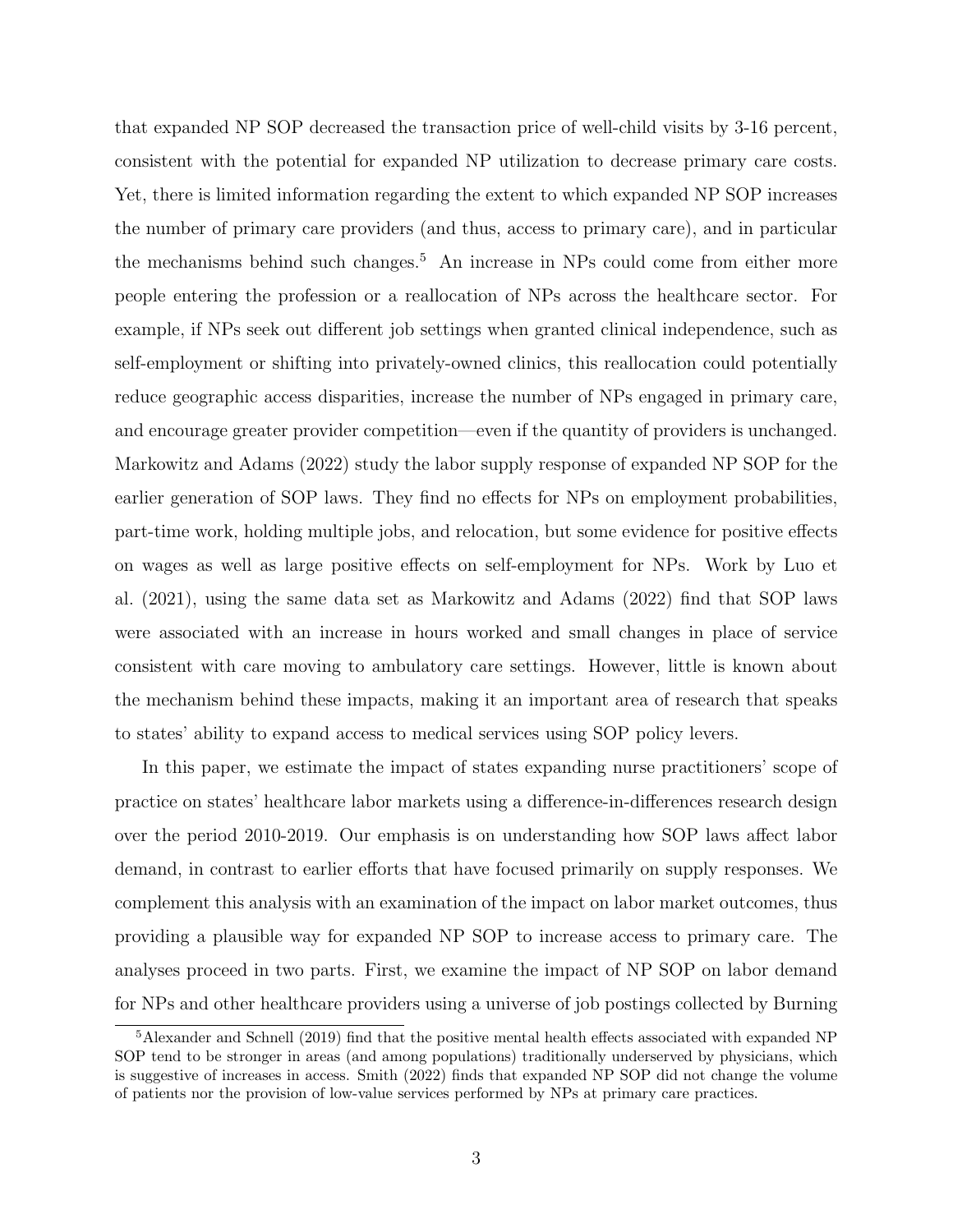that expanded NP SOP decreased the transaction price of well-child visits by 3-16 percent, consistent with the potential for expanded NP utilization to decrease primary care costs. Yet, there is limited information regarding the extent to which expanded NP SOP increases the number of primary care providers (and thus, access to primary care), and in particular the mechanisms behind such changes.[5] An increase in NPs could come from either more people entering the profession or a reallocation of NPs across the healthcare sector. For example, if NPs seek out different job settings when granted clinical independence, such as self-employment or shifting into privately-owned clinics, this reallocation could potentially reduce geographic access disparities, increase the number of NPs engaged in primary care, and encourage greater provider competition—even if the quantity of providers is unchanged. Markowitz and Adams (2022) study the labor supply response of expanded NP SOP for the earlier generation of SOP laws. They find no effects for NPs on employment probabilities, part-time work, holding multiple jobs, and relocation, but some evidence for positive effects on wages as well as large positive effects on self-employment for NPs. Work by Luo et al. (2021), using the same data set as Markowitz and Adams (2022) find that SOP laws were associated with an increase in hours worked and small changes in place of service consistent with care moving to ambulatory care settings. However, little is known about the mechanism behind these impacts, making it an important area of research that speaks to states' ability to expand access to medical services using SOP policy levers.

In this paper, we estimate the impact of states expanding nurse practitioners' scope of practice on states' healthcare labor markets using a difference-in-differences research design over the period 2010-2019. Our emphasis is on understanding how SOP laws affect labor demand, in contrast to earlier efforts that have focused primarily on supply responses. We complement this analysis with an examination of the impact on labor market outcomes, thus providing a plausible way for expanded NP SOP to increase access to primary care. The analyses proceed in two parts. First, we examine the impact of NP SOP on labor demand for NPs and other healthcare providers using a universe of job postings collected by Burning

[5] Alexander and Schnell (2019) find that the positive mental health effects associated with expanded NP SOP tend to be stronger in areas (and among populations) traditionally underserved by physicians, which is suggestive of increases in access. Smith (2022) finds that expanded NP SOP did not change the volume of patients nor the provision of low-value services performed by NPs at primary care practices.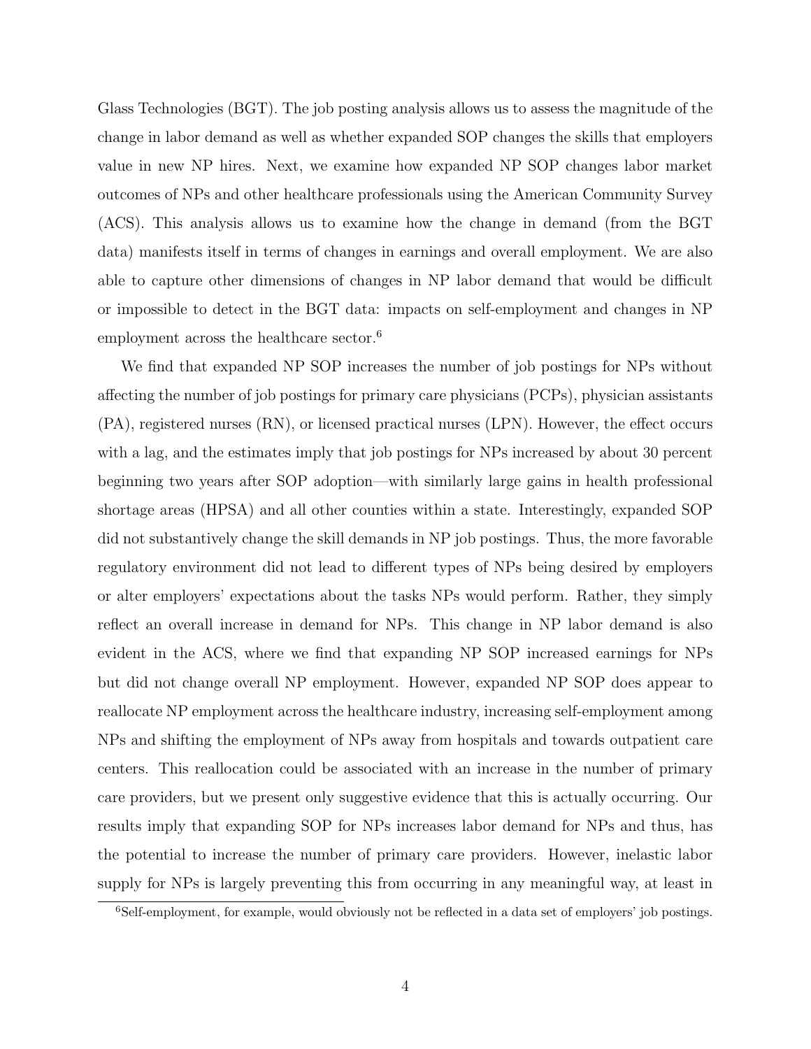Glass Technologies (BGT). The job posting analysis allows us to assess the magnitude of the change in labor demand as well as whether expanded SOP changes the skills that employers value in new NP hires. Next, we examine how expanded NP SOP changes labor market outcomes of NPs and other healthcare professionals using the American Community Survey (ACS). This analysis allows us to examine how the change in demand (from the BGT data) manifests itself in terms of changes in earnings and overall employment. We are also able to capture other dimensions of changes in NP labor demand that would be difficult or impossible to detect in the BGT data: impacts on self-employment and changes in NP employment across the healthcare sector.[6]

We find that expanded NP SOP increases the number of job postings for NPs without affecting the number of job postings for primary care physicians (PCPs), physician assistants (PA), registered nurses (RN), or licensed practical nurses (LPN). However, the effect occurs with a lag, and the estimates imply that job postings for NPs increased by about 30 percent beginning two years after SOP adoption—with similarly large gains in health professional shortage areas (HPSA) and all other counties within a state. Interestingly, expanded SOP did not substantively change the skill demands in NP job postings. Thus, the more favorable regulatory environment did not lead to different types of NPs being desired by employers or alter employers' expectations about the tasks NPs would perform. Rather, they simply reflect an overall increase in demand for NPs. This change in NP labor demand is also evident in the ACS, where we find that expanding NP SOP increased earnings for NPs but did not change overall NP employment. However, expanded NP SOP does appear to reallocate NP employment across the healthcare industry, increasing self-employment among NPs and shifting the employment of NPs away from hospitals and towards outpatient care centers. This reallocation could be associated with an increase in the number of primary care providers, but we present only suggestive evidence that this is actually occurring. Our results imply that expanding SOP for NPs increases labor demand for NPs and thus, has the potential to increase the number of primary care providers. However, inelastic labor supply for NPs is largely preventing this from occurring in any meaningful way, at least in

[6] Self-employment, for example, would obviously not be reflected in a data set of employers' job postings.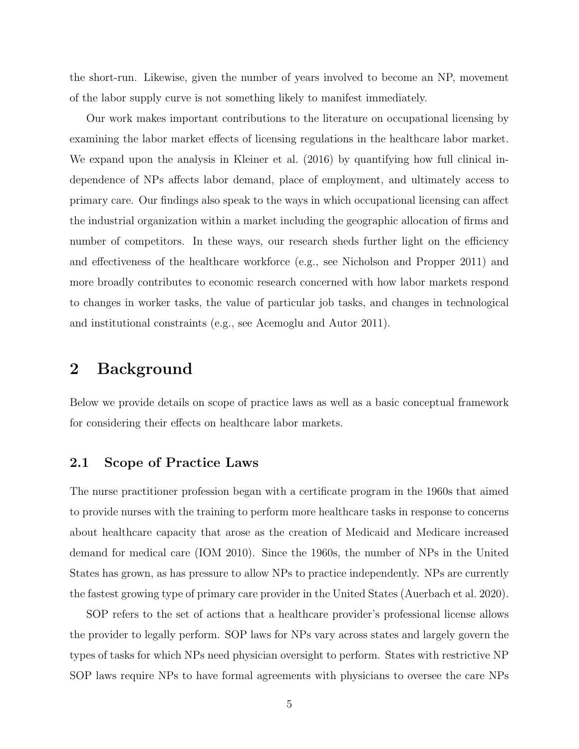the short-run. Likewise, given the number of years involved to become an NP, movement of the labor supply curve is not something likely to manifest immediately.

Our work makes important contributions to the literature on occupational licensing by examining the labor market effects of licensing regulations in the healthcare labor market. We expand upon the analysis in Kleiner et al. (2016) by quantifying how full clinical independence of NPs affects labor demand, place of employment, and ultimately access to primary care. Our findings also speak to the ways in which occupational licensing can affect the industrial organization within a market including the geographic allocation of firms and number of competitors. In these ways, our research sheds further light on the efficiency and effectiveness of the healthcare workforce (e.g., see Nicholson and Propper 2011) and more broadly contributes to economic research concerned with how labor markets respond to changes in worker tasks, the value of particular job tasks, and changes in technological and institutional constraints (e.g., see Acemoglu and Autor 2011).

# 2 Background

Below we provide details on scope of practice laws as well as a basic conceptual framework for considering their effects on healthcare labor markets.

## 2.1 Scope of Practice Laws

The nurse practitioner profession began with a certificate program in the 1960s that aimed to provide nurses with the training to perform more healthcare tasks in response to concerns about healthcare capacity that arose as the creation of Medicaid and Medicare increased demand for medical care (IOM 2010). Since the 1960s, the number of NPs in the United States has grown, as has pressure to allow NPs to practice independently. NPs are currently the fastest growing type of primary care provider in the United States (Auerbach et al. 2020).

SOP refers to the set of actions that a healthcare provider's professional license allows the provider to legally perform. SOP laws for NPs vary across states and largely govern the types of tasks for which NPs need physician oversight to perform. States with restrictive NP SOP laws require NPs to have formal agreements with physicians to oversee the care NPs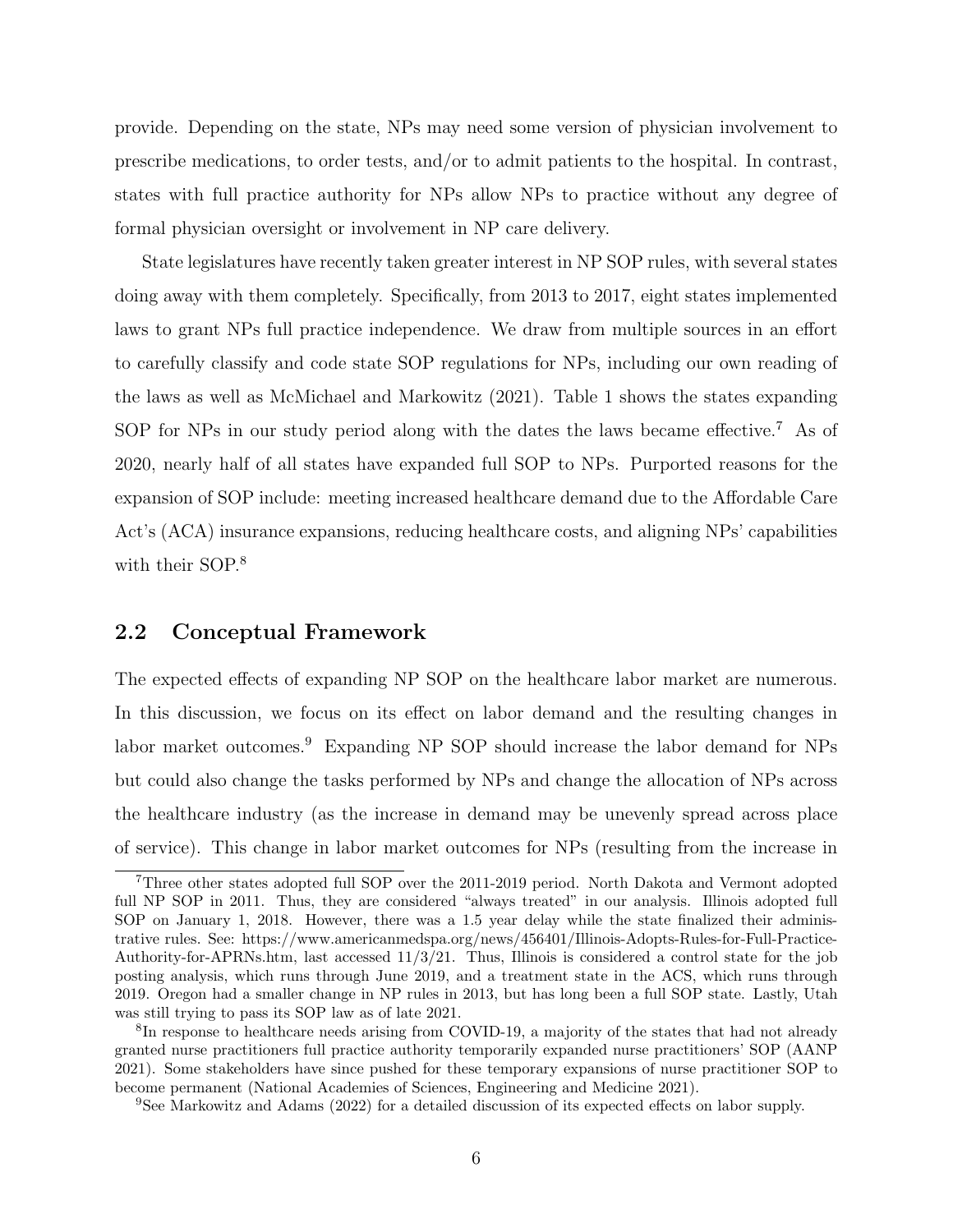provide. Depending on the state, NPs may need some version of physician involvement to prescribe medications, to order tests, and/or to admit patients to the hospital. In contrast, states with full practice authority for NPs allow NPs to practice without any degree of formal physician oversight or involvement in NP care delivery.

State legislatures have recently taken greater interest in NP SOP rules, with several states doing away with them completely. Specifically, from 2013 to 2017, eight states implemented laws to grant NPs full practice independence. We draw from multiple sources in an effort to carefully classify and code state SOP regulations for NPs, including our own reading of the laws as well as McMichael and Markowitz (2021). Table 1 shows the states expanding SOP for NPs in our study period along with the dates the laws became effective.[7] As of 2020, nearly half of all states have expanded full SOP to NPs. Purported reasons for the expansion of SOP include: meeting increased healthcare demand due to the Affordable Care Act's (ACA) insurance expansions, reducing healthcare costs, and aligning NPs' capabilities with their SOP.[8]

## 2.2 Conceptual Framework

The expected effects of expanding NP SOP on the healthcare labor market are numerous. In this discussion, we focus on its effect on labor demand and the resulting changes in labor market outcomes.[9] Expanding NP SOP should increase the labor demand for NPs but could also change the tasks performed by NPs and change the allocation of NPs across the healthcare industry (as the increase in demand may be unevenly spread across place of service). This change in labor market outcomes for NPs (resulting from the increase in

[7] Three other states adopted full SOP over the 2011-2019 period. North Dakota and Vermont adopted full NP SOP in 2011. Thus, they are considered "always treated" in our analysis. Illinois adopted full SOP on January 1, 2018. However, there was a 1.5 year delay while the state finalized their administrative rules. See: https://www.americanmedspa.org/news/456401/Illinois-Adopts-Rules-for-Full-Practice-Authority-for-APRNs.htm, last accessed 11/3/21. Thus, Illinois is considered a control state for the job posting analysis, which runs through June 2019, and a treatment state in the ACS, which runs through 2019. Oregon had a smaller change in NP rules in 2013, but has long been a full SOP state. Lastly, Utah was still trying to pass its SOP law as of late 2021.

[8] In response to healthcare needs arising from COVID-19, a majority of the states that had not already granted nurse practitioners full practice authority temporarily expanded nurse practitioners' SOP (AANP 2021). Some stakeholders have since pushed for these temporary expansions of nurse practitioner SOP to become permanent (National Academies of Sciences, Engineering and Medicine 2021).

[9] See Markowitz and Adams (2022) for a detailed discussion of its expected effects on labor supply.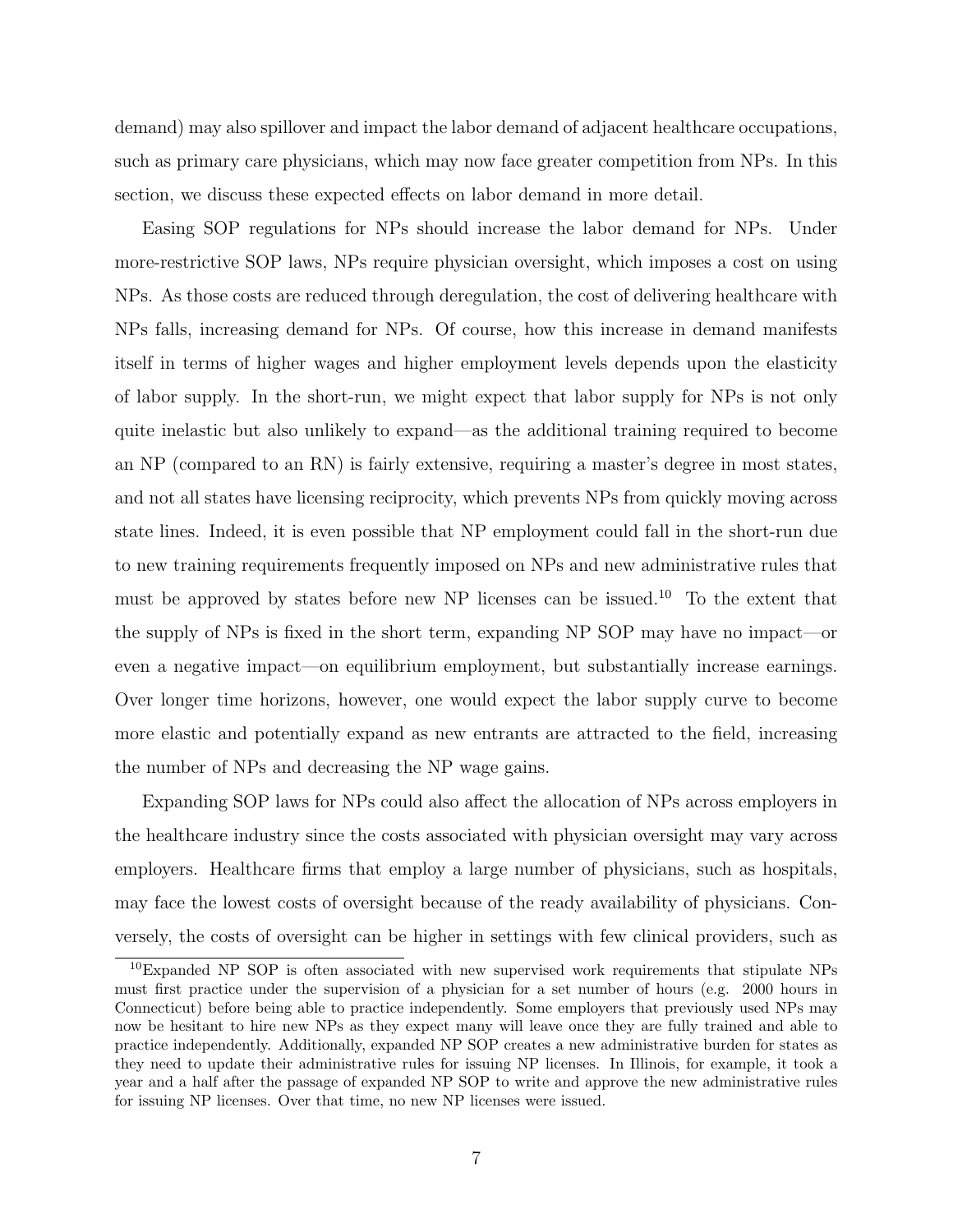demand) may also spillover and impact the labor demand of adjacent healthcare occupations, such as primary care physicians, which may now face greater competition from NPs. In this section, we discuss these expected effects on labor demand in more detail.

Easing SOP regulations for NPs should increase the labor demand for NPs. Under more-restrictive SOP laws, NPs require physician oversight, which imposes a cost on using NPs. As those costs are reduced through deregulation, the cost of delivering healthcare with NPs falls, increasing demand for NPs. Of course, how this increase in demand manifests itself in terms of higher wages and higher employment levels depends upon the elasticity of labor supply. In the short-run, we might expect that labor supply for NPs is not only quite inelastic but also unlikely to expand—as the additional training required to become an NP (compared to an RN) is fairly extensive, requiring a master's degree in most states, and not all states have licensing reciprocity, which prevents NPs from quickly moving across state lines. Indeed, it is even possible that NP employment could fall in the short-run due to new training requirements frequently imposed on NPs and new administrative rules that must be approved by states before new NP licenses can be issued.[10] To the extent that the supply of NPs is fixed in the short term, expanding NP SOP may have no impact—or even a negative impact—on equilibrium employment, but substantially increase earnings. Over longer time horizons, however, one would expect the labor supply curve to become more elastic and potentially expand as new entrants are attracted to the field, increasing the number of NPs and decreasing the NP wage gains.

Expanding SOP laws for NPs could also affect the allocation of NPs across employers in the healthcare industry since the costs associated with physician oversight may vary across employers. Healthcare firms that employ a large number of physicians, such as hospitals, may face the lowest costs of oversight because of the ready availability of physicians. Conversely, the costs of oversight can be higher in settings with few clinical providers, such as

[10] Expanded NP SOP is often associated with new supervised work requirements that stipulate NPs must first practice under the supervision of a physician for a set number of hours (e.g. 2000 hours in Connecticut) before being able to practice independently. Some employers that previously used NPs may now be hesitant to hire new NPs as they expect many will leave once they are fully trained and able to practice independently. Additionally, expanded NP SOP creates a new administrative burden for states as they need to update their administrative rules for issuing NP licenses. In Illinois, for example, it took a year and a half after the passage of expanded NP SOP to write and approve the new administrative rules for issuing NP licenses. Over that time, no new NP licenses were issued.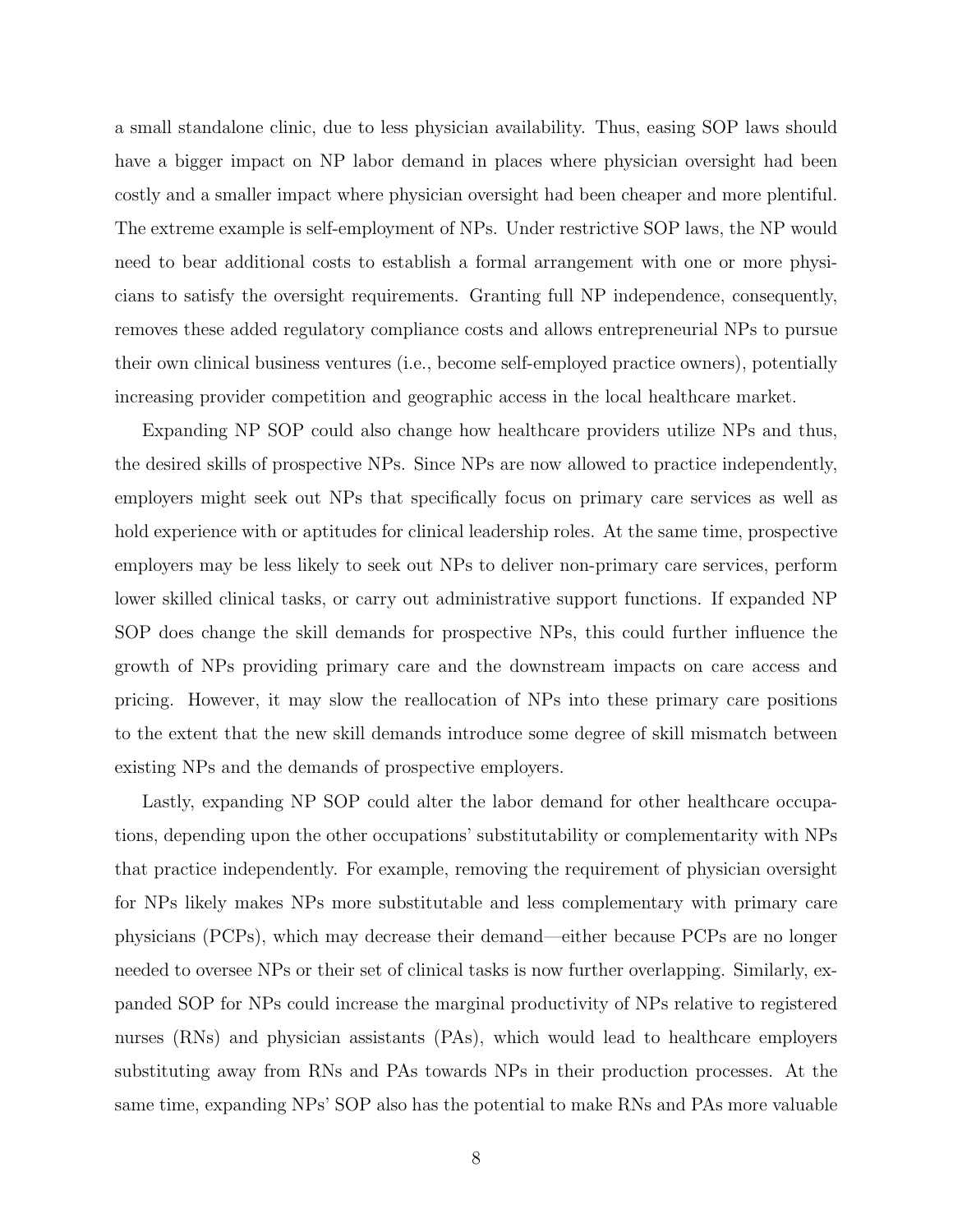a small standalone clinic, due to less physician availability. Thus, easing SOP laws should have a bigger impact on NP labor demand in places where physician oversight had been costly and a smaller impact where physician oversight had been cheaper and more plentiful. The extreme example is self-employment of NPs. Under restrictive SOP laws, the NP would need to bear additional costs to establish a formal arrangement with one or more physicians to satisfy the oversight requirements. Granting full NP independence, consequently, removes these added regulatory compliance costs and allows entrepreneurial NPs to pursue their own clinical business ventures (i.e., become self-employed practice owners), potentially increasing provider competition and geographic access in the local healthcare market.

Expanding NP SOP could also change how healthcare providers utilize NPs and thus, the desired skills of prospective NPs. Since NPs are now allowed to practice independently, employers might seek out NPs that specifically focus on primary care services as well as hold experience with or aptitudes for clinical leadership roles. At the same time, prospective employers may be less likely to seek out NPs to deliver non-primary care services, perform lower skilled clinical tasks, or carry out administrative support functions. If expanded NP SOP does change the skill demands for prospective NPs, this could further influence the growth of NPs providing primary care and the downstream impacts on care access and pricing. However, it may slow the reallocation of NPs into these primary care positions to the extent that the new skill demands introduce some degree of skill mismatch between existing NPs and the demands of prospective employers.

Lastly, expanding NP SOP could alter the labor demand for other healthcare occupations, depending upon the other occupations' substitutability or complementarity with NPs that practice independently. For example, removing the requirement of physician oversight for NPs likely makes NPs more substitutable and less complementary with primary care physicians (PCPs), which may decrease their demand—either because PCPs are no longer needed to oversee NPs or their set of clinical tasks is now further overlapping. Similarly, expanded SOP for NPs could increase the marginal productivity of NPs relative to registered nurses (RNs) and physician assistants (PAs), which would lead to healthcare employers substituting away from RNs and PAs towards NPs in their production processes. At the same time, expanding NPs' SOP also has the potential to make RNs and PAs more valuable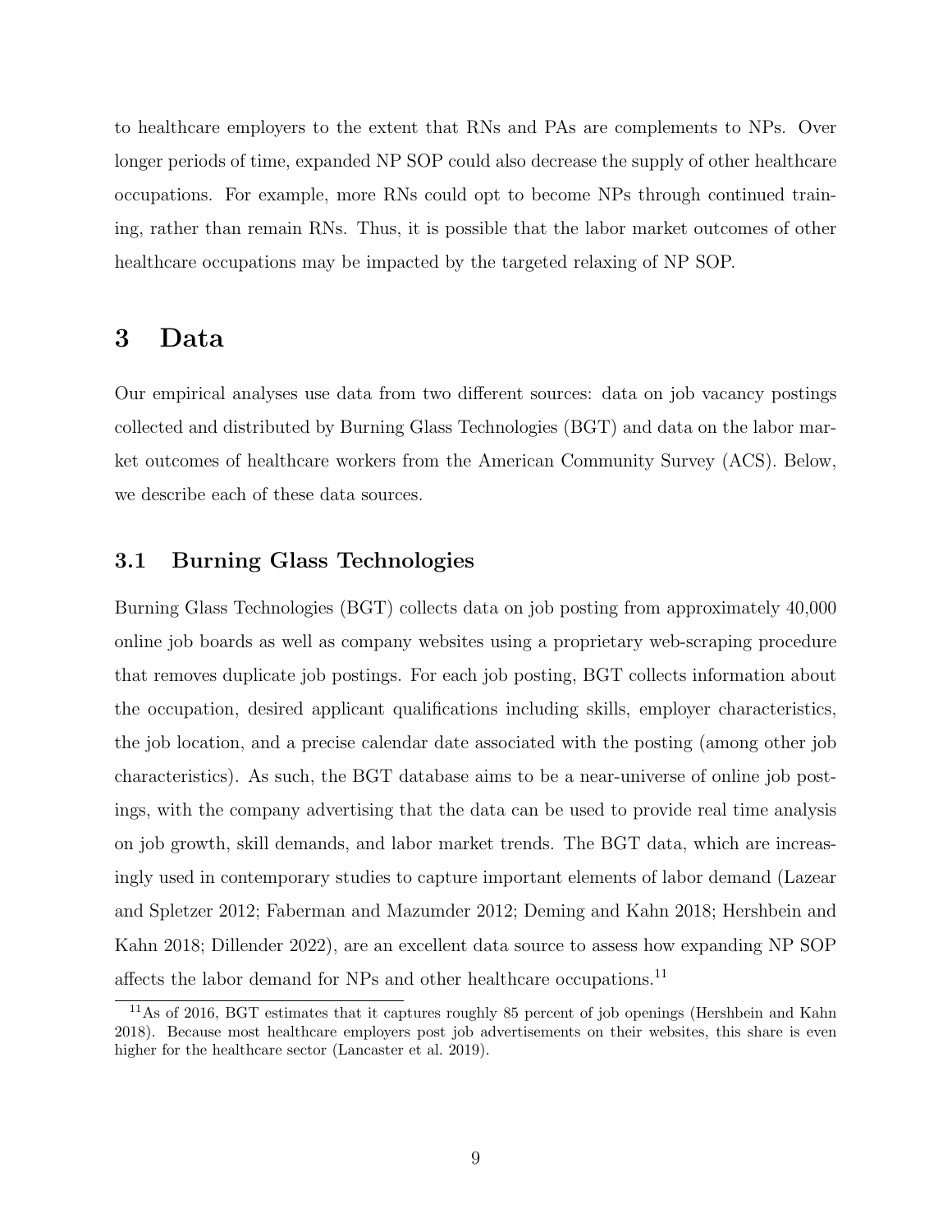to healthcare employers to the extent that RNs and PAs are complements to NPs. Over longer periods of time, expanded NP SOP could also decrease the supply of other healthcare occupations. For example, more RNs could opt to become NPs through continued training, rather than remain RNs. Thus, it is possible that the labor market outcomes of other healthcare occupations may be impacted by the targeted relaxing of NP SOP.

# 3 Data

Our empirical analyses use data from two different sources: data on job vacancy postings collected and distributed by Burning Glass Technologies (BGT) and data on the labor market outcomes of healthcare workers from the American Community Survey (ACS). Below, we describe each of these data sources.

## 3.1 Burning Glass Technologies

Burning Glass Technologies (BGT) collects data on job posting from approximately 40,000 online job boards as well as company websites using a proprietary web-scraping procedure that removes duplicate job postings. For each job posting, BGT collects information about the occupation, desired applicant qualifications including skills, employer characteristics, the job location, and a precise calendar date associated with the posting (among other job characteristics). As such, the BGT database aims to be a near-universe of online job postings, with the company advertising that the data can be used to provide real time analysis on job growth, skill demands, and labor market trends. The BGT data, which are increasingly used in contemporary studies to capture important elements of labor demand (Lazear and Spletzer 2012; Faberman and Mazumder 2012; Deming and Kahn 2018; Hershbein and Kahn 2018; Dillender 2022), are an excellent data source to assess how expanding NP SOP affects the labor demand for NPs and other healthcare occupations.[11]

[11] As of 2016, BGT estimates that it captures roughly 85 percent of job openings (Hershbein and Kahn 2018). Because most healthcare employers post job advertisements on their websites, this share is even higher for the healthcare sector (Lancaster et al. 2019).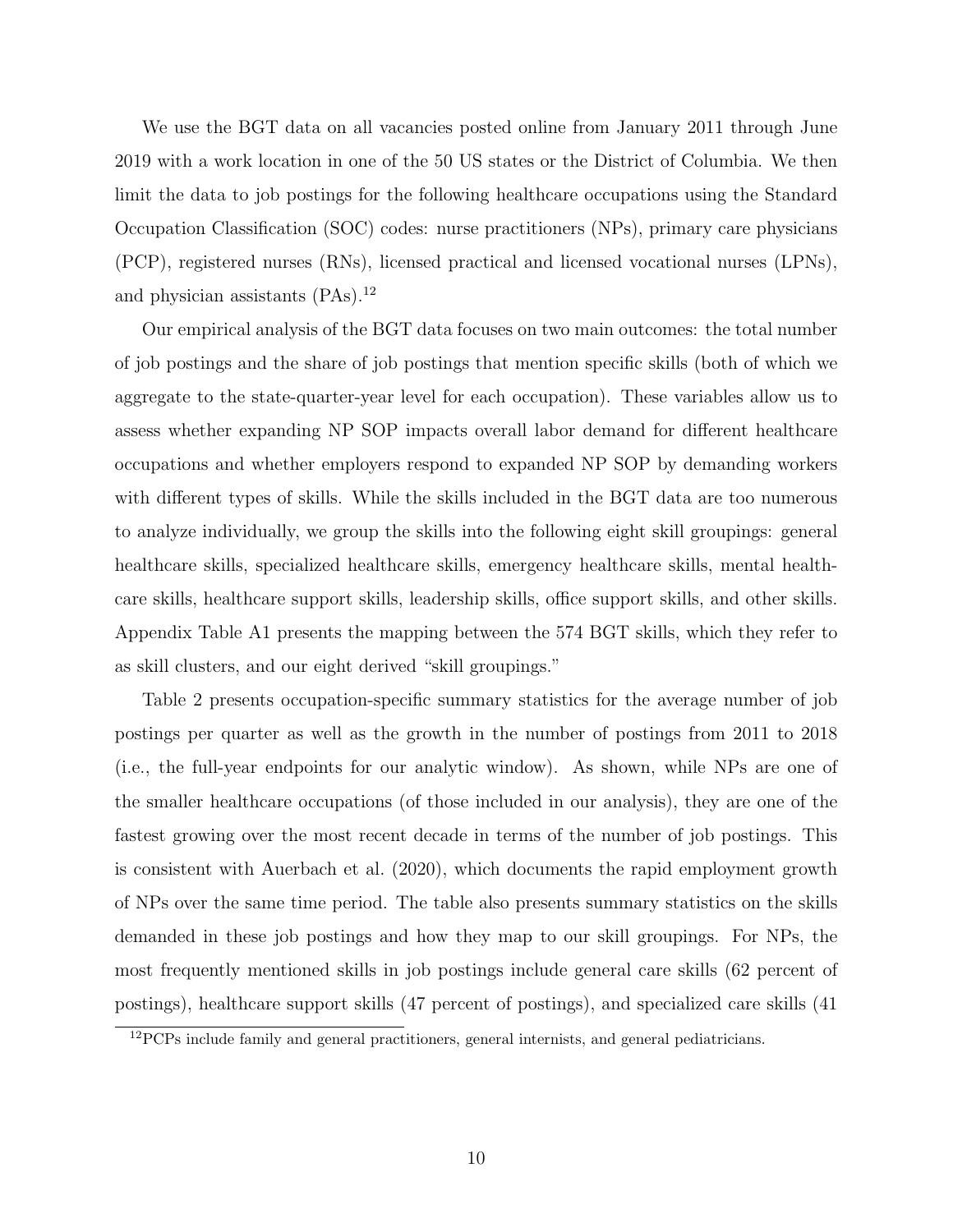We use the BGT data on all vacancies posted online from January 2011 through June 2019 with a work location in one of the 50 US states or the District of Columbia. We then limit the data to job postings for the following healthcare occupations using the Standard Occupation Classification (SOC) codes: nurse practitioners (NPs), primary care physicians (PCP), registered nurses (RNs), licensed practical and licensed vocational nurses (LPNs), and physician assistants (PAs).[12]

Our empirical analysis of the BGT data focuses on two main outcomes: the total number of job postings and the share of job postings that mention specific skills (both of which we aggregate to the state-quarter-year level for each occupation). These variables allow us to assess whether expanding NP SOP impacts overall labor demand for different healthcare occupations and whether employers respond to expanded NP SOP by demanding workers with different types of skills. While the skills included in the BGT data are too numerous to analyze individually, we group the skills into the following eight skill groupings: general healthcare skills, specialized healthcare skills, emergency healthcare skills, mental healthcare skills, healthcare support skills, leadership skills, office support skills, and other skills. Appendix Table A1 presents the mapping between the 574 BGT skills, which they refer to as skill clusters, and our eight derived "skill groupings."

Table 2 presents occupation-specific summary statistics for the average number of job postings per quarter as well as the growth in the number of postings from 2011 to 2018 (i.e., the full-year endpoints for our analytic window). As shown, while NPs are one of the smaller healthcare occupations (of those included in our analysis), they are one of the fastest growing over the most recent decade in terms of the number of job postings. This is consistent with Auerbach et al. (2020), which documents the rapid employment growth of NPs over the same time period. The table also presents summary statistics on the skills demanded in these job postings and how they map to our skill groupings. For NPs, the most frequently mentioned skills in job postings include general care skills (62 percent of postings), healthcare support skills (47 percent of postings), and specialized care skills (41

[12] PCPs include family and general practitioners, general internists, and general pediatricians.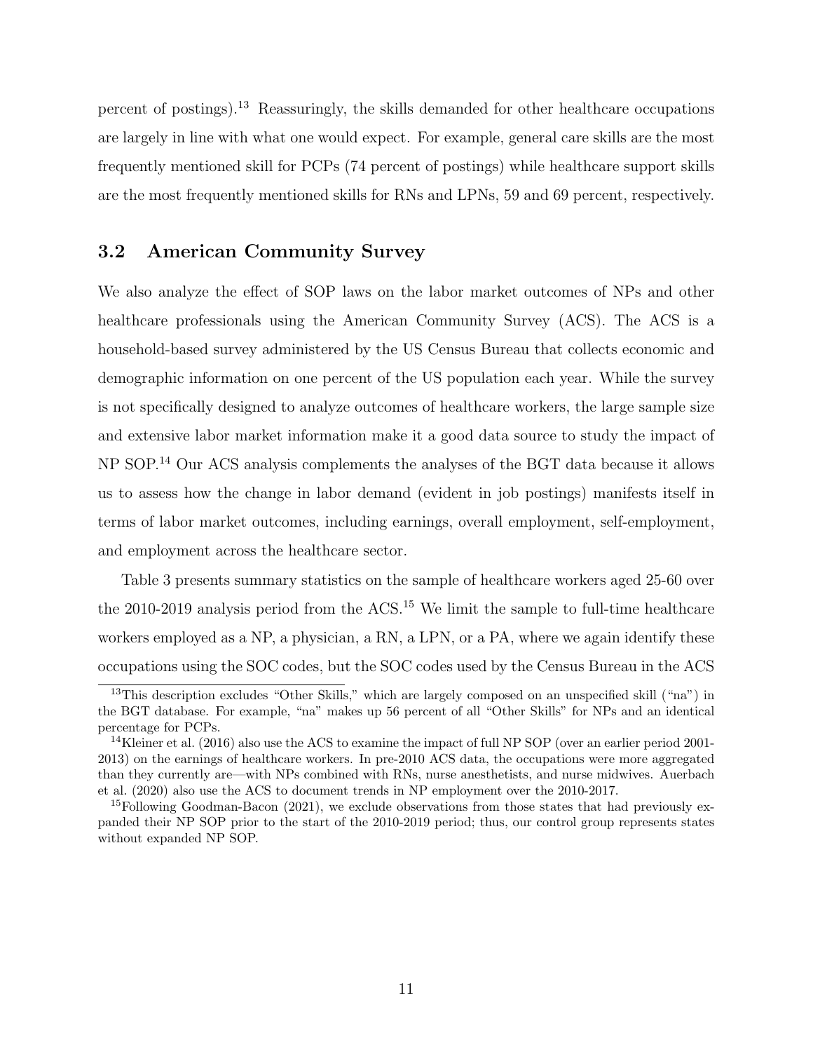percent of postings).[13] Reassuringly, the skills demanded for other healthcare occupations are largely in line with what one would expect. For example, general care skills are the most frequently mentioned skill for PCPs (74 percent of postings) while healthcare support skills are the most frequently mentioned skills for RNs and LPNs, 59 and 69 percent, respectively.

## 3.2 American Community Survey

We also analyze the effect of SOP laws on the labor market outcomes of NPs and other healthcare professionals using the American Community Survey (ACS). The ACS is a household-based survey administered by the US Census Bureau that collects economic and demographic information on one percent of the US population each year. While the survey is not specifically designed to analyze outcomes of healthcare workers, the large sample size and extensive labor market information make it a good data source to study the impact of NP SOP.[14] Our ACS analysis complements the analyses of the BGT data because it allows us to assess how the change in labor demand (evident in job postings) manifests itself in terms of labor market outcomes, including earnings, overall employment, self-employment, and employment across the healthcare sector.

Table 3 presents summary statistics on the sample of healthcare workers aged 25-60 over the 2010-2019 analysis period from the ACS.[15] We limit the sample to full-time healthcare workers employed as a NP, a physician, a RN, a LPN, or a PA, where we again identify these occupations using the SOC codes, but the SOC codes used by the Census Bureau in the ACS

[13] This description excludes "Other Skills," which are largely composed on an unspecified skill ("na") in the BGT database. For example, "na" makes up 56 percent of all "Other Skills" for NPs and an identical percentage for PCPs.

[14] Kleiner et al. (2016) also use the ACS to examine the impact of full NP SOP (over an earlier period 2001-2013) on the earnings of healthcare workers. In pre-2010 ACS data, the occupations were more aggregated than they currently are—with NPs combined with RNs, nurse anesthetists, and nurse midwives. Auerbach et al. (2020) also use the ACS to document trends in NP employment over the 2010-2017.

[15] Following Goodman-Bacon (2021), we exclude observations from those states that had previously expanded their NP SOP prior to the start of the 2010-2019 period; thus, our control group represents states without expanded NP SOP.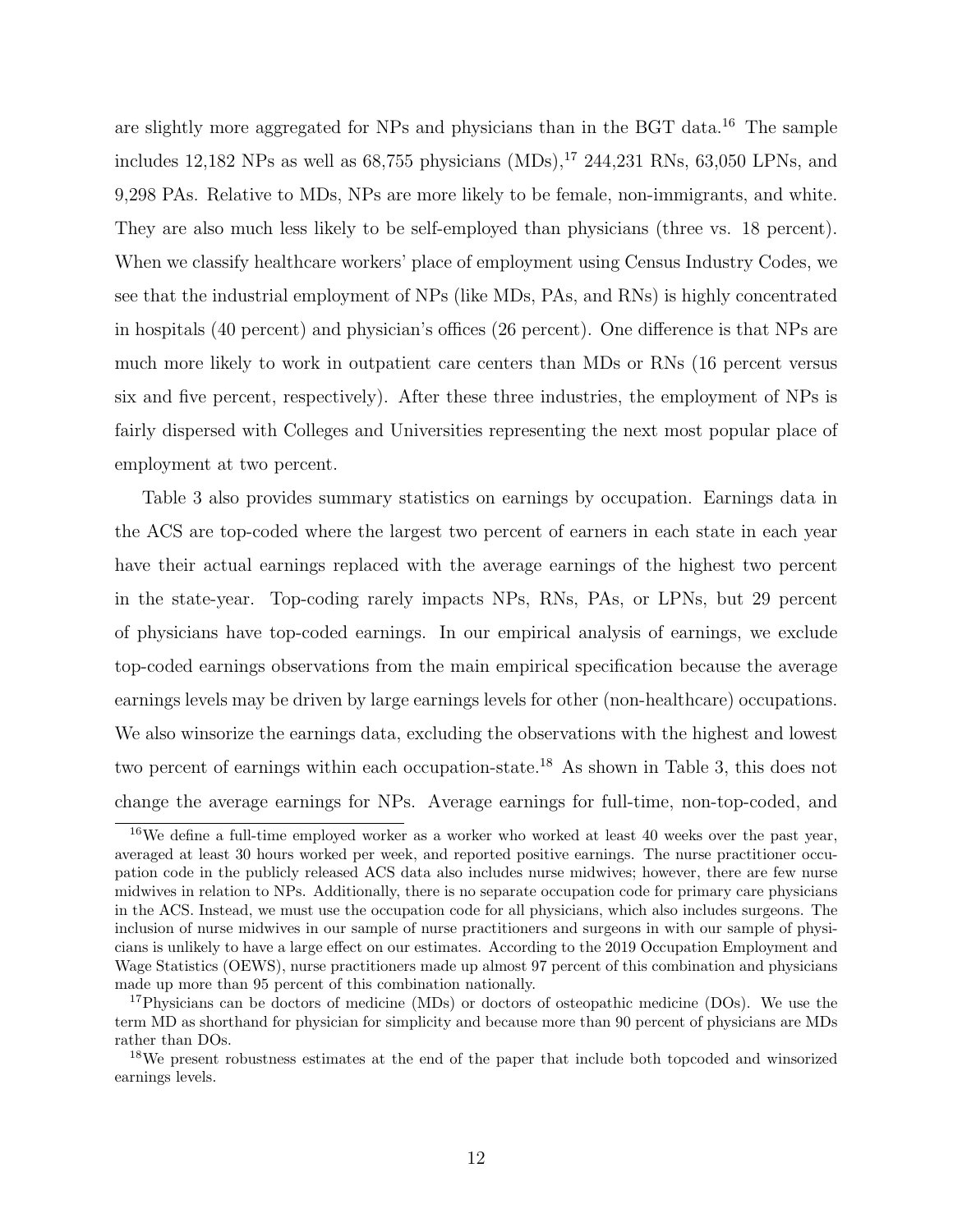are slightly more aggregated for NPs and physicians than in the BGT data.[16] The sample includes 12,182 NPs as well as 68,755 physicians (MDs),[17] 244,231 RNs, 63,050 LPNs, and 9,298 PAs. Relative to MDs, NPs are more likely to be female, non-immigrants, and white. They are also much less likely to be self-employed than physicians (three vs. 18 percent). When we classify healthcare workers' place of employment using Census Industry Codes, we see that the industrial employment of NPs (like MDs, PAs, and RNs) is highly concentrated in hospitals (40 percent) and physician's offices (26 percent). One difference is that NPs are much more likely to work in outpatient care centers than MDs or RNs (16 percent versus six and five percent, respectively). After these three industries, the employment of NPs is fairly dispersed with Colleges and Universities representing the next most popular place of employment at two percent.

Table 3 also provides summary statistics on earnings by occupation. Earnings data in the ACS are top-coded where the largest two percent of earners in each state in each year have their actual earnings replaced with the average earnings of the highest two percent in the state-year. Top-coding rarely impacts NPs, RNs, PAs, or LPNs, but 29 percent of physicians have top-coded earnings. In our empirical analysis of earnings, we exclude top-coded earnings observations from the main empirical specification because the average earnings levels may be driven by large earnings levels for other (non-healthcare) occupations. We also winsorize the earnings data, excluding the observations with the highest and lowest two percent of earnings within each occupation-state.[18] As shown in Table 3, this does not change the average earnings for NPs. Average earnings for full-time, non-top-coded, and

[16] We define a full-time employed worker as a worker who worked at least 40 weeks over the past year, averaged at least 30 hours worked per week, and reported positive earnings. The nurse practitioner occupation code in the publicly released ACS data also includes nurse midwives; however, there are few nurse midwives in relation to NPs. Additionally, there is no separate occupation code for primary care physicians in the ACS. Instead, we must use the occupation code for all physicians, which also includes surgeons. The inclusion of nurse midwives in our sample of nurse practitioners and surgeons in with our sample of physicians is unlikely to have a large effect on our estimates. According to the 2019 Occupation Employment and Wage Statistics (OEWS), nurse practitioners made up almost 97 percent of this combination and physicians made up more than 95 percent of this combination nationally.

[17] Physicians can be doctors of medicine (MDs) or doctors of osteopathic medicine (DOs). We use the term MD as shorthand for physician for simplicity and because more than 90 percent of physicians are MDs rather than DOs.

[18] We present robustness estimates at the end of the paper that include both topcoded and winsorized earnings levels.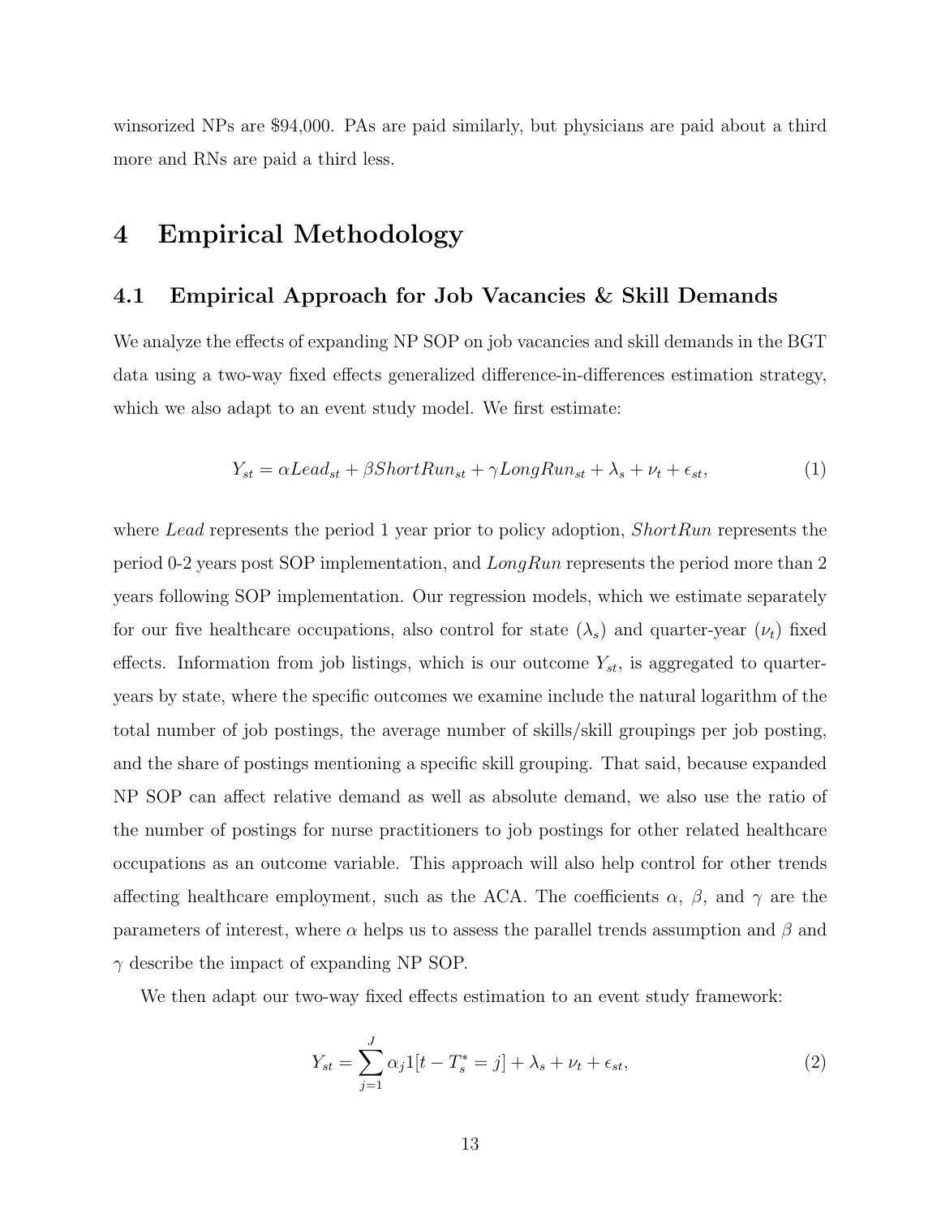winsorized NPs are \$94,000. PAs are paid similarly, but physicians are paid about a third more and RNs are paid a third less.

# 4 Empirical Methodology

## 4.1 Empirical Approach for Job Vacancies & Skill Demands

We analyze the effects of expanding NP SOP on job vacancies and skill demands in the BGT data using a two-way fixed effects generalized difference-in-differences estimation strategy, which we also adapt to an event study model. We first estimate:

$$Y_{st} = \alpha Lead_{st} + \beta ShortRun_{st} + \gamma LongRun_{st} + \lambda_s + \nu_t + \epsilon_{st}, \tag{1}$$

where *Lead* represents the period 1 year prior to policy adoption, *ShortRun* represents the period 0-2 years post SOP implementation, and *LongRun* represents the period more than 2 years following SOP implementation. Our regression models, which we estimate separately for our five healthcare occupations, also control for state ($\lambda_s$) and quarter-year ($\nu_t$) fixed effects. Information from job listings, which is our outcome $Y_{st}$, is aggregated to quarter-years by state, where the specific outcomes we examine include the natural logarithm of the total number of job postings, the average number of skills/skill groupings per job posting, and the share of postings mentioning a specific skill grouping. That said, because expanded NP SOP can affect relative demand as well as absolute demand, we also use the ratio of the number of postings for nurse practitioners to job postings for other related healthcare occupations as an outcome variable. This approach will also help control for other trends affecting healthcare employment, such as the ACA. The coefficients $\alpha$, $\beta$, and $\gamma$ are the parameters of interest, where $\alpha$ helps us to assess the parallel trends assumption and $\beta$ and $\gamma$ describe the impact of expanding NP SOP.

We then adapt our two-way fixed effects estimation to an event study framework:

$$Y_{st} = \sum_{j=1}^{J} \alpha_j 1[t - T_s^* = j] + \lambda_s + \nu_t + \epsilon_{st}, \tag{2}$$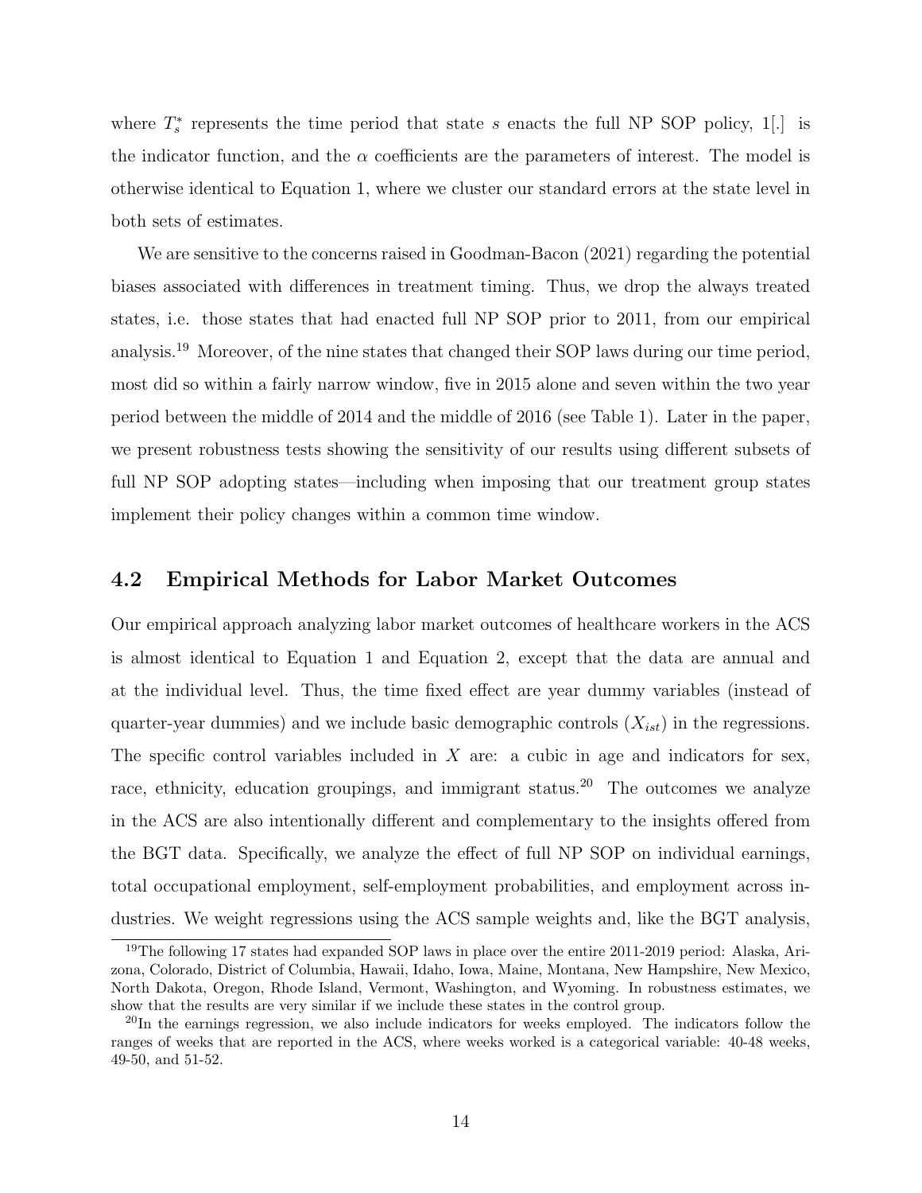where $T_s^*$ represents the time period that state $s$ enacts the full NP SOP policy, $1[.]$ is the indicator function, and the $\alpha$ coefficients are the parameters of interest. The model is otherwise identical to Equation 1, where we cluster our standard errors at the state level in both sets of estimates.

We are sensitive to the concerns raised in Goodman-Bacon (2021) regarding the potential biases associated with differences in treatment timing. Thus, we drop the always treated states, i.e. those states that had enacted full NP SOP prior to 2011, from our empirical analysis.[19] Moreover, of the nine states that changed their SOP laws during our time period, most did so within a fairly narrow window, five in 2015 alone and seven within the two year period between the middle of 2014 and the middle of 2016 (see Table 1). Later in the paper, we present robustness tests showing the sensitivity of our results using different subsets of full NP SOP adopting states—including when imposing that our treatment group states implement their policy changes within a common time window.

## 4.2 Empirical Methods for Labor Market Outcomes

Our empirical approach analyzing labor market outcomes of healthcare workers in the ACS is almost identical to Equation 1 and Equation 2, except that the data are annual and at the individual level. Thus, the time fixed effect are year dummy variables (instead of quarter-year dummies) and we include basic demographic controls ($X_{ist}$) in the regressions. The specific control variables included in $X$ are: a cubic in age and indicators for sex, race, ethnicity, education groupings, and immigrant status.[20] The outcomes we analyze in the ACS are also intentionally different and complementary to the insights offered from the BGT data. Specifically, we analyze the effect of full NP SOP on individual earnings, total occupational employment, self-employment probabilities, and employment across industries. We weight regressions using the ACS sample weights and, like the BGT analysis,

[19] The following 17 states had expanded SOP laws in place over the entire 2011-2019 period: Alaska, Arizona, Colorado, District of Columbia, Hawaii, Idaho, Iowa, Maine, Montana, New Hampshire, New Mexico, North Dakota, Oregon, Rhode Island, Vermont, Washington, and Wyoming. In robustness estimates, we show that the results are very similar if we include these states in the control group.

[20] In the earnings regression, we also include indicators for weeks employed. The indicators follow the ranges of weeks that are reported in the ACS, where weeks worked is a categorical variable: 40-48 weeks, 49-50, and 51-52.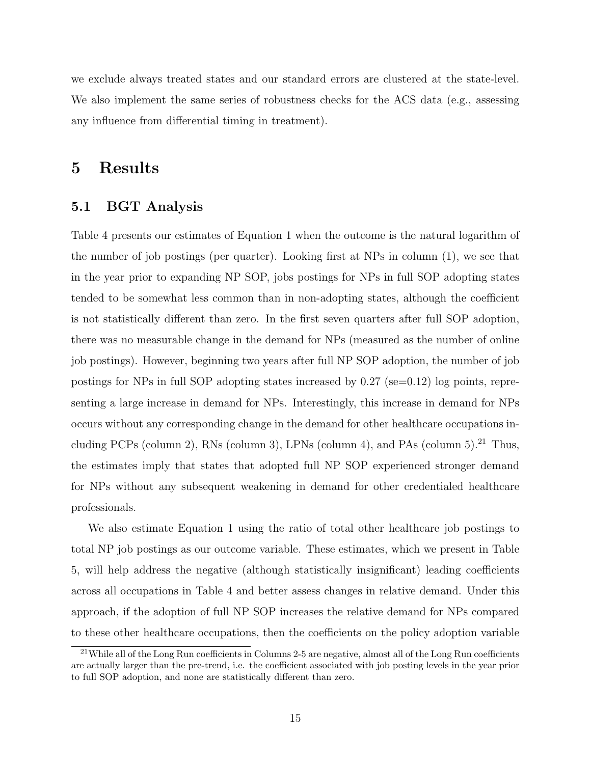we exclude always treated states and our standard errors are clustered at the state-level. We also implement the same series of robustness checks for the ACS data (e.g., assessing any influence from differential timing in treatment).

# 5 Results

## 5.1 BGT Analysis

Table 4 presents our estimates of Equation 1 when the outcome is the natural logarithm of the number of job postings (per quarter). Looking first at NPs in column (1), we see that in the year prior to expanding NP SOP, jobs postings for NPs in full SOP adopting states tended to be somewhat less common than in non-adopting states, although the coefficient is not statistically different than zero. In the first seven quarters after full SOP adoption, there was no measurable change in the demand for NPs (measured as the number of online job postings). However, beginning two years after full NP SOP adoption, the number of job postings for NPs in full SOP adopting states increased by 0.27 (se=0.12) log points, representing a large increase in demand for NPs. Interestingly, this increase in demand for NPs occurs without any corresponding change in the demand for other healthcare occupations including PCPs (column 2), RNs (column 3), LPNs (column 4), and PAs (column 5).[21] Thus, the estimates imply that states that adopted full NP SOP experienced stronger demand for NPs without any subsequent weakening in demand for other credentialed healthcare professionals.

We also estimate Equation 1 using the ratio of total other healthcare job postings to total NP job postings as our outcome variable. These estimates, which we present in Table 5, will help address the negative (although statistically insignificant) leading coefficients across all occupations in Table 4 and better assess changes in relative demand. Under this approach, if the adoption of full NP SOP increases the relative demand for NPs compared to these other healthcare occupations, then the coefficients on the policy adoption variable

[21] While all of the Long Run coefficients in Columns 2-5 are negative, almost all of the Long Run coefficients are actually larger than the pre-trend, i.e. the coefficient associated with job posting levels in the year prior to full SOP adoption, and none are statistically different than zero.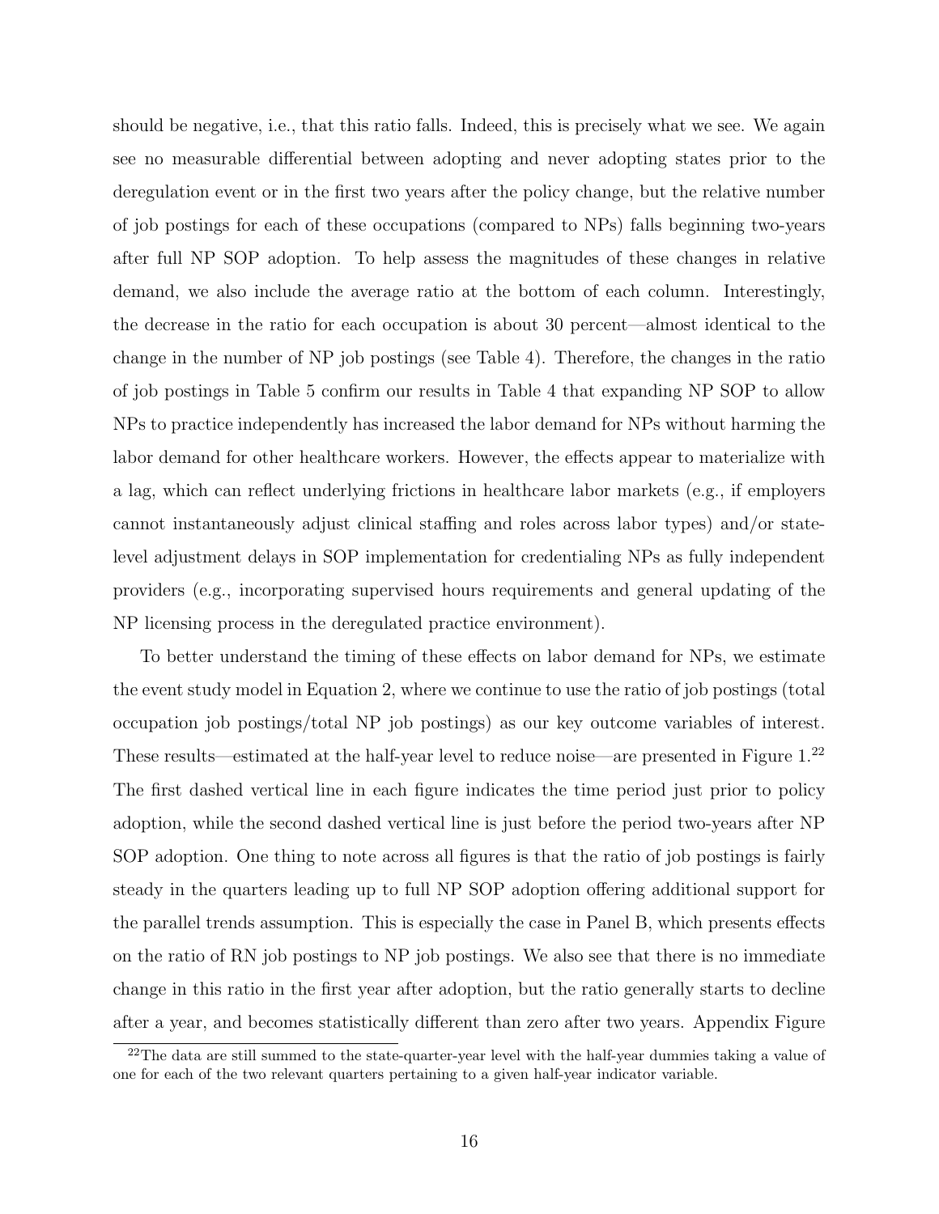should be negative, i.e., that this ratio falls. Indeed, this is precisely what we see. We again see no measurable differential between adopting and never adopting states prior to the deregulation event or in the first two years after the policy change, but the relative number of job postings for each of these occupations (compared to NPs) falls beginning two-years after full NP SOP adoption. To help assess the magnitudes of these changes in relative demand, we also include the average ratio at the bottom of each column. Interestingly, the decrease in the ratio for each occupation is about 30 percent—almost identical to the change in the number of NP job postings (see Table 4). Therefore, the changes in the ratio of job postings in Table 5 confirm our results in Table 4 that expanding NP SOP to allow NPs to practice independently has increased the labor demand for NPs without harming the labor demand for other healthcare workers. However, the effects appear to materialize with a lag, which can reflect underlying frictions in healthcare labor markets (e.g., if employers cannot instantaneously adjust clinical staffing and roles across labor types) and/or state-level adjustment delays in SOP implementation for credentialing NPs as fully independent providers (e.g., incorporating supervised hours requirements and general updating of the NP licensing process in the deregulated practice environment).

To better understand the timing of these effects on labor demand for NPs, we estimate the event study model in Equation 2, where we continue to use the ratio of job postings (total occupation job postings/total NP job postings) as our key outcome variables of interest. These results—estimated at the half-year level to reduce noise—are presented in Figure 1.[22] The first dashed vertical line in each figure indicates the time period just prior to policy adoption, while the second dashed vertical line is just before the period two-years after NP SOP adoption. One thing to note across all figures is that the ratio of job postings is fairly steady in the quarters leading up to full NP SOP adoption offering additional support for the parallel trends assumption. This is especially the case in Panel B, which presents effects on the ratio of RN job postings to NP job postings. We also see that there is no immediate change in this ratio in the first year after adoption, but the ratio generally starts to decline after a year, and becomes statistically different than zero after two years. Appendix Figure

[22]The data are still summed to the state-quarter-year level with the half-year dummies taking a value of one for each of the two relevant quarters pertaining to a given half-year indicator variable.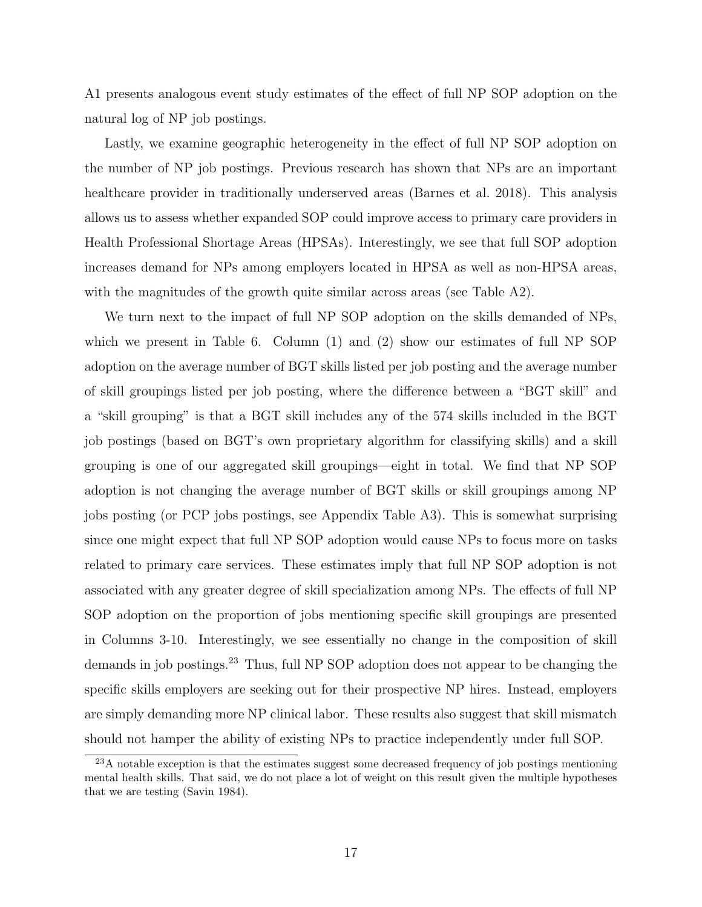A1 presents analogous event study estimates of the effect of full NP SOP adoption on the natural log of NP job postings.

Lastly, we examine geographic heterogeneity in the effect of full NP SOP adoption on the number of NP job postings. Previous research has shown that NPs are an important healthcare provider in traditionally underserved areas (Barnes et al. 2018). This analysis allows us to assess whether expanded SOP could improve access to primary care providers in Health Professional Shortage Areas (HPSAs). Interestingly, we see that full SOP adoption increases demand for NPs among employers located in HPSA as well as non-HPSA areas, with the magnitudes of the growth quite similar across areas (see Table A2).

We turn next to the impact of full NP SOP adoption on the skills demanded of NPs, which we present in Table 6. Column (1) and (2) show our estimates of full NP SOP adoption on the average number of BGT skills listed per job posting and the average number of skill groupings listed per job posting, where the difference between a "BGT skill" and a "skill grouping" is that a BGT skill includes any of the 574 skills included in the BGT job postings (based on BGT's own proprietary algorithm for classifying skills) and a skill grouping is one of our aggregated skill groupings—eight in total. We find that NP SOP adoption is not changing the average number of BGT skills or skill groupings among NP jobs posting (or PCP jobs postings, see Appendix Table A3). This is somewhat surprising since one might expect that full NP SOP adoption would cause NPs to focus more on tasks related to primary care services. These estimates imply that full NP SOP adoption is not associated with any greater degree of skill specialization among NPs. The effects of full NP SOP adoption on the proportion of jobs mentioning specific skill groupings are presented in Columns 3-10. Interestingly, we see essentially no change in the composition of skill demands in job postings.[23] Thus, full NP SOP adoption does not appear to be changing the specific skills employers are seeking out for their prospective NP hires. Instead, employers are simply demanding more NP clinical labor. These results also suggest that skill mismatch should not hamper the ability of existing NPs to practice independently under full SOP.

[23] A notable exception is that the estimates suggest some decreased frequency of job postings mentioning mental health skills. That said, we do not place a lot of weight on this result given the multiple hypotheses that we are testing (Savin 1984).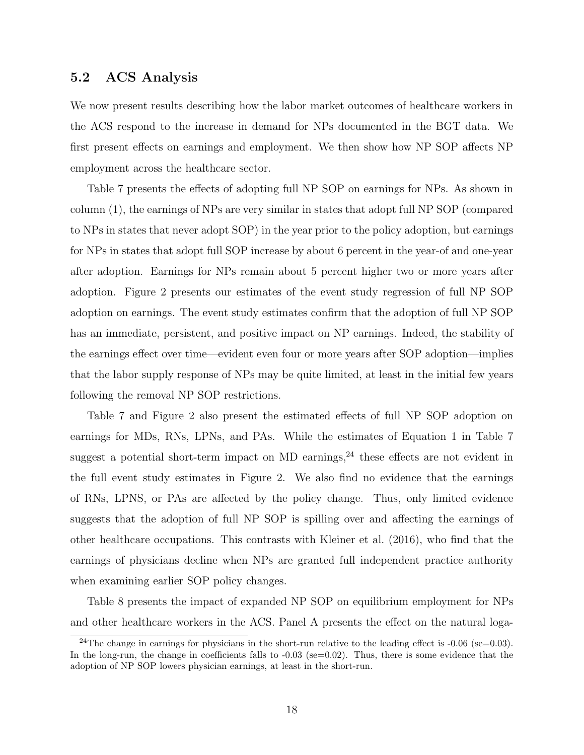## 5.2 ACS Analysis

We now present results describing how the labor market outcomes of healthcare workers in the ACS respond to the increase in demand for NPs documented in the BGT data. We first present effects on earnings and employment. We then show how NP SOP affects NP employment across the healthcare sector.

Table 7 presents the effects of adopting full NP SOP on earnings for NPs. As shown in column (1), the earnings of NPs are very similar in states that adopt full NP SOP (compared to NPs in states that never adopt SOP) in the year prior to the policy adoption, but earnings for NPs in states that adopt full SOP increase by about 6 percent in the year-of and one-year after adoption. Earnings for NPs remain about 5 percent higher two or more years after adoption. Figure 2 presents our estimates of the event study regression of full NP SOP adoption on earnings. The event study estimates confirm that the adoption of full NP SOP has an immediate, persistent, and positive impact on NP earnings. Indeed, the stability of the earnings effect over time—evident even four or more years after SOP adoption—implies that the labor supply response of NPs may be quite limited, at least in the initial few years following the removal NP SOP restrictions.

Table 7 and Figure 2 also present the estimated effects of full NP SOP adoption on earnings for MDs, RNs, LPNs, and PAs. While the estimates of Equation 1 in Table 7 suggest a potential short-term impact on MD earnings,[24] these effects are not evident in the full event study estimates in Figure 2. We also find no evidence that the earnings of RNs, LPNS, or PAs are affected by the policy change. Thus, only limited evidence suggests that the adoption of full NP SOP is spilling over and affecting the earnings of other healthcare occupations. This contrasts with Kleiner et al. (2016), who find that the earnings of physicians decline when NPs are granted full independent practice authority when examining earlier SOP policy changes.

Table 8 presents the impact of expanded NP SOP on equilibrium employment for NPs and other healthcare workers in the ACS. Panel A presents the effect on the natural loga-

[24] The change in earnings for physicians in the short-run relative to the leading effect is -0.06 (se=0.03). In the long-run, the change in coefficients falls to -0.03 (se=0.02). Thus, there is some evidence that the adoption of NP SOP lowers physician earnings, at least in the short-run.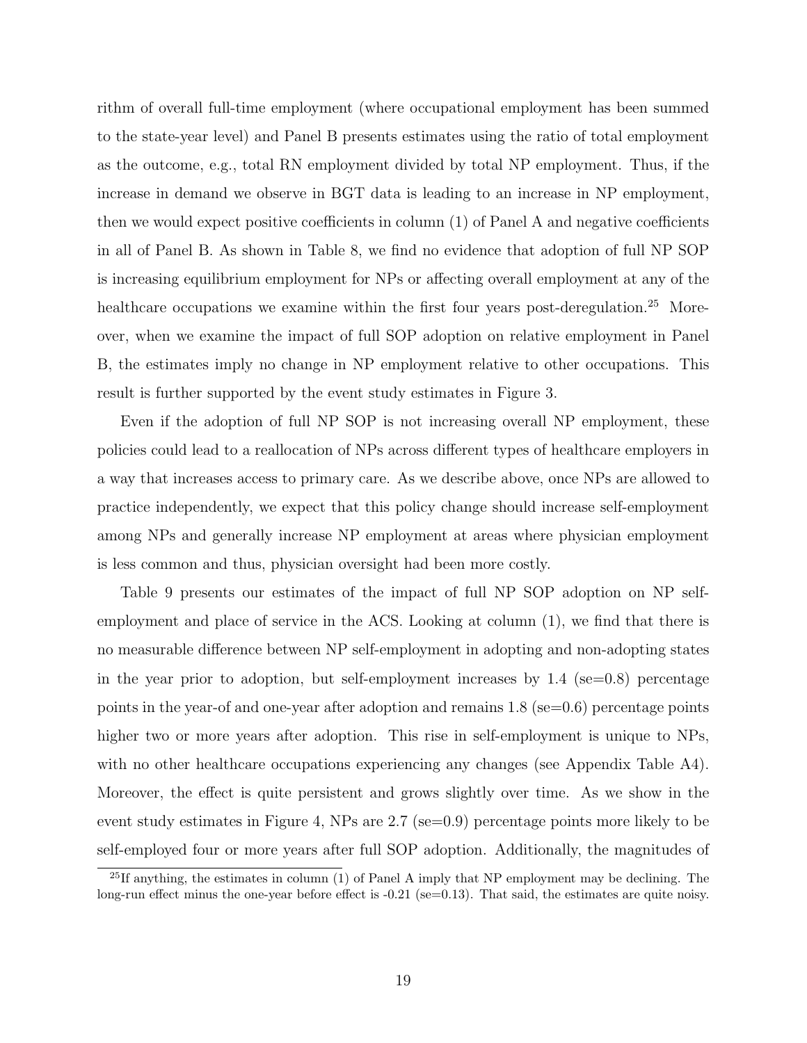rithm of overall full-time employment (where occupational employment has been summed to the state-year level) and Panel B presents estimates using the ratio of total employment as the outcome, e.g., total RN employment divided by total NP employment. Thus, if the increase in demand we observe in BGT data is leading to an increase in NP employment, then we would expect positive coefficients in column (1) of Panel A and negative coefficients in all of Panel B. As shown in Table 8, we find no evidence that adoption of full NP SOP is increasing equilibrium employment for NPs or affecting overall employment at any of the healthcare occupations we examine within the first four years post-deregulation.[25] Moreover, when we examine the impact of full SOP adoption on relative employment in Panel B, the estimates imply no change in NP employment relative to other occupations. This result is further supported by the event study estimates in Figure 3.

Even if the adoption of full NP SOP is not increasing overall NP employment, these policies could lead to a reallocation of NPs across different types of healthcare employers in a way that increases access to primary care. As we describe above, once NPs are allowed to practice independently, we expect that this policy change should increase self-employment among NPs and generally increase NP employment at areas where physician employment is less common and thus, physician oversight had been more costly.

Table 9 presents our estimates of the impact of full NP SOP adoption on NP self-employment and place of service in the ACS. Looking at column (1), we find that there is no measurable difference between NP self-employment in adopting and non-adopting states in the year prior to adoption, but self-employment increases by 1.4 (se=0.8) percentage points in the year-of and one-year after adoption and remains 1.8 (se=0.6) percentage points higher two or more years after adoption. This rise in self-employment is unique to NPs, with no other healthcare occupations experiencing any changes (see Appendix Table A4). Moreover, the effect is quite persistent and grows slightly over time. As we show in the event study estimates in Figure 4, NPs are 2.7 (se=0.9) percentage points more likely to be self-employed four or more years after full SOP adoption. Additionally, the magnitudes of

[25] If anything, the estimates in column (1) of Panel A imply that NP employment may be declining. The long-run effect minus the one-year before effect is -0.21 (se=0.13). That said, the estimates are quite noisy.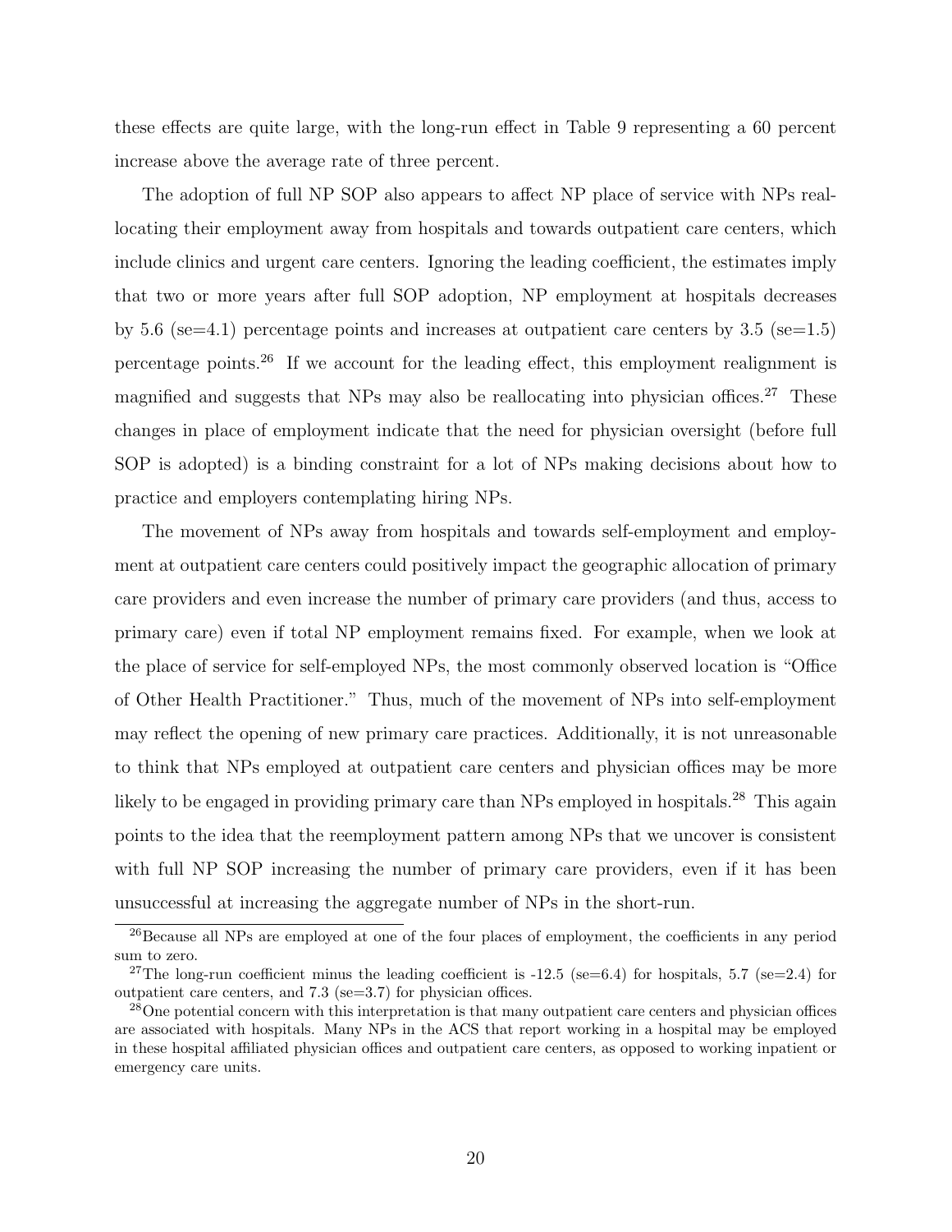these effects are quite large, with the long-run effect in Table 9 representing a 60 percent increase above the average rate of three percent.

The adoption of full NP SOP also appears to affect NP place of service with NPs reallocating their employment away from hospitals and towards outpatient care centers, which include clinics and urgent care centers. Ignoring the leading coefficient, the estimates imply that two or more years after full SOP adoption, NP employment at hospitals decreases by 5.6 (se=4.1) percentage points and increases at outpatient care centers by 3.5 (se=1.5) percentage points.[26] If we account for the leading effect, this employment realignment is magnified and suggests that NPs may also be reallocating into physician offices.[27] These changes in place of employment indicate that the need for physician oversight (before full SOP is adopted) is a binding constraint for a lot of NPs making decisions about how to practice and employers contemplating hiring NPs.

The movement of NPs away from hospitals and towards self-employment and employment at outpatient care centers could positively impact the geographic allocation of primary care providers and even increase the number of primary care providers (and thus, access to primary care) even if total NP employment remains fixed. For example, when we look at the place of service for self-employed NPs, the most commonly observed location is "Office of Other Health Practitioner." Thus, much of the movement of NPs into self-employment may reflect the opening of new primary care practices. Additionally, it is not unreasonable to think that NPs employed at outpatient care centers and physician offices may be more likely to be engaged in providing primary care than NPs employed in hospitals.[28] This again points to the idea that the reemployment pattern among NPs that we uncover is consistent with full NP SOP increasing the number of primary care providers, even if it has been unsuccessful at increasing the aggregate number of NPs in the short-run.

---

[26] Because all NPs are employed at one of the four places of employment, the coefficients in any period sum to zero.

[27] The long-run coefficient minus the leading coefficient is -12.5 (se=6.4) for hospitals, 5.7 (se=2.4) for outpatient care centers, and 7.3 (se=3.7) for physician offices.

[28] One potential concern with this interpretation is that many outpatient care centers and physician offices are associated with hospitals. Many NPs in the ACS that report working in a hospital may be employed in these hospital affiliated physician offices and outpatient care centers, as opposed to working inpatient or emergency care units.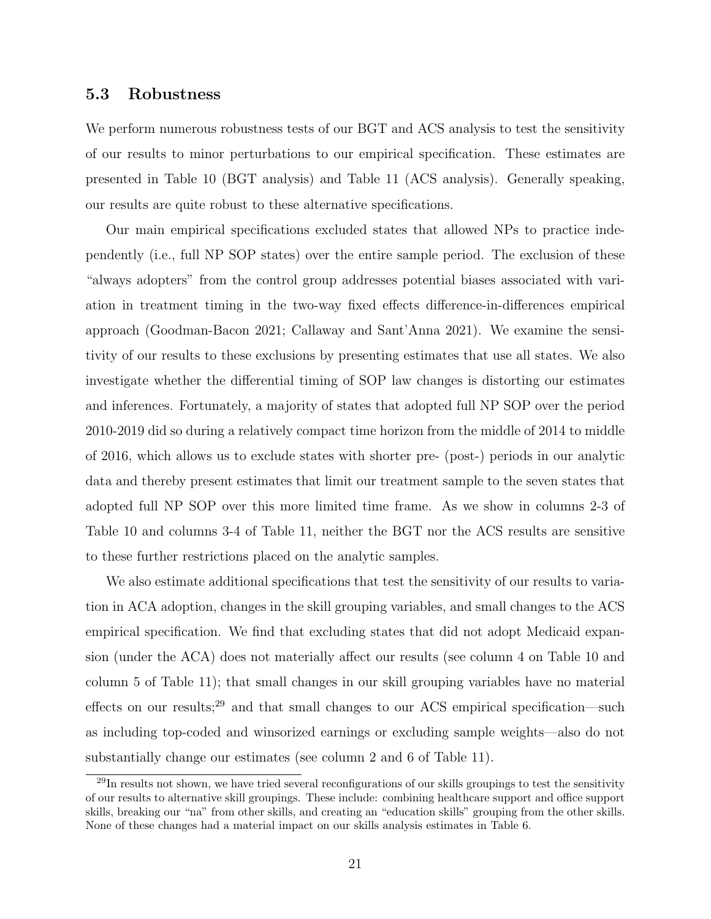### 5.3 Robustness

We perform numerous robustness tests of our BGT and ACS analysis to test the sensitivity of our results to minor perturbations to our empirical specification. These estimates are presented in Table 10 (BGT analysis) and Table 11 (ACS analysis). Generally speaking, our results are quite robust to these alternative specifications.

Our main empirical specifications excluded states that allowed NPs to practice independently (i.e., full NP SOP states) over the entire sample period. The exclusion of these "always adopters" from the control group addresses potential biases associated with variation in treatment timing in the two-way fixed effects difference-in-differences empirical approach (Goodman-Bacon 2021; Callaway and Sant'Anna 2021). We examine the sensitivity of our results to these exclusions by presenting estimates that use all states. We also investigate whether the differential timing of SOP law changes is distorting our estimates and inferences. Fortunately, a majority of states that adopted full NP SOP over the period 2010-2019 did so during a relatively compact time horizon from the middle of 2014 to middle of 2016, which allows us to exclude states with shorter pre- (post-) periods in our analytic data and thereby present estimates that limit our treatment sample to the seven states that adopted full NP SOP over this more limited time frame. As we show in columns 2-3 of Table 10 and columns 3-4 of Table 11, neither the BGT nor the ACS results are sensitive to these further restrictions placed on the analytic samples.

We also estimate additional specifications that test the sensitivity of our results to variation in ACA adoption, changes in the skill grouping variables, and small changes to the ACS empirical specification. We find that excluding states that did not adopt Medicaid expansion (under the ACA) does not materially affect our results (see column 4 on Table 10 and column 5 of Table 11); that small changes in our skill grouping variables have no material effects on our results;[29] and that small changes to our ACS empirical specification—such as including top-coded and winsorized earnings or excluding sample weights—also do not substantially change our estimates (see column 2 and 6 of Table 11).

[29] In results not shown, we have tried several reconfigurations of our skills groupings to test the sensitivity of our results to alternative skill groupings. These include: combining healthcare support and office support skills, breaking our "na" from other skills, and creating an "education skills" grouping from the other skills. None of these changes had a material impact on our skills analysis estimates in Table 6.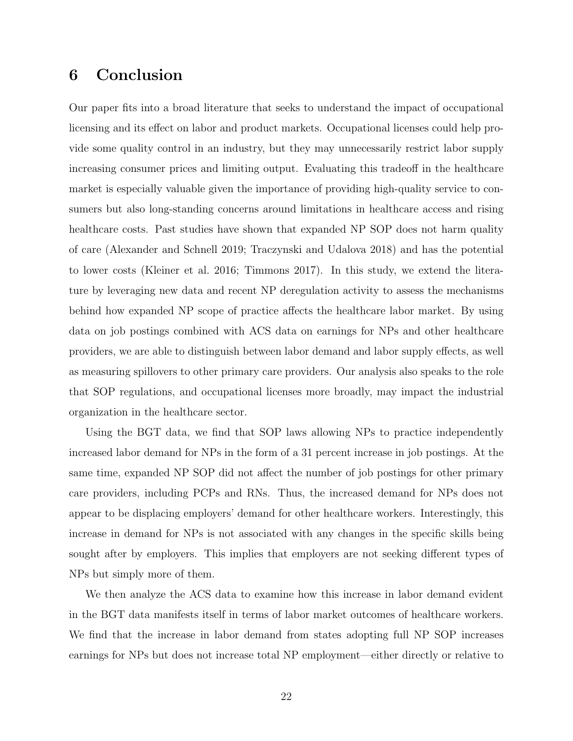# 6 Conclusion

Our paper fits into a broad literature that seeks to understand the impact of occupational licensing and its effect on labor and product markets. Occupational licenses could help provide some quality control in an industry, but they may unnecessarily restrict labor supply increasing consumer prices and limiting output. Evaluating this tradeoff in the healthcare market is especially valuable given the importance of providing high-quality service to consumers but also long-standing concerns around limitations in healthcare access and rising healthcare costs. Past studies have shown that expanded NP SOP does not harm quality of care (Alexander and Schnell 2019; Traczynski and Udalova 2018) and has the potential to lower costs (Kleiner et al. 2016; Timmons 2017). In this study, we extend the literature by leveraging new data and recent NP deregulation activity to assess the mechanisms behind how expanded NP scope of practice affects the healthcare labor market. By using data on job postings combined with ACS data on earnings for NPs and other healthcare providers, we are able to distinguish between labor demand and labor supply effects, as well as measuring spillovers to other primary care providers. Our analysis also speaks to the role that SOP regulations, and occupational licenses more broadly, may impact the industrial organization in the healthcare sector.

Using the BGT data, we find that SOP laws allowing NPs to practice independently increased labor demand for NPs in the form of a 31 percent increase in job postings. At the same time, expanded NP SOP did not affect the number of job postings for other primary care providers, including PCPs and RNs. Thus, the increased demand for NPs does not appear to be displacing employers' demand for other healthcare workers. Interestingly, this increase in demand for NPs is not associated with any changes in the specific skills being sought after by employers. This implies that employers are not seeking different types of NPs but simply more of them.

We then analyze the ACS data to examine how this increase in labor demand evident in the BGT data manifests itself in terms of labor market outcomes of healthcare workers. We find that the increase in labor demand from states adopting full NP SOP increases earnings for NPs but does not increase total NP employment—either directly or relative to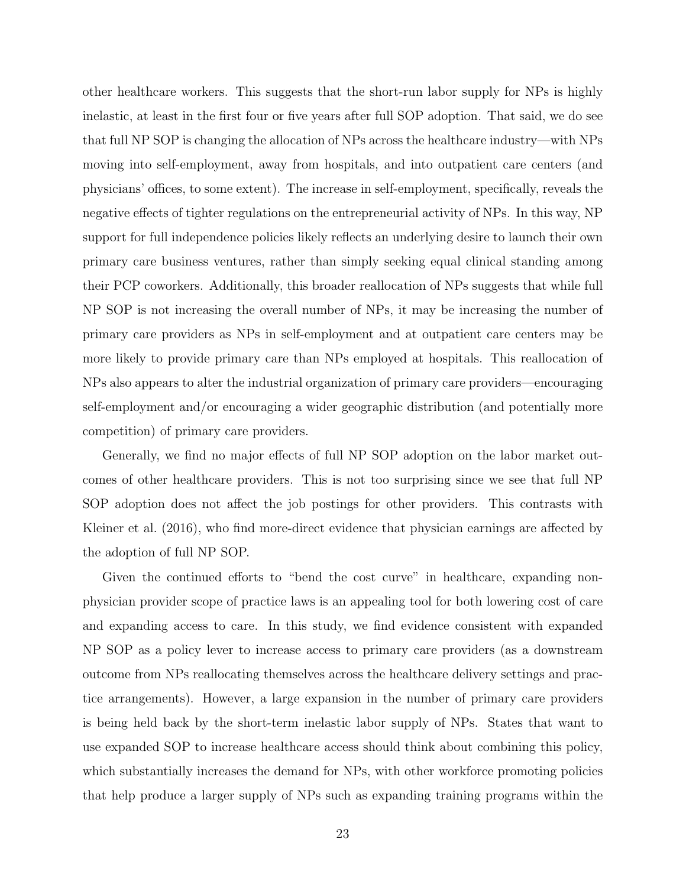other healthcare workers. This suggests that the short-run labor supply for NPs is highly inelastic, at least in the first four or five years after full SOP adoption. That said, we do see that full NP SOP is changing the allocation of NPs across the healthcare industry—with NPs moving into self-employment, away from hospitals, and into outpatient care centers (and physicians' offices, to some extent). The increase in self-employment, specifically, reveals the negative effects of tighter regulations on the entrepreneurial activity of NPs. In this way, NP support for full independence policies likely reflects an underlying desire to launch their own primary care business ventures, rather than simply seeking equal clinical standing among their PCP coworkers. Additionally, this broader reallocation of NPs suggests that while full NP SOP is not increasing the overall number of NPs, it may be increasing the number of primary care providers as NPs in self-employment and at outpatient care centers may be more likely to provide primary care than NPs employed at hospitals. This reallocation of NPs also appears to alter the industrial organization of primary care providers—encouraging self-employment and/or encouraging a wider geographic distribution (and potentially more competition) of primary care providers.

Generally, we find no major effects of full NP SOP adoption on the labor market outcomes of other healthcare providers. This is not too surprising since we see that full NP SOP adoption does not affect the job postings for other providers. This contrasts with Kleiner et al. (2016), who find more-direct evidence that physician earnings are affected by the adoption of full NP SOP.

Given the continued efforts to "bend the cost curve" in healthcare, expanding non-physician provider scope of practice laws is an appealing tool for both lowering cost of care and expanding access to care. In this study, we find evidence consistent with expanded NP SOP as a policy lever to increase access to primary care providers (as a downstream outcome from NPs reallocating themselves across the healthcare delivery settings and practice arrangements). However, a large expansion in the number of primary care providers is being held back by the short-term inelastic labor supply of NPs. States that want to use expanded SOP to increase healthcare access should think about combining this policy, which substantially increases the demand for NPs, with other workforce promoting policies that help produce a larger supply of NPs such as expanding training programs within the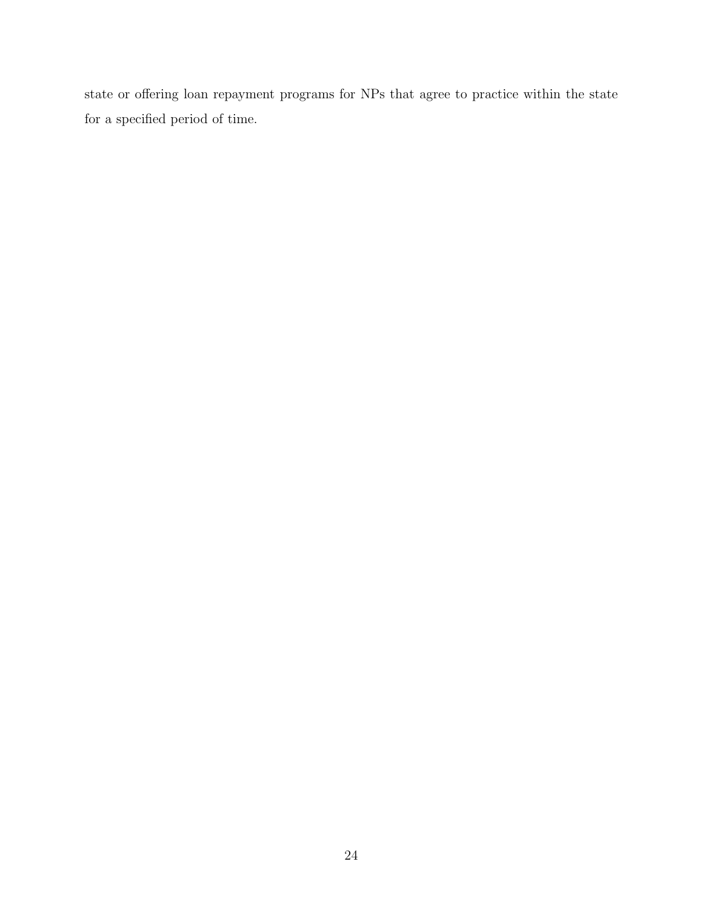state or offering loan repayment programs for NPs that agree to practice within the state for a specified period of time.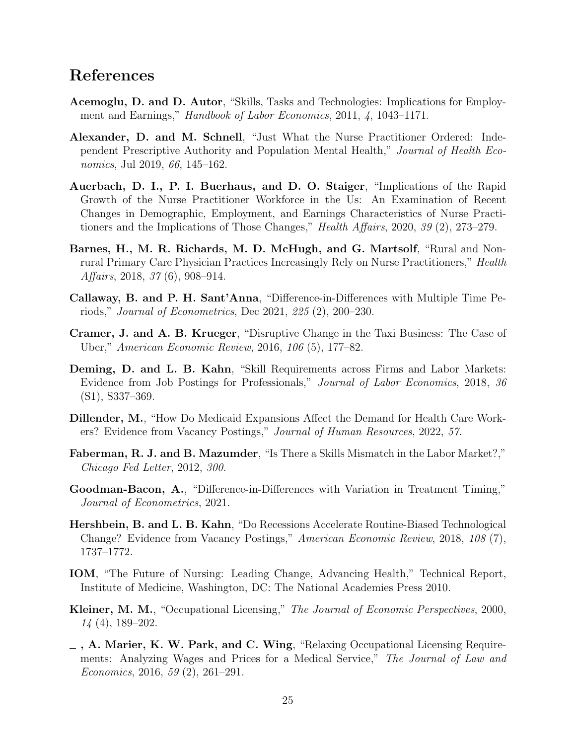## References

**Acemoglu, D. and D. Autor**, "Skills, Tasks and Technologies: Implications for Employment and Earnings," *Handbook of Labor Economics*, 2011, *4*, 1043–1171.

**Alexander, D. and M. Schnell**, "Just What the Nurse Practitioner Ordered: Independent Prescriptive Authority and Population Mental Health," *Journal of Health Economics*, Jul 2019, *66*, 145–162.

**Auerbach, D. I., P. I. Buerhaus, and D. O. Staiger**, "Implications of the Rapid Growth of the Nurse Practitioner Workforce in the Us: An Examination of Recent Changes in Demographic, Employment, and Earnings Characteristics of Nurse Practitioners and the Implications of Those Changes," *Health Affairs*, 2020, *39* (2), 273–279.

**Barnes, H., M. R. Richards, M. D. McHugh, and G. Martsolf**, "Rural and Nonrural Primary Care Physician Practices Increasingly Rely on Nurse Practitioners," *Health Affairs*, 2018, *37* (6), 908–914.

**Callaway, B. and P. H. Sant'Anna**, "Difference-in-Differences with Multiple Time Periods," *Journal of Econometrics*, Dec 2021, *225* (2), 200–230.

**Cramer, J. and A. B. Krueger**, "Disruptive Change in the Taxi Business: The Case of Uber," *American Economic Review*, 2016, *106* (5), 177–82.

**Deming, D. and L. B. Kahn**, "Skill Requirements across Firms and Labor Markets: Evidence from Job Postings for Professionals," *Journal of Labor Economics*, 2018, *36* (S1), S337–369.

**Dillender, M.**, "How Do Medicaid Expansions Affect the Demand for Health Care Workers? Evidence from Vacancy Postings," *Journal of Human Resources*, 2022, *57.*

**Faberman, R. J. and B. Mazumder**, "Is There a Skills Mismatch in the Labor Market?," *Chicago Fed Letter*, 2012, *300.*

**Goodman-Bacon, A.**, "Difference-in-Differences with Variation in Treatment Timing," *Journal of Econometrics*, 2021.

**Hershbein, B. and L. B. Kahn**, "Do Recessions Accelerate Routine-Biased Technological Change? Evidence from Vacancy Postings," *American Economic Review*, 2018, *108* (7), 1737–1772.

**IOM**, "The Future of Nursing: Leading Change, Advancing Health," Technical Report, Institute of Medicine, Washington, DC: The National Academies Press 2010.

**Kleiner, M. M.**, "Occupational Licensing," *The Journal of Economic Perspectives*, 2000, *14* (4), 189–202.

**\_ , A. Marier, K. W. Park, and C. Wing**, "Relaxing Occupational Licensing Requirements: Analyzing Wages and Prices for a Medical Service," *The Journal of Law and Economics*, 2016, *59* (2), 261–291.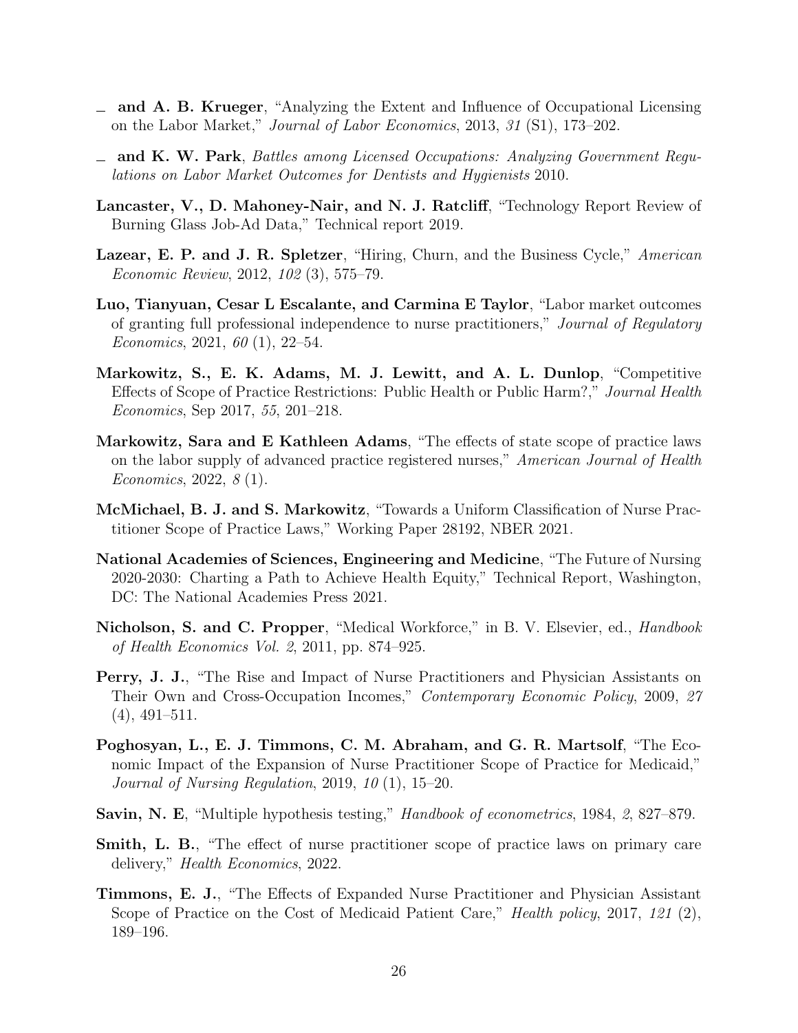— **and A. B. Krueger**, "Analyzing the Extent and Influence of Occupational Licensing on the Labor Market," *Journal of Labor Economics*, 2013, *31* (S1), 173–202.

— **and K. W. Park**, *Battles among Licensed Occupations: Analyzing Government Regulations on Labor Market Outcomes for Dentists and Hygienists* 2010.

**Lancaster, V., D. Mahoney-Nair, and N. J. Ratcliff**, "Technology Report Review of Burning Glass Job-Ad Data," Technical report 2019.

**Lazear, E. P. and J. R. Spletzer**, "Hiring, Churn, and the Business Cycle," *American Economic Review*, 2012, *102* (3), 575–79.

**Luo, Tianyuan, Cesar L Escalante, and Carmina E Taylor**, "Labor market outcomes of granting full professional independence to nurse practitioners," *Journal of Regulatory Economics*, 2021, *60* (1), 22–54.

**Markowitz, S., E. K. Adams, M. J. Lewitt, and A. L. Dunlop**, "Competitive Effects of Scope of Practice Restrictions: Public Health or Public Harm?," *Journal Health Economics*, Sep 2017, *55*, 201–218.

**Markowitz, Sara and E Kathleen Adams**, "The effects of state scope of practice laws on the labor supply of advanced practice registered nurses," *American Journal of Health Economics*, 2022, *8* (1).

**McMichael, B. J. and S. Markowitz**, "Towards a Uniform Classification of Nurse Practitioner Scope of Practice Laws," Working Paper 28192, NBER 2021.

**National Academies of Sciences, Engineering and Medicine**, "The Future of Nursing 2020-2030: Charting a Path to Achieve Health Equity," Technical Report, Washington, DC: The National Academies Press 2021.

**Nicholson, S. and C. Propper**, "Medical Workforce," in B. V. Elsevier, ed., *Handbook of Health Economics Vol. 2*, 2011, pp. 874–925.

**Perry, J. J.**, "The Rise and Impact of Nurse Practitioners and Physician Assistants on Their Own and Cross-Occupation Incomes," *Contemporary Economic Policy*, 2009, *27* (4), 491–511.

**Poghosyan, L., E. J. Timmons, C. M. Abraham, and G. R. Martsolf**, "The Economic Impact of the Expansion of Nurse Practitioner Scope of Practice for Medicaid," *Journal of Nursing Regulation*, 2019, *10* (1), 15–20.

**Savin, N. E**, "Multiple hypothesis testing," *Handbook of econometrics*, 1984, *2*, 827–879.

**Smith, L. B.**, "The effect of nurse practitioner scope of practice laws on primary care delivery," *Health Economics*, 2022.

**Timmons, E. J.**, "The Effects of Expanded Nurse Practitioner and Physician Assistant Scope of Practice on the Cost of Medicaid Patient Care," *Health policy*, 2017, *121* (2), 189–196.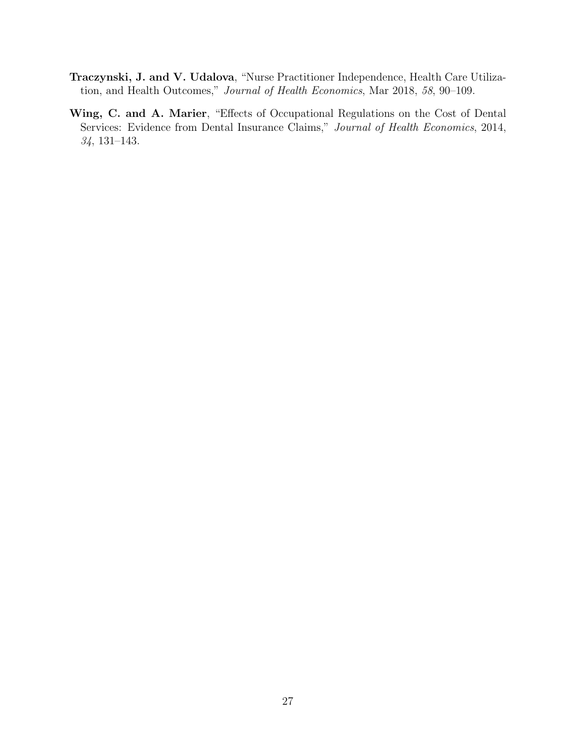**Traczynski, J. and V. Udalova**, "Nurse Practitioner Independence, Health Care Utilization, and Health Outcomes," *Journal of Health Economics*, Mar 2018, *58*, 90–109.

**Wing, C. and A. Marier**, "Effects of Occupational Regulations on the Cost of Dental Services: Evidence from Dental Insurance Claims," *Journal of Health Economics*, 2014, *34*, 131–143.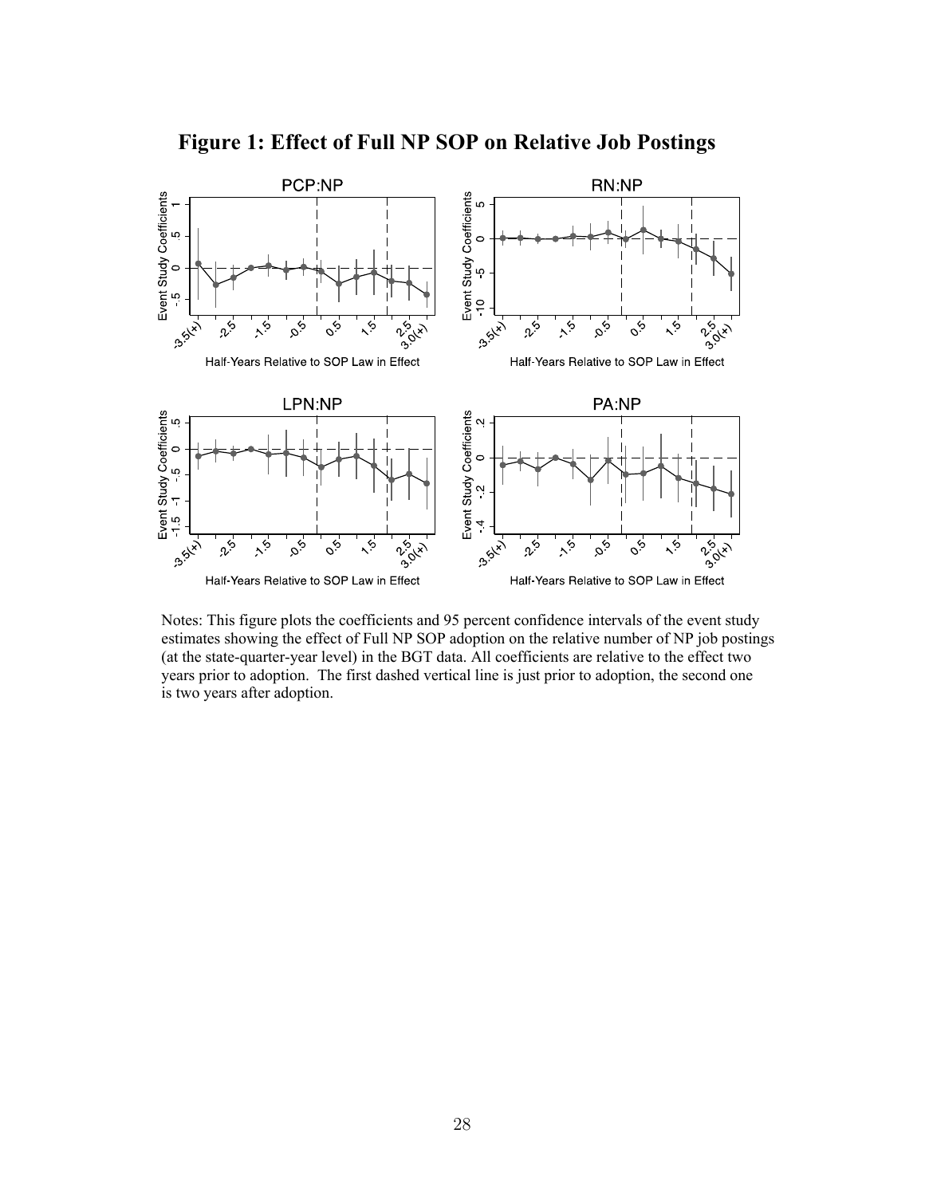# Figure 1: Effect of Full NP SOP on Relative Job Postings

Notes: This figure plots the coefficients and 95 percent confidence intervals of the event study estimates showing the effect of Full NP SOP adoption on the relative number of NP job postings (at the state-quarter-year level) in the BGT data. All coefficients are relative to the effect two years prior to adoption. The first dashed vertical line is just prior to adoption, the second one is two years after adoption.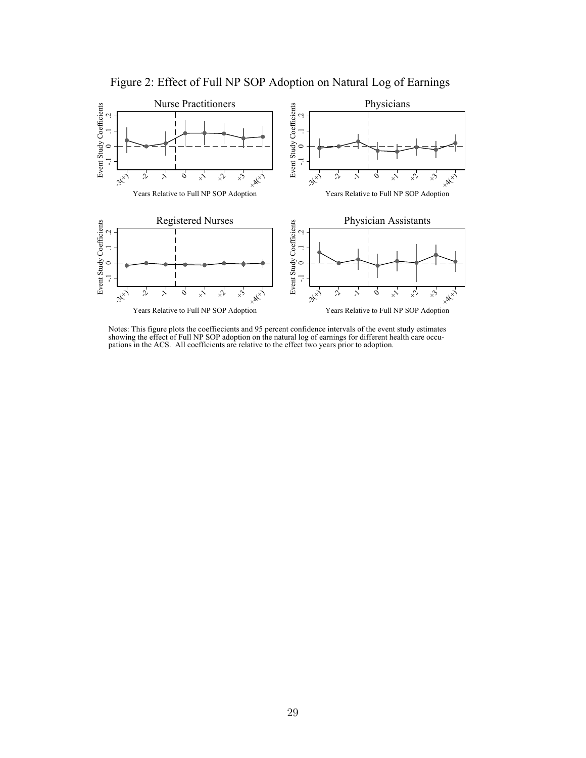Figure 2: Effect of Full NP SOP Adoption on Natural Log of Earnings

Notes: This figure plots the coeffiecients and 95 percent confidence intervals of the event study estimates showing the effect of Full NP SOP adoption on the natural log of earnings for different health care occupations in the ACS. All coefficients are relative to the effect two years prior to adoption.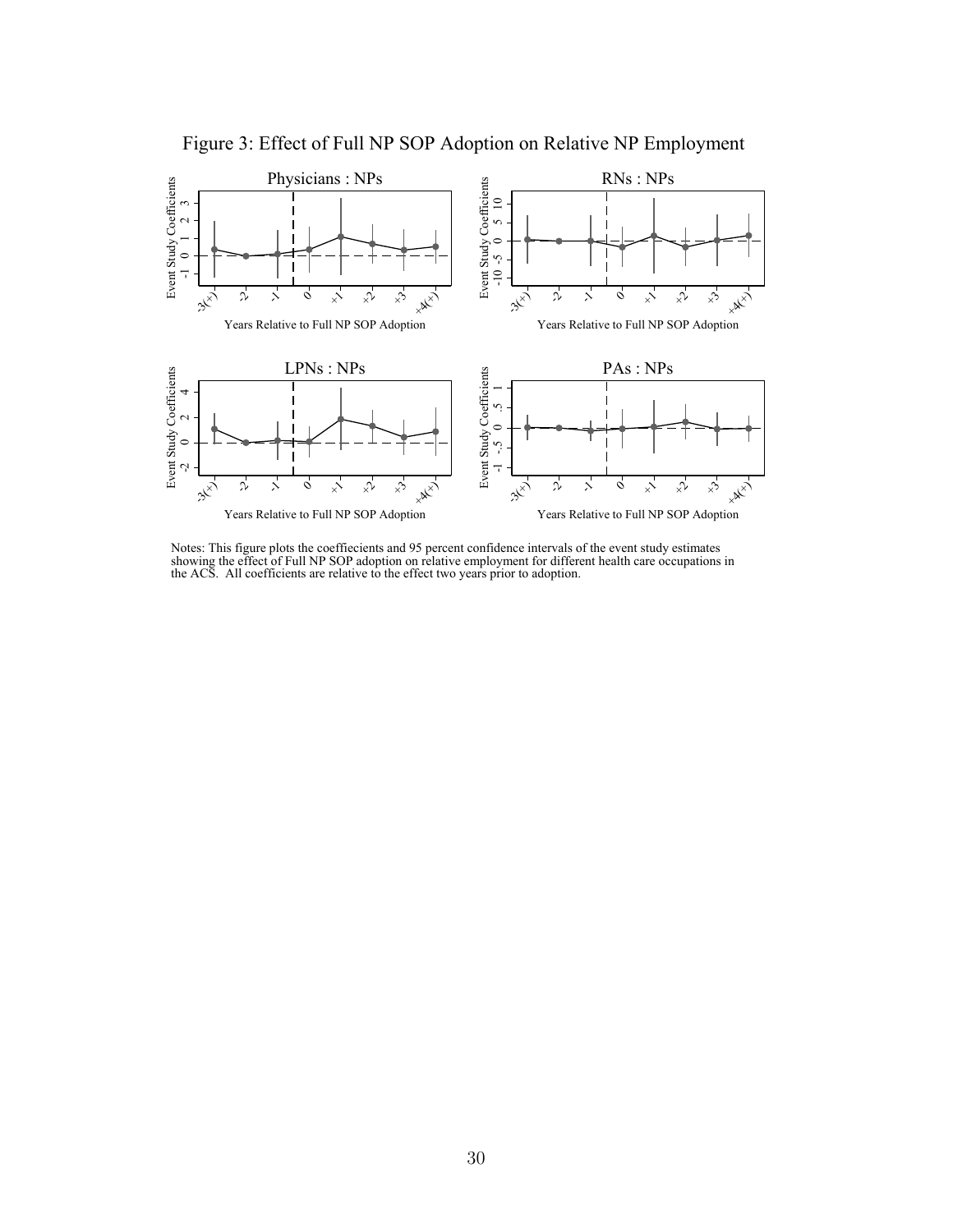Figure 3: Effect of Full NP SOP Adoption on Relative NP Employment

Notes: This figure plots the coeffiecients and 95 percent confidence intervals of the event study estimates showing the effect of Full NP SOP adoption on relative employment for different health care occupations in the ACS. All coefficients are relative to the effect two years prior to adoption.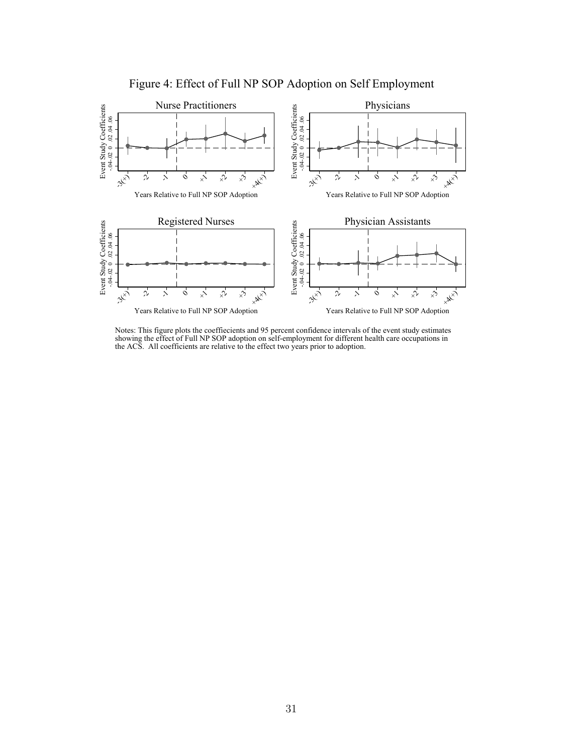Figure 4: Effect of Full NP SOP Adoption on Self Employment

Notes: This figure plots the coeffiecients and 95 percent confidence intervals of the event study estimates showing the effect of Full NP SOP adoption on self-employment for different health care occupations in the ACS. All coefficients are relative to the effect two years prior to adoption.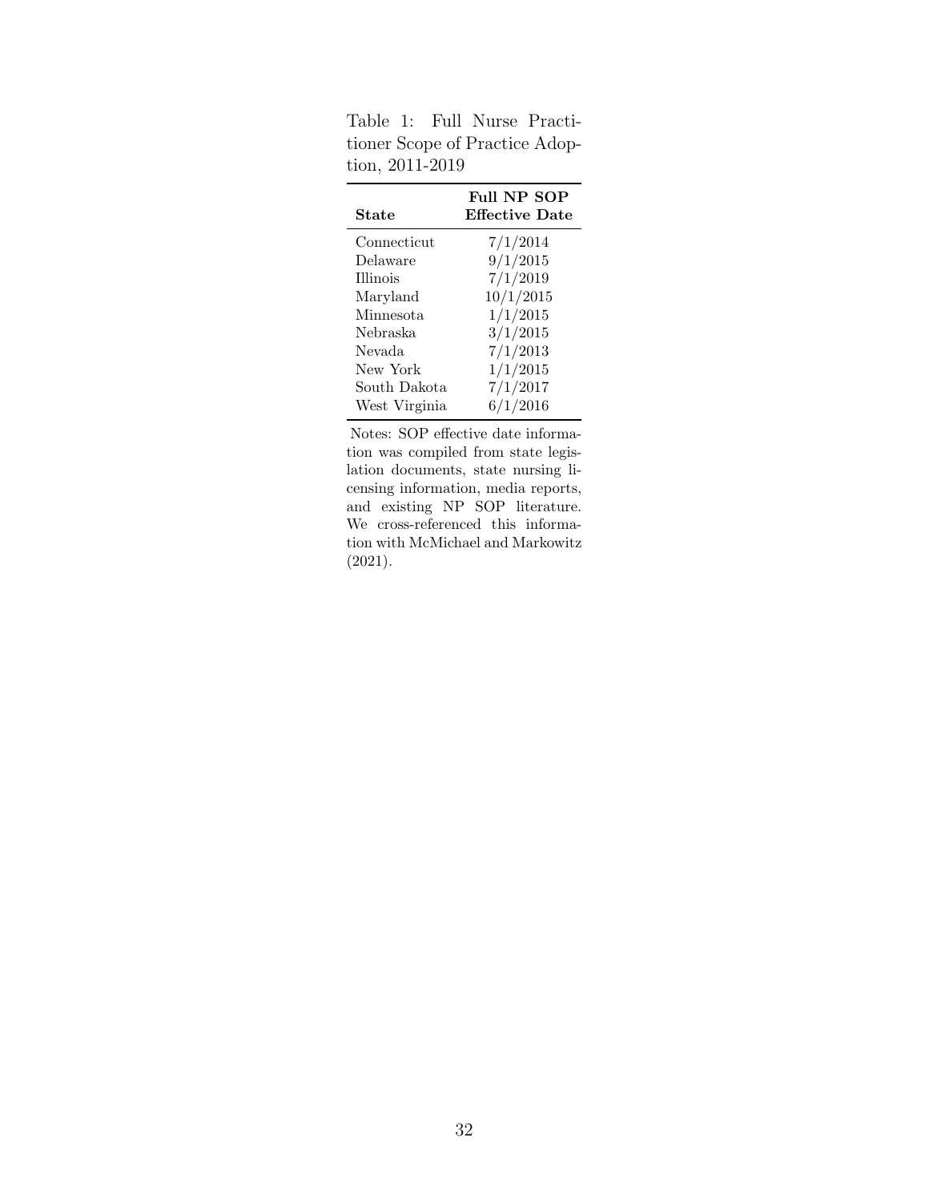Table 1: Full Nurse Practitioner Scope of Practice Adoption, 2011-2019

| **State** | **Full NP SOP Effective Date** |
|---|---|
| Connecticut | 7/1/2014 |
| Delaware | 9/1/2015 |
| Illinois | 7/1/2019 |
| Maryland | 10/1/2015 |
| Minnesota | 1/1/2015 |
| Nebraska | 3/1/2015 |
| Nevada | 7/1/2013 |
| New York | 1/1/2015 |
| South Dakota | 7/1/2017 |
| West Virginia | 6/1/2016 |

Notes: SOP effective date information was compiled from state legislation documents, state nursing licensing information, media reports, and existing NP SOP literature. We cross-referenced this information with McMichael and Markowitz (2021).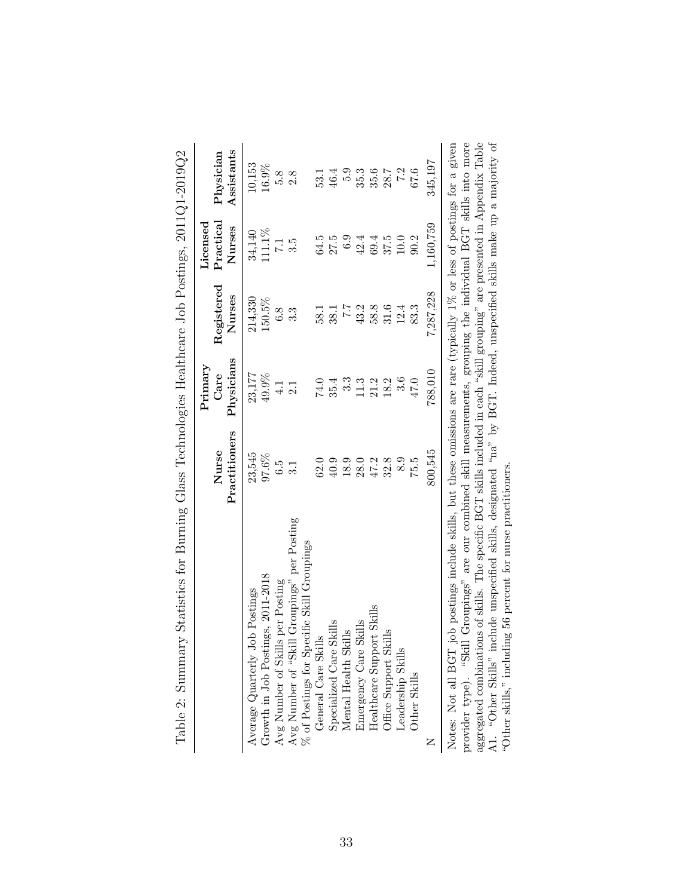Table 2: Summary Statistics for Burning Glass Technologies Healthcare Job Postings, 2011Q1-2019Q2

| | Nurse Practitioners | Primary Care Physicians | Registered Nurses | Licensed Practical Nurses | Physician Assistants |
|---|---|---|---|---|---|
| Average Quarterly Job Postings | 23,545 | 23,177 | 214,330 | 34,140 | 10,153 |
| Growth in Job Postings, 2011-2018 | 97.6% | 49.9% | 150.5% | 111.1% | 16.9% |
| Avg Number of Skills per Posting | 6.5 | 4.1 | 6.8 | 7.1 | 5.8 |
| Avg Number of "Skill Groupings" per Posting | 3.1 | 2.1 | 3.3 | 3.5 | 2.8 |
| % of Postings for Specific Skill Groupings | | | | | |
| General Care Skills | 62.0 | 74.0 | 58.1 | 64.5 | 53.1 |
| Specialized Care Skills | 40.9 | 35.4 | 38.1 | 27.5 | 46.4 |
| Mental Health Skills | 18.9 | 3.3 | 7.7 | 6.9 | 5.9 |
| Emergency Care Skills | 28.0 | 11.3 | 43.2 | 42.4 | 35.3 |
| Healthcare Support Skills | 47.2 | 21.2 | 58.8 | 69.4 | 35.6 |
| Office Support Skills | 32.8 | 18.2 | 31.6 | 37.5 | 28.7 |
| Leadership Skills | 8.9 | 3.6 | 12.4 | 10.0 | 7.2 |
| Other Skills | 75.5 | 47.0 | 83.3 | 90.2 | 67.6 |
| N | 800,545 | 788,010 | 7,287,228 | 1,160,759 | 345,197 |

Notes: Not all BGT job postings include skills, but these omissions are rare (typically 1% or less of postings for a given provider type). "Skill Groupings" are our combined skill measurements, grouping the individual BGT skills into more aggregated combinations of skills. The specific BGT skills included in each "skill grouping" are presented in Appendix Table A1. "Other Skills" include unspecified skills, designated "na" by BGT. Indeed, unspecified skills make up a majority of "Other skills," including 56 percent for nurse practitioners.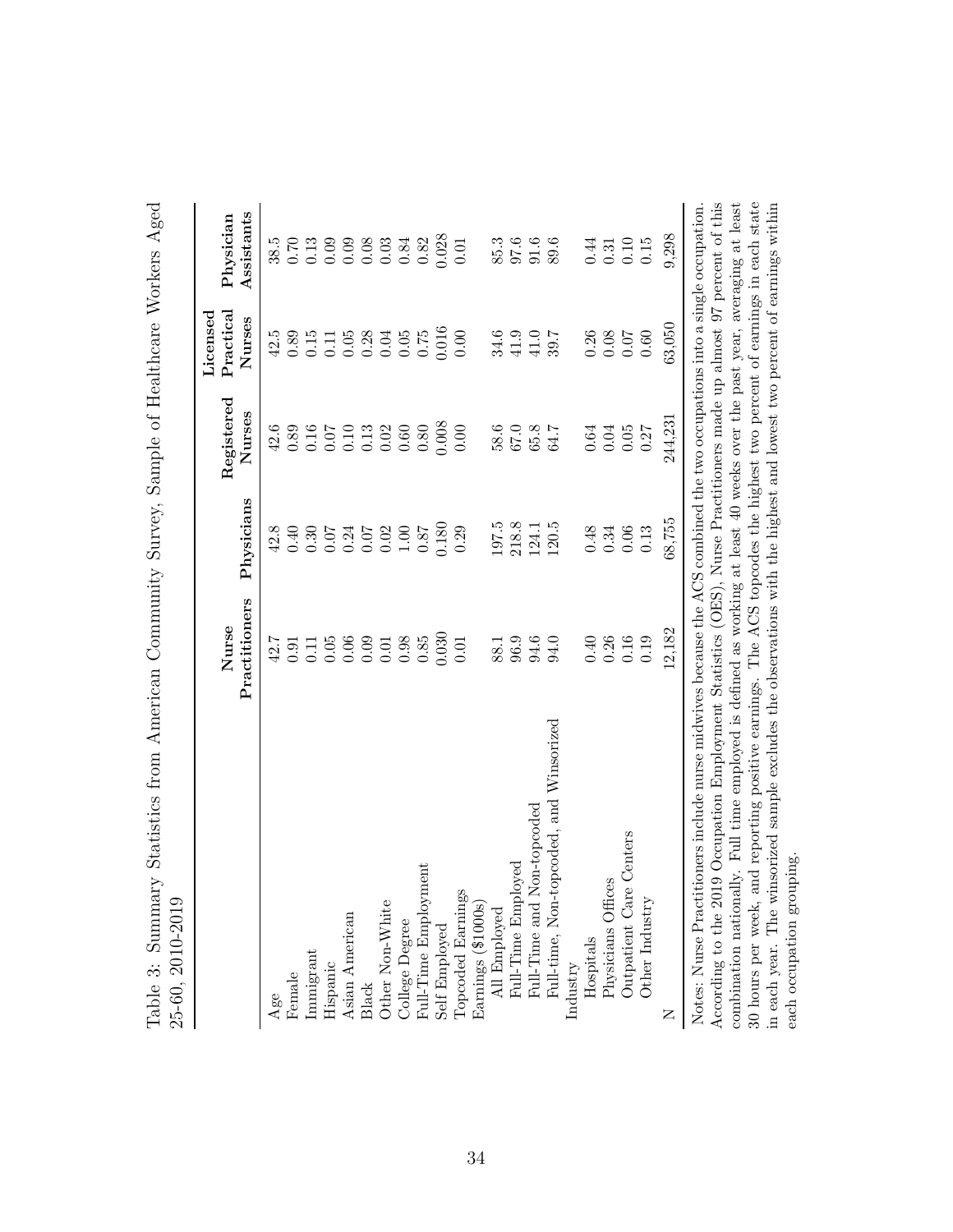Table 3: Summary Statistics from American Community Survey, Sample of Healthcare Workers Aged 25-60, 2010-2019

| | Nurse Practitioners | Physicians | Registered Nurses | Licensed Practical Nurses | Physician Assistants |
|---|---|---|---|---|---|
| Age | 42.7 | 42.8 | 42.6 | 42.5 | 38.5 |
| Female | 0.91 | 0.40 | 0.89 | 0.89 | 0.70 |
| Immigrant | 0.11 | 0.30 | 0.16 | 0.15 | 0.13 |
| Hispanic | 0.05 | 0.07 | 0.07 | 0.11 | 0.09 |
| Asian American | 0.06 | 0.24 | 0.10 | 0.05 | 0.09 |
| Black | 0.09 | 0.07 | 0.13 | 0.28 | 0.08 |
| Other Non-White | 0.01 | 0.02 | 0.02 | 0.04 | 0.03 |
| College Degree | 0.98 | 1.00 | 0.60 | 0.05 | 0.84 |
| Full-Time Employment | 0.85 | 0.87 | 0.80 | 0.75 | 0.82 |
| Self Employed | 0.030 | 0.180 | 0.008 | 0.016 | 0.028 |
| Topcoded Earnings | 0.01 | 0.29 | 0.00 | 0.00 | 0.01 |
| Earnings ($1000s) | | | | | |
| All Employed | 88.1 | 197.5 | 58.6 | 34.6 | 85.3 |
| Full-Time Employed | 96.9 | 218.8 | 67.0 | 41.9 | 97.6 |
| Full-Time and Non-topcoded | 94.6 | 124.1 | 65.8 | 41.0 | 91.6 |
| Full-time, Non-topcoded, and Winsorized | 94.0 | 120.5 | 64.7 | 39.7 | 89.6 |
| Industry | | | | | |
| Hospitals | 0.40 | 0.48 | 0.64 | 0.26 | 0.44 |
| Physicians Offices | 0.26 | 0.34 | 0.04 | 0.08 | 0.31 |
| Outpatient Care Centers | 0.16 | 0.06 | 0.05 | 0.07 | 0.10 |
| Other Industry | 0.19 | 0.13 | 0.27 | 0.60 | 0.15 |
| N | 12,182 | 68,755 | 244,231 | 63,050 | 9,298 |

Notes: Nurse Practitioners include nurse midwives because the ACS combined the two occupations into a single occupation. According to the 2019 Occupation Employment Statistics (OES), Nurse Practitioners made up almost 97 percent of this combination nationally. Full time employed is defined as working at least 40 weeks over the past year, averaging at least 30 hours per week, and reporting positive earnings. The ACS topcodes the highest two percent of earnings in each state in each year. The winsorized sample excludes the observations with the highest and lowest two percent of earnings within each occupation grouping.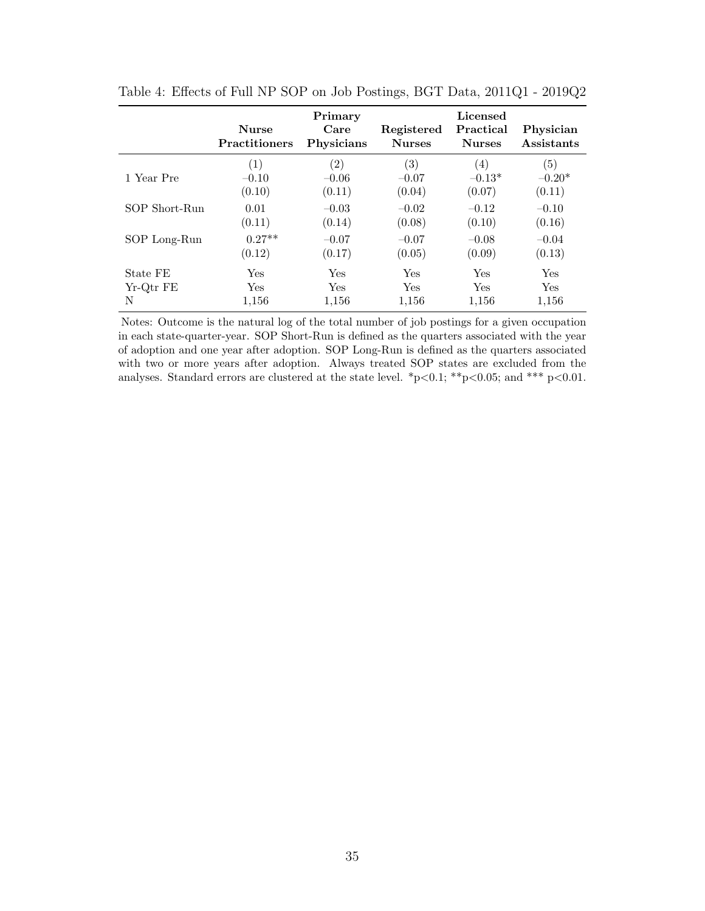Table 4: Effects of Full NP SOP on Job Postings, BGT Data, 2011Q1 - 2019Q2

| | **Nurse Practitioners** | **Primary Care Physicians** | **Registered Nurses** | **Licensed Practical Nurses** | **Physician Assistants** |
|---|---|---|---|---|---|
| | (1) | (2) | (3) | (4) | (5) |
| 1 Year Pre | −0.10 | −0.06 | −0.07 | −0.13* | −0.20* |
| | (0.10) | (0.11) | (0.04) | (0.07) | (0.11) |
| SOP Short-Run | 0.01 | −0.03 | −0.02 | −0.12 | −0.10 |
| | (0.11) | (0.14) | (0.08) | (0.10) | (0.16) |
| SOP Long-Run | 0.27** | −0.07 | −0.07 | −0.08 | −0.04 |
| | (0.12) | (0.17) | (0.05) | (0.09) | (0.13) |
| State FE | Yes | Yes | Yes | Yes | Yes |
| Yr-Qtr FE | Yes | Yes | Yes | Yes | Yes |
| N | 1,156 | 1,156 | 1,156 | 1,156 | 1,156 |

Notes: Outcome is the natural log of the total number of job postings for a given occupation in each state-quarter-year. SOP Short-Run is defined as the quarters associated with the year of adoption and one year after adoption. SOP Long-Run is defined as the quarters associated with two or more years after adoption. Always treated SOP states are excluded from the analyses. Standard errors are clustered at the state level. *p<0.1; **p<0.05; and *** p<0.01.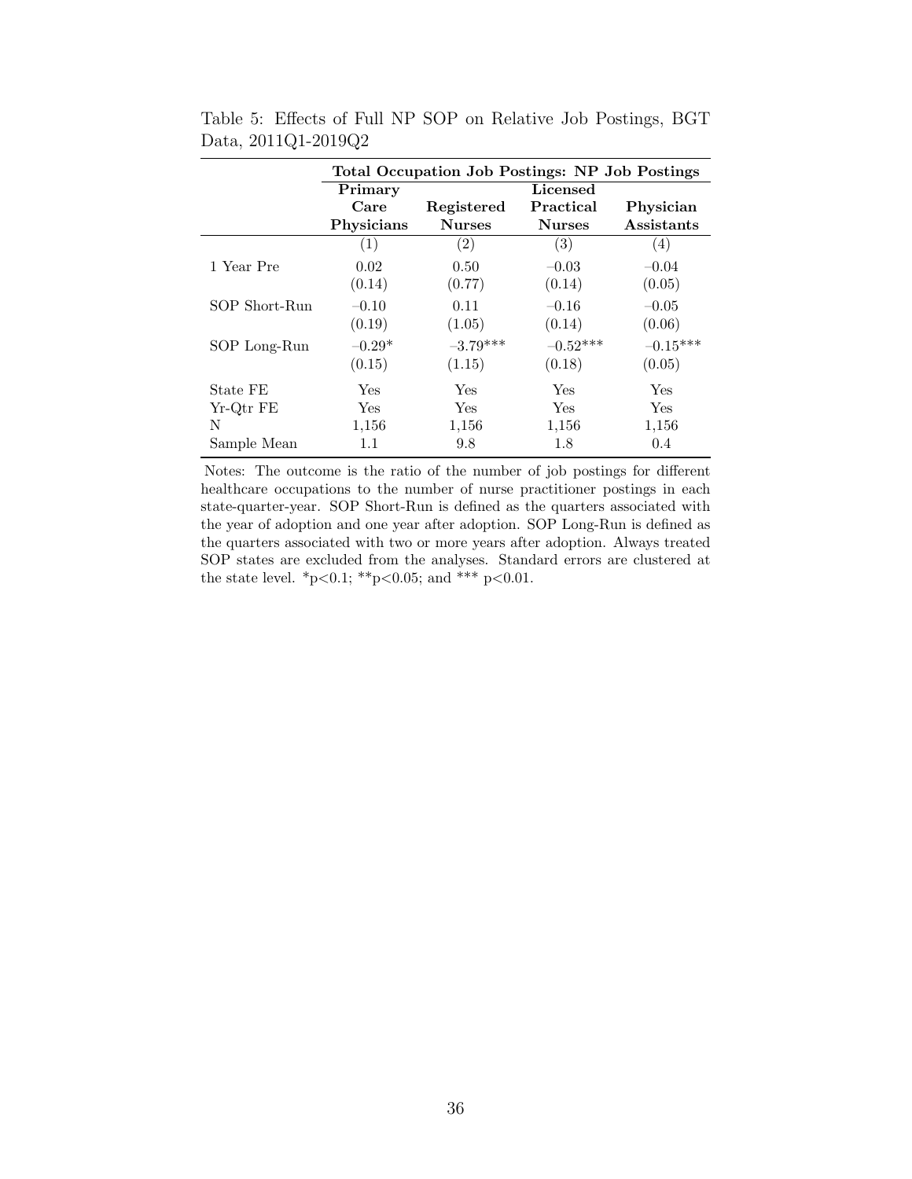Table 5: Effects of Full NP SOP on Relative Job Postings, BGT Data, 2011Q1-2019Q2

| | **Total Occupation Job Postings: NP Job Postings** | | | |
|---|---|---|---|---|
| | **Primary Care Physicians** | **Registered Nurses** | **Licensed Practical Nurses** | **Physician Assistants** |
| | (1) | (2) | (3) | (4) |
| 1 Year Pre | 0.02 | 0.50 | −0.03 | −0.04 |
| | (0.14) | (0.77) | (0.14) | (0.05) |
| SOP Short-Run | −0.10 | 0.11 | −0.16 | −0.05 |
| | (0.19) | (1.05) | (0.14) | (0.06) |
| SOP Long-Run | −0.29* | −3.79*** | −0.52*** | −0.15*** |
| | (0.15) | (1.15) | (0.18) | (0.05) |
| State FE | Yes | Yes | Yes | Yes |
| Yr-Qtr FE | Yes | Yes | Yes | Yes |
| N | 1,156 | 1,156 | 1,156 | 1,156 |
| Sample Mean | 1.1 | 9.8 | 1.8 | 0.4 |

Notes: The outcome is the ratio of the number of job postings for different healthcare occupations to the number of nurse practitioner postings in each state-quarter-year. SOP Short-Run is defined as the quarters associated with the year of adoption and one year after adoption. SOP Long-Run is defined as the quarters associated with two or more years after adoption. Always treated SOP states are excluded from the analyses. Standard errors are clustered at the state level. *p<0.1; **p<0.05; and *** p<0.01.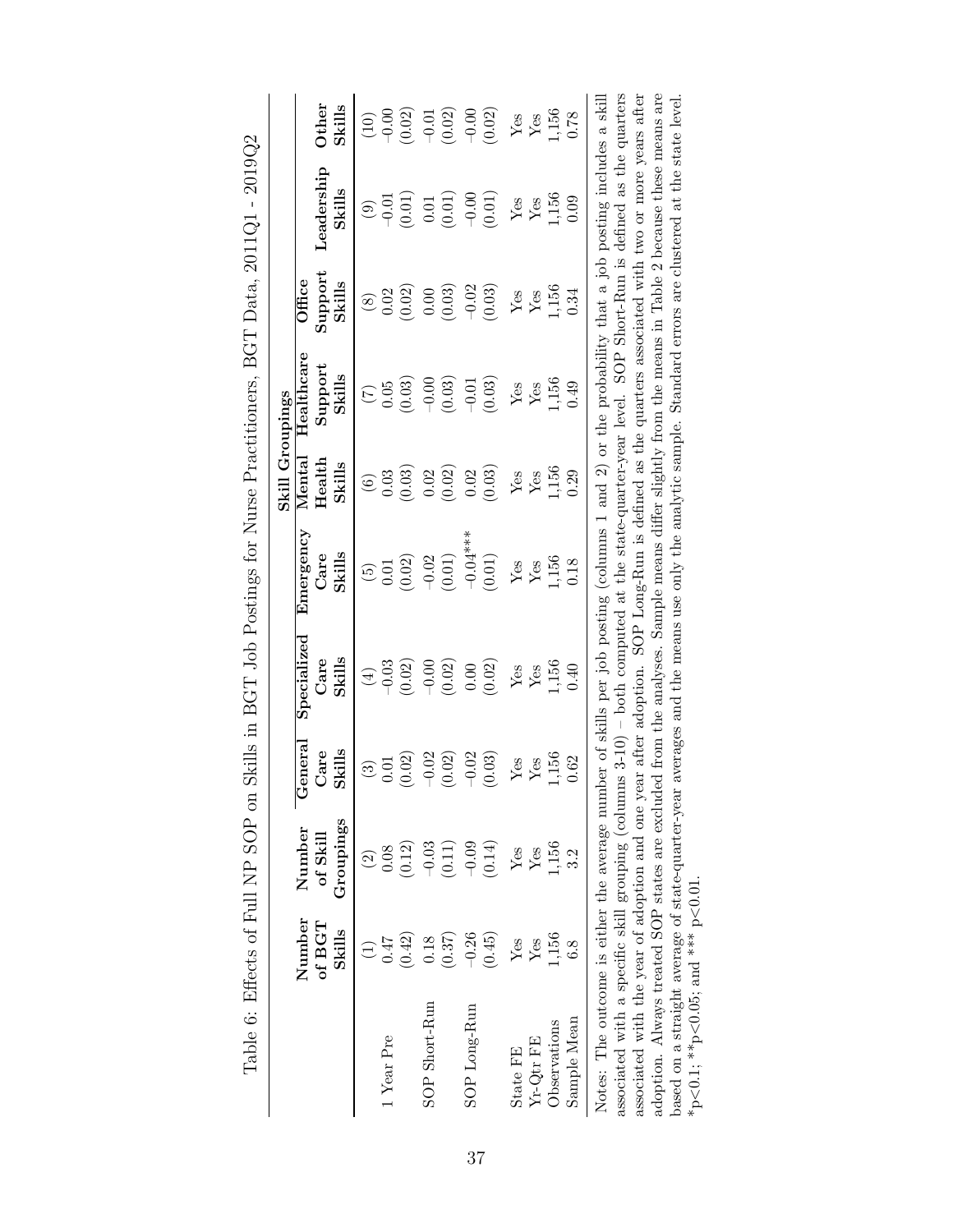Table 6: Effects of Full NP SOP on Skills in BGT Job Postings for Nurse Practitioners, BGT Data, 2011Q1 - 2019Q2

| | Number of BGT Skills | Number of Skill Groupings | Skill Groupings | | | | | | | |
|---|---|---|---|---|---|---|---|---|---|---|
| | | | General Care Skills | Specialized Care Skills | Emergency Care Skills | Mental Health Skills | Healthcare Support Skills | Office Support Skills | Leadership Skills | Other Skills |
| | (1) | (2) | (3) | (4) | (5) | (6) | (7) | (8) | (9) | (10) |
| 1 Year Pre | 0.47 | 0.08 | 0.01 | −0.03 | 0.01 | 0.03 | 0.05 | 0.02 | −0.01 | −0.00 |
| | (0.42) | (0.12) | (0.02) | (0.02) | (0.02) | (0.03) | (0.03) | (0.02) | (0.01) | (0.02) |
| SOP Short-Run | 0.18 | −0.03 | −0.02 | −0.00 | −0.02 | 0.02 | −0.00 | 0.00 | 0.01 | −0.01 |
| | (0.37) | (0.11) | (0.02) | (0.02) | (0.01) | (0.02) | (0.03) | (0.03) | (0.01) | (0.02) |
| SOP Long-Run | −0.26 | −0.09 | −0.02 | 0.00 | −0.04*** | 0.02 | −0.01 | −0.02 | −0.00 | −0.00 |
| | (0.45) | (0.14) | (0.03) | (0.02) | (0.01) | (0.03) | (0.03) | (0.03) | (0.01) | (0.02) |
| State FE | Yes | Yes | Yes | Yes | Yes | Yes | Yes | Yes | Yes | Yes |
| Yr-Qtr FE | Yes | Yes | Yes | Yes | Yes | Yes | Yes | Yes | Yes | Yes |
| Observations | 1,156 | 1,156 | 1,156 | 1,156 | 1,156 | 1,156 | 1,156 | 1,156 | 1,156 | 1,156 |
| Sample Mean | 6.8 | 3.2 | 0.62 | 0.40 | 0.18 | 0.29 | 0.49 | 0.34 | 0.09 | 0.78 |

Notes: The outcome is either the average number of skills per job posting (columns 1 and 2) or the probability that a job posting includes a skill associated with a specific skill grouping (columns 3-10) – both computed at the state-quarter-year level. SOP Short-Run is defined as the quarters associated with the year of adoption and one year after adoption. SOP Long-Run is defined as the quarters associated with two or more years after adoption. Always treated SOP states are excluded from the analyses. Sample means differ slightly from the means in Table 2 because these means are based on a straight average of state-quarter-year averages and the means use only the analytic sample. Standard errors are clustered at the state level. *p<0.1; **p<0.05; and *** p<0.01.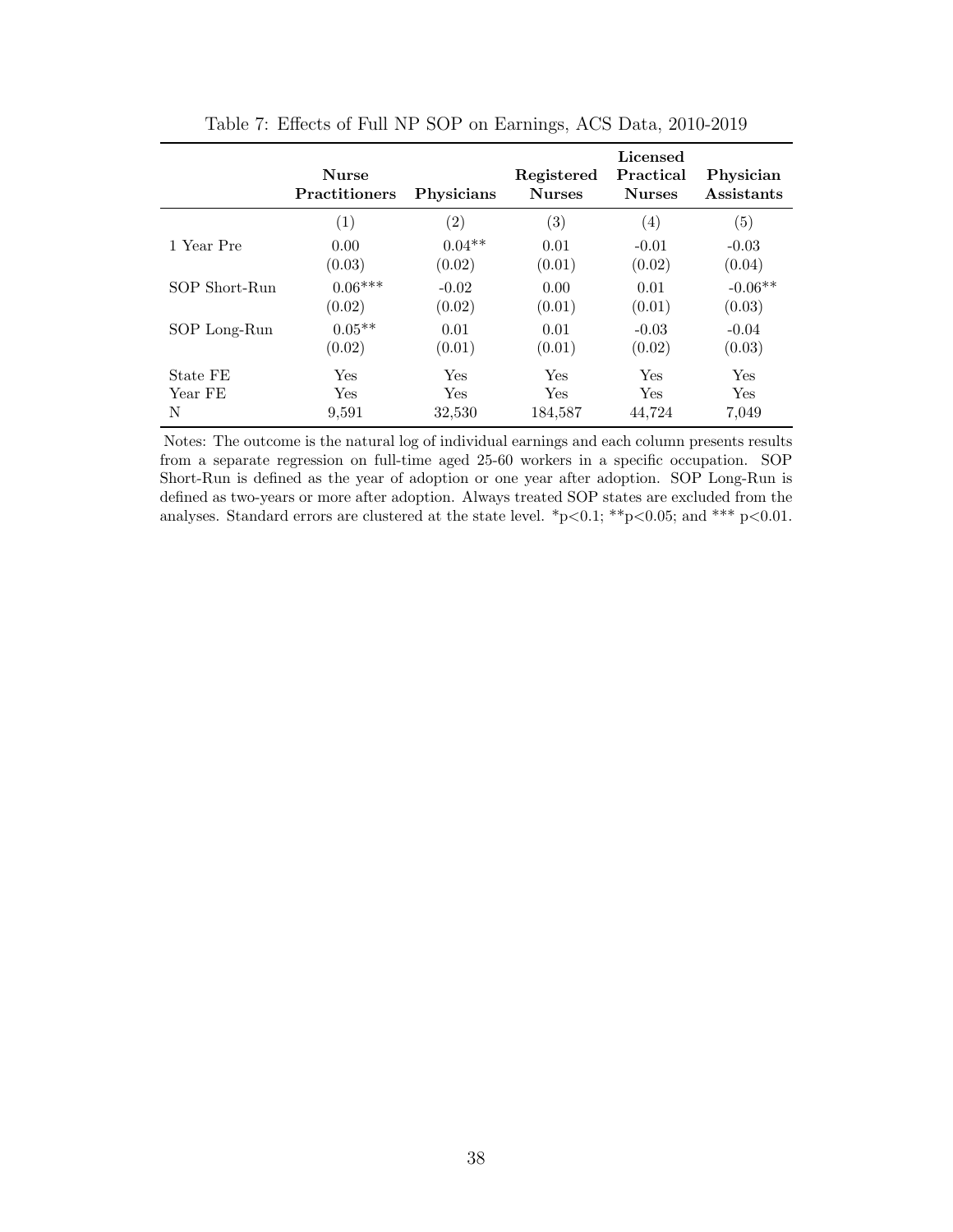Table 7: Effects of Full NP SOP on Earnings, ACS Data, 2010-2019

| | **Nurse Practitioners** | **Physicians** | **Registered Nurses** | **Licensed Practical Nurses** | **Physician Assistants** |
|---|---|---|---|---|---|
| | (1) | (2) | (3) | (4) | (5) |
| 1 Year Pre | 0.00 | 0.04** | 0.01 | -0.01 | -0.03 |
| | (0.03) | (0.02) | (0.01) | (0.02) | (0.04) |
| SOP Short-Run | 0.06*** | -0.02 | 0.00 | 0.01 | -0.06** |
| | (0.02) | (0.02) | (0.01) | (0.01) | (0.03) |
| SOP Long-Run | 0.05** | 0.01 | 0.01 | -0.03 | -0.04 |
| | (0.02) | (0.01) | (0.01) | (0.02) | (0.03) |
| State FE | Yes | Yes | Yes | Yes | Yes |
| Year FE | Yes | Yes | Yes | Yes | Yes |
| N | 9,591 | 32,530 | 184,587 | 44,724 | 7,049 |

Notes: The outcome is the natural log of individual earnings and each column presents results from a separate regression on full-time aged 25-60 workers in a specific occupation. SOP Short-Run is defined as the year of adoption or one year after adoption. SOP Long-Run is defined as two-years or more after adoption. Always treated SOP states are excluded from the analyses. Standard errors are clustered at the state level. *$p<0.1$; **$p<0.05$; and *** $p<0.01$.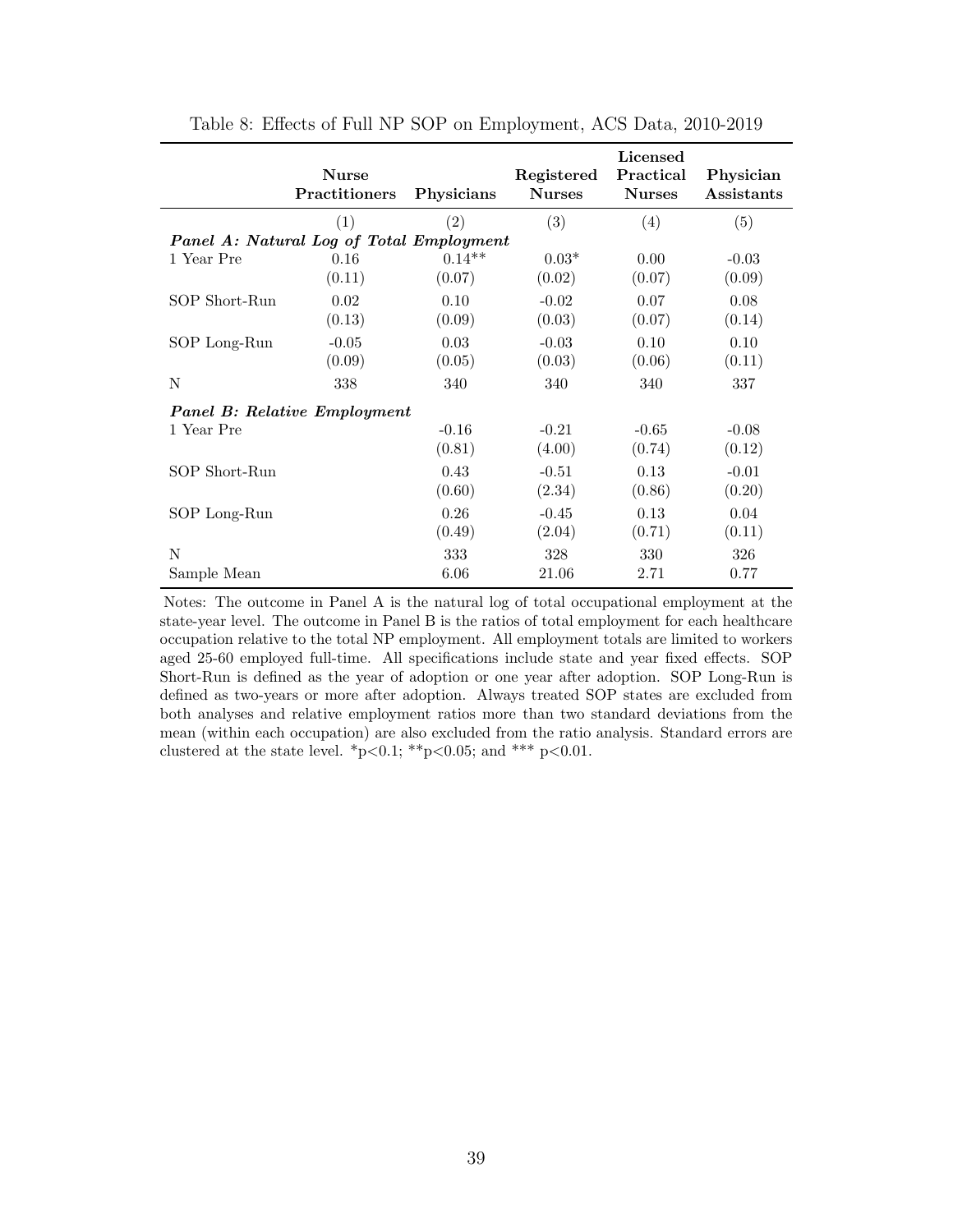Table 8: Effects of Full NP SOP on Employment, ACS Data, 2010-2019

| | **Nurse Practitioners** | **Physicians** | **Registered Nurses** | **Licensed Practical Nurses** | **Physician Assistants** |
|---|---|---|---|---|---|
| | (1) | (2) | (3) | (4) | (5) |
| ***Panel A: Natural Log of Total Employment*** | | | | | |
| 1 Year Pre | 0.16 | 0.14** | 0.03* | 0.00 | -0.03 |
| | (0.11) | (0.07) | (0.02) | (0.07) | (0.09) |
| SOP Short-Run | 0.02 | 0.10 | -0.02 | 0.07 | 0.08 |
| | (0.13) | (0.09) | (0.03) | (0.07) | (0.14) |
| SOP Long-Run | -0.05 | 0.03 | -0.03 | 0.10 | 0.10 |
| | (0.09) | (0.05) | (0.03) | (0.06) | (0.11) |
| N | 338 | 340 | 340 | 340 | 337 |
| ***Panel B: Relative Employment*** | | | | | |
| 1 Year Pre | | -0.16 | -0.21 | -0.65 | -0.08 |
| | | (0.81) | (4.00) | (0.74) | (0.12) |
| SOP Short-Run | | 0.43 | -0.51 | 0.13 | -0.01 |
| | | (0.60) | (2.34) | (0.86) | (0.20) |
| SOP Long-Run | | 0.26 | -0.45 | 0.13 | 0.04 |
| | | (0.49) | (2.04) | (0.71) | (0.11) |
| N | | 333 | 328 | 330 | 326 |
| Sample Mean | | 6.06 | 21.06 | 2.71 | 0.77 |

Notes: The outcome in Panel A is the natural log of total occupational employment at the state-year level. The outcome in Panel B is the ratios of total employment for each healthcare occupation relative to the total NP employment. All employment totals are limited to workers aged 25-60 employed full-time. All specifications include state and year fixed effects. SOP Short-Run is defined as the year of adoption or one year after adoption. SOP Long-Run is defined as two-years or more after adoption. Always treated SOP states are excluded from both analyses and relative employment ratios more than two standard deviations from the mean (within each occupation) are also excluded from the ratio analysis. Standard errors are clustered at the state level. *p<0.1; **p<0.05; and *** p<0.01.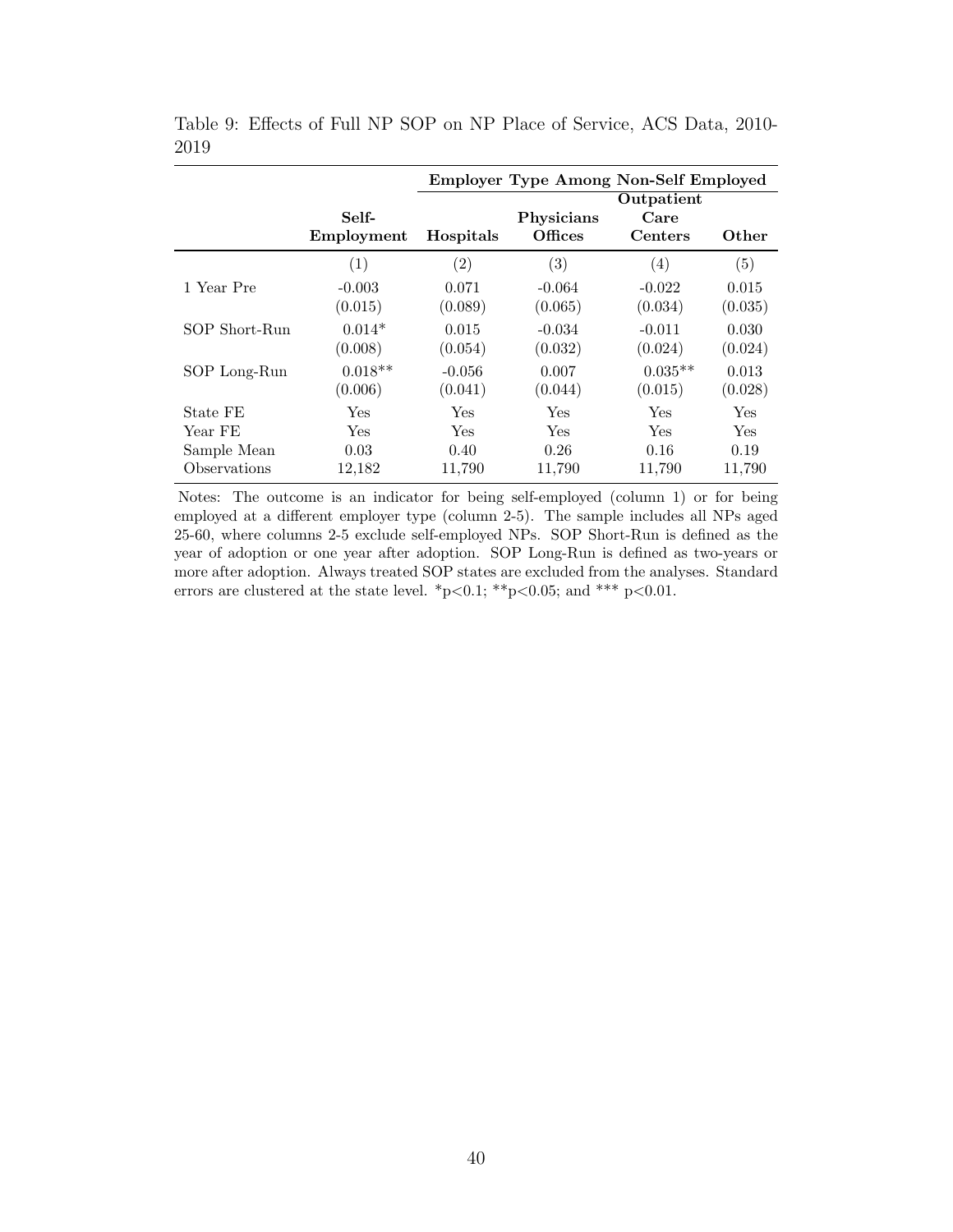Table 9: Effects of Full NP SOP on NP Place of Service, ACS Data, 2010-2019

| | | Employer Type Among Non-Self Employed | | | |
|---|---|---|---|---|---|
| | **Self-Employment** | **Hospitals** | **Physicians Offices** | **Outpatient Care Centers** | **Other** |
| | (1) | (2) | (3) | (4) | (5) |
| 1 Year Pre | -0.003 | 0.071 | -0.064 | -0.022 | 0.015 |
| | (0.015) | (0.089) | (0.065) | (0.034) | (0.035) |
| SOP Short-Run | 0.014* | 0.015 | -0.034 | -0.011 | 0.030 |
| | (0.008) | (0.054) | (0.032) | (0.024) | (0.024) |
| SOP Long-Run | 0.018** | -0.056 | 0.007 | 0.035** | 0.013 |
| | (0.006) | (0.041) | (0.044) | (0.015) | (0.028) |
| State FE | Yes | Yes | Yes | Yes | Yes |
| Year FE | Yes | Yes | Yes | Yes | Yes |
| Sample Mean | 0.03 | 0.40 | 0.26 | 0.16 | 0.19 |
| Observations | 12,182 | 11,790 | 11,790 | 11,790 | 11,790 |

Notes: The outcome is an indicator for being self-employed (column 1) or for being employed at a different employer type (column 2-5). The sample includes all NPs aged 25-60, where columns 2-5 exclude self-employed NPs. SOP Short-Run is defined as the year of adoption or one year after adoption. SOP Long-Run is defined as two-years or more after adoption. Always treated SOP states are excluded from the analyses. Standard errors are clustered at the state level. *p<0.1; **p<0.05; and *** p<0.01.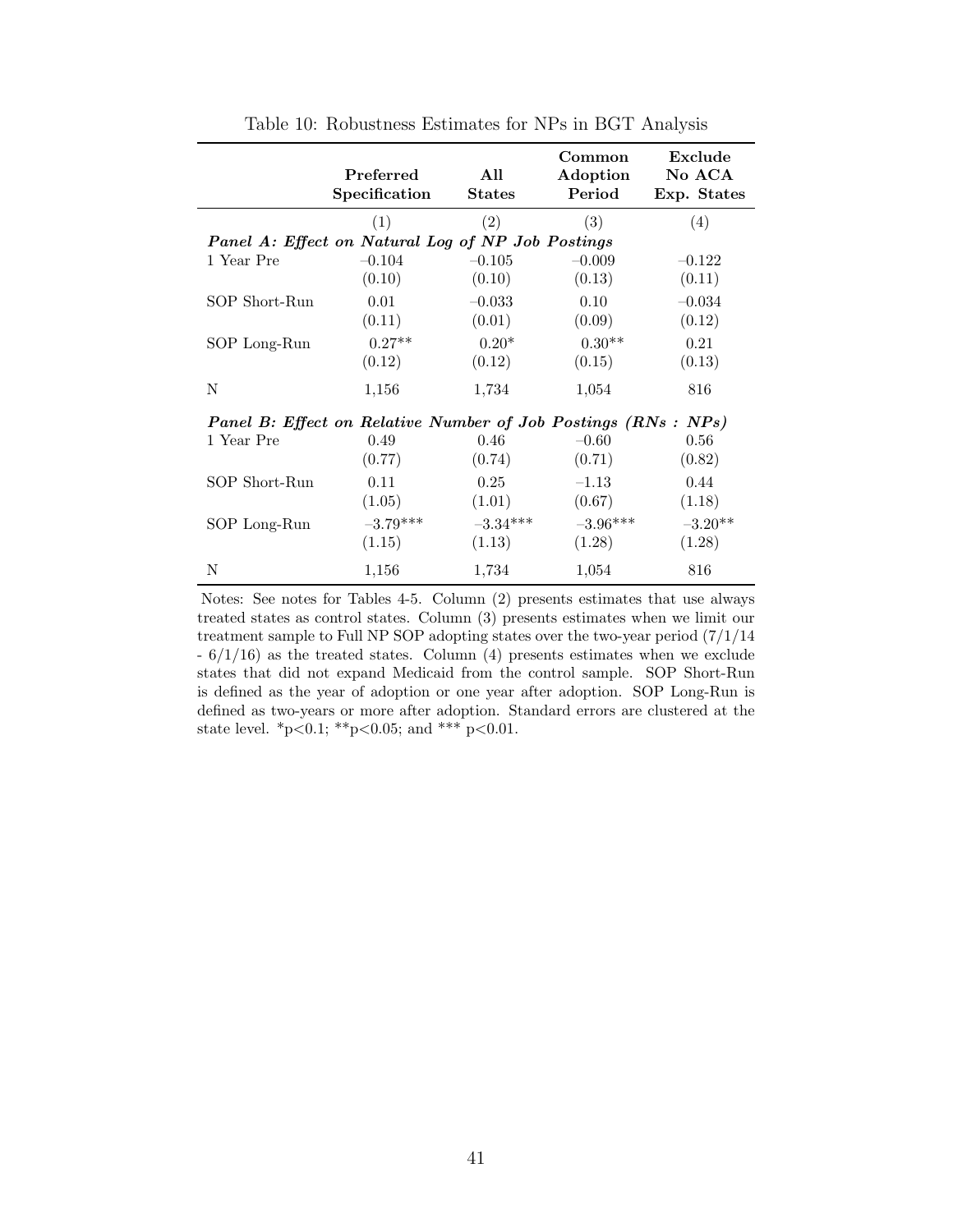Table 10: Robustness Estimates for NPs in BGT Analysis

| | Preferred Specification | All States | Common Adoption Period | Exclude No ACA Exp. States |
|---|---|---|---|---|
| | (1) | (2) | (3) | (4) |
| ***Panel A: Effect on Natural Log of NP Job Postings*** | | | | |
| 1 Year Pre | −0.104 | −0.105 | −0.009 | −0.122 |
| | (0.10) | (0.10) | (0.13) | (0.11) |
| SOP Short-Run | 0.01 | −0.033 | 0.10 | −0.034 |
| | (0.11) | (0.01) | (0.09) | (0.12) |
| SOP Long-Run | 0.27** | 0.20* | 0.30** | 0.21 |
| | (0.12) | (0.12) | (0.15) | (0.13) |
| N | 1,156 | 1,734 | 1,054 | 816 |
| ***Panel B: Effect on Relative Number of Job Postings (RNs : NPs)*** | | | | |
| 1 Year Pre | 0.49 | 0.46 | −0.60 | 0.56 |
| | (0.77) | (0.74) | (0.71) | (0.82) |
| SOP Short-Run | 0.11 | 0.25 | −1.13 | 0.44 |
| | (1.05) | (1.01) | (0.67) | (1.18) |
| SOP Long-Run | −3.79*** | −3.34*** | −3.96*** | −3.20** |
| | (1.15) | (1.13) | (1.28) | (1.28) |
| N | 1,156 | 1,734 | 1,054 | 816 |

Notes: See notes for Tables 4-5. Column (2) presents estimates that use always treated states as control states. Column (3) presents estimates when we limit our treatment sample to Full NP SOP adopting states over the two-year period (7/1/14 - 6/1/16) as the treated states. Column (4) presents estimates when we exclude states that did not expand Medicaid from the control sample. SOP Short-Run is defined as the year of adoption or one year after adoption. SOP Long-Run is defined as two-years or more after adoption. Standard errors are clustered at the state level. *p<0.1; **p<0.05; and *** p<0.01.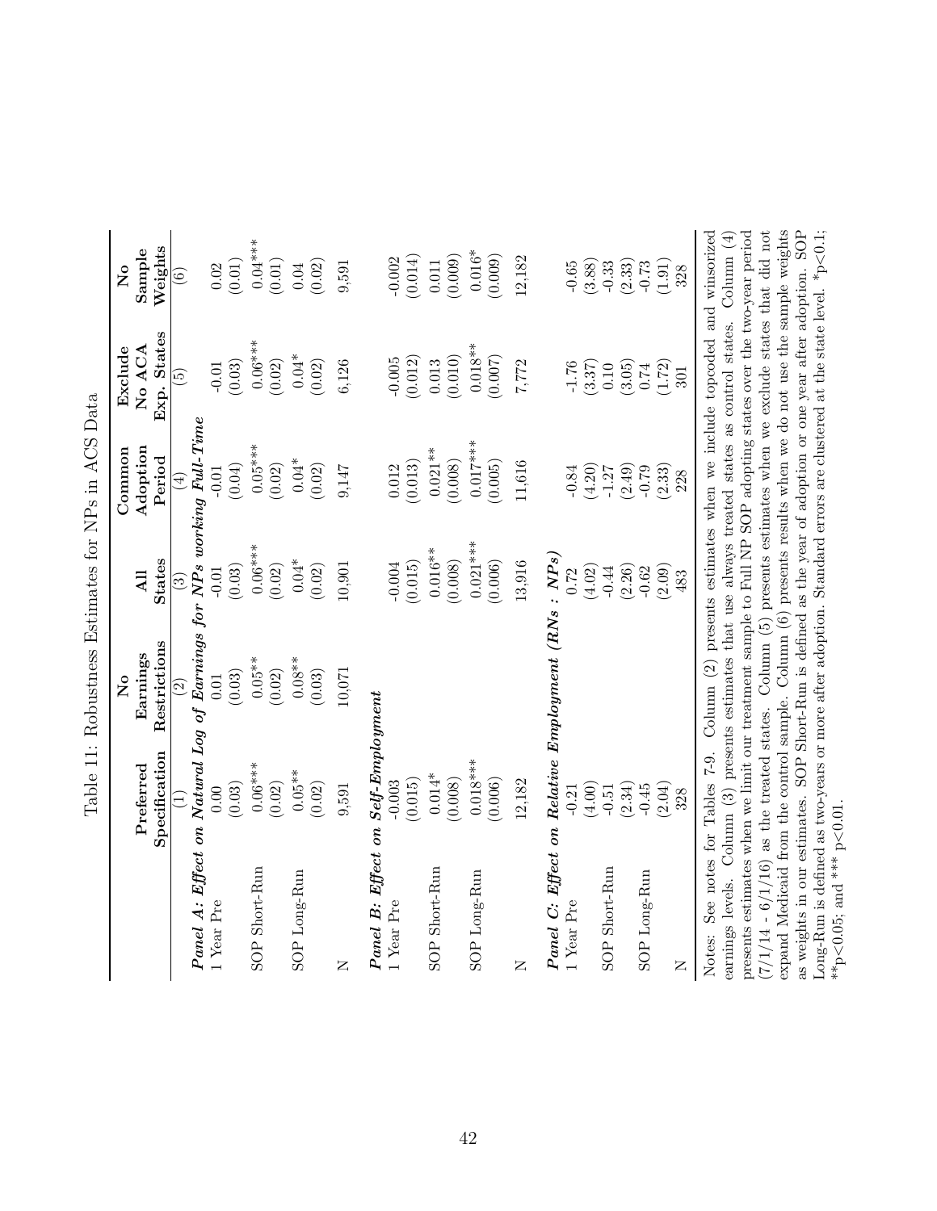Table 11: Robustness Estimates for NPs in ACS Data

| | Preferred Specification | No Earnings Restrictions | All States | Common Adoption Period | Exclude No ACA Exp. States | No Sample Weights |
|---|---|---|---|---|---|---|
| | (1) | (2) | (3) | (4) | (5) | (6) |
| ***Panel A: Effect on Natural Log of Earnings for NPs working Full-Time*** | | | | | | |
| 1 Year Pre | 0.00 | 0.01 | -0.01 | -0.01 | -0.01 | 0.02 |
| | (0.03) | (0.03) | (0.03) | (0.04) | (0.03) | (0.01) |
| SOP Short-Run | 0.06*** | 0.05** | 0.06*** | 0.05*** | 0.06*** | 0.04*** |
| | (0.02) | (0.02) | (0.02) | (0.02) | (0.02) | (0.01) |
| SOP Long-Run | 0.05** | 0.08** | 0.04* | 0.04* | 0.04* | 0.04 |
| | (0.02) | (0.03) | (0.02) | (0.02) | (0.02) | (0.02) |
| N | 9,591 | 10,071 | 10,901 | 9,147 | 6,126 | 9,591 |
| ***Panel B: Effect on Self-Employment*** | | | | | | |
| 1 Year Pre | -0.003 | | -0.004 | 0.012 | -0.005 | -0.002 |
| | (0.015) | | (0.015) | (0.013) | (0.012) | (0.014) |
| SOP Short-Run | 0.014* | | 0.016** | 0.021** | 0.013 | 0.011 |
| | (0.008) | | (0.008) | (0.008) | (0.010) | (0.009) |
| SOP Long-Run | 0.018*** | | 0.021*** | 0.017*** | 0.018** | 0.016* |
| | (0.006) | | (0.006) | (0.005) | (0.007) | (0.009) |
| N | 12,182 | | 13,916 | 11,616 | 7,772 | 12,182 |
| ***Panel C: Effect on Relative Employment (RNs : NPs)*** | | | | | | |
| 1 Year Pre | -0.21 | | 0.72 | -0.84 | -1.76 | -0.65 |
| | (4.00) | | (4.02) | (4.20) | (3.37) | (3.88) |
| SOP Short-Run | -0.51 | | -0.44 | -1.27 | 0.10 | -0.33 |
| | (2.34) | | (2.26) | (2.49) | (3.05) | (2.33) |
| SOP Long-Run | -0.45 | | -0.62 | -0.79 | 0.74 | -0.73 |
| | (2.04) | | (2.09) | (2.33) | (1.72) | (1.91) |
| N | 328 | | 483 | 228 | 301 | 328 |

Notes: See notes for Tables 7-9. Column (2) presents estimates when we include topcoded and winsorized earnings levels. Column (3) presents estimates that use always treated states as control states. Column (4) presents estimates when we limit our treatment sample to Full NP SOP adopting states over the two-year period (7/1/14 - 6/1/16) as the treated states. Column (5) presents estimates when we exclude states that did not expand Medicaid from the control sample. Column (6) presents results when we do not use the sample weights as weights in our estimates. SOP Short-Run is defined as the year of adoption or one year after adoption. SOP Long-Run is defined as two-years or more after adoption. Standard errors are clustered at the state level. *p<0.1; **p<0.05; and *** p<0.01.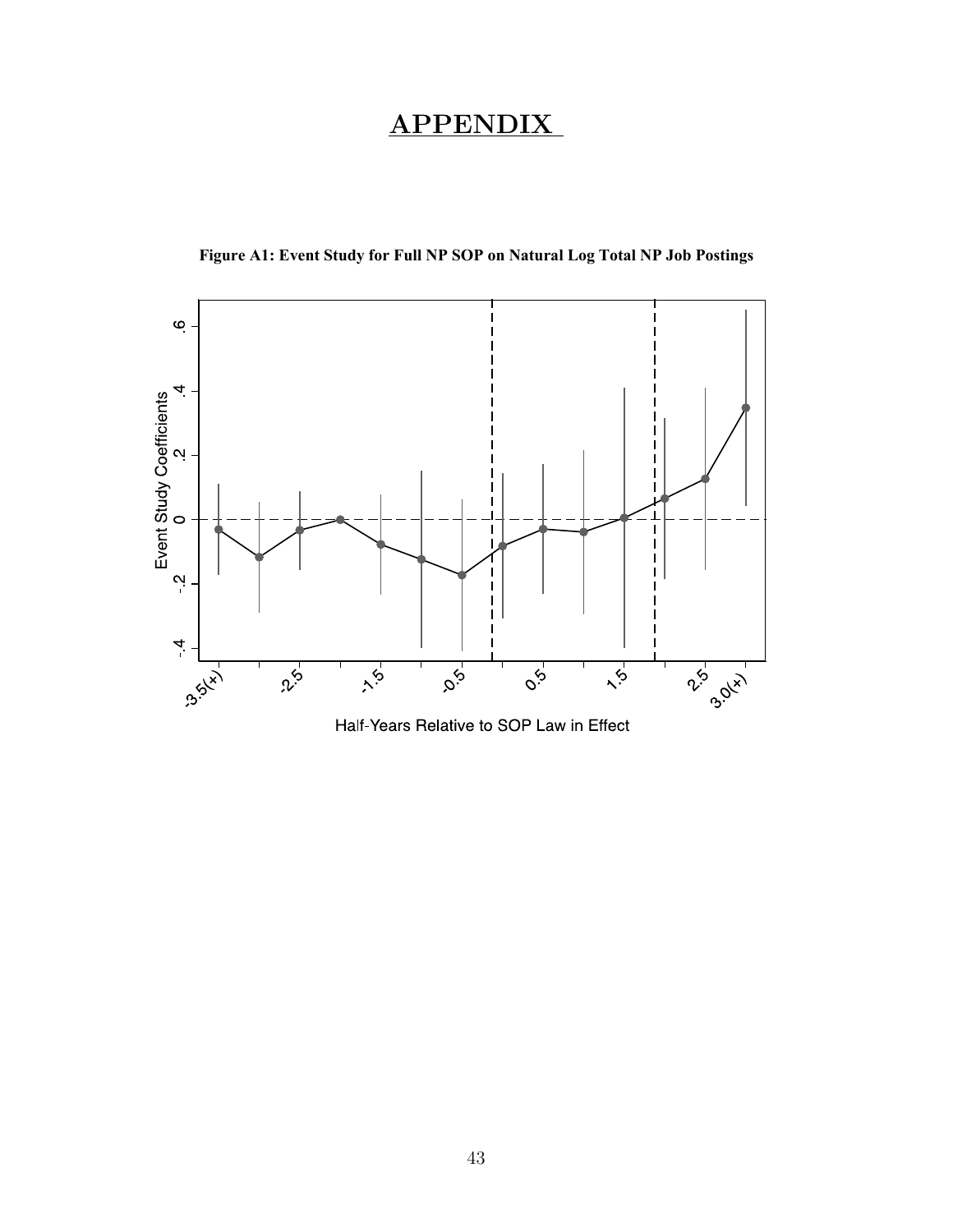# APPENDIX

**Figure A1: Event Study for Full NP SOP on Natural Log Total NP Job Postings**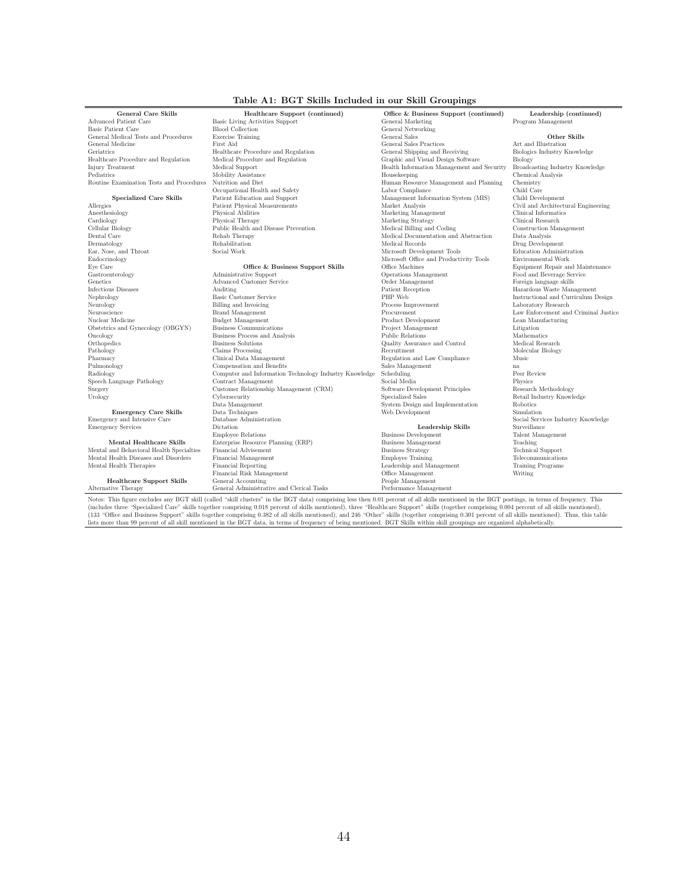**Table A1: BGT Skills Included in our Skill Groupings**

| **General Care Skills** | **Healthcare Support (continued)** | **Office & Business Support (continued)** | **Leadership (continued)** |
|---|---|---|---|
| Advanced Patient Care | Basic Living Activities Support | General Marketing | Program Management |
| Basic Patient Care | Blood Collection | General Networking | |
| General Medical Tests and Procedures | Exercise Training | General Sales | **Other Skills** |
| General Medicine | First Aid | General Sales Practices | Art and Illustration |
| Geriatrics | Healthcare Procedure and Regulation | General Shipping and Receiving | Biologics Industry Knowledge |
| Healthcare Procedure and Regulation | Medical Procedure and Regulation | Graphic and Visual Design Software | Biology |
| Injury Treatment | Medical Support | Health Information Management and Security | Broadcasting Industry Knowledge |
| Pediatrics | Mobility Assistance | Housekeeping | Chemical Analysis |
| Routine Examination Tests and Procedures | Nutrition and Diet | Human Resource Management and Planning | Chemistry |
| | Occupational Health and Safety | Labor Compliance | Child Care |
| **Specialized Care Skills** | Patient Education and Support | Management Information System (MIS) | Child Development |
| Allergies | Patient Physical Measurements | Market Analysis | Civil and Architectural Engineering |
| Anesthesiology | Physical Abilities | Marketing Management | Clinical Informatics |
| Cardiology | Physical Therapy | Marketing Strategy | Clinical Research |
| Cellular Biology | Public Health and Disease Prevention | Medical Billing and Coding | Construction Management |
| Dental Care | Rehab Therapy | Medical Documentation and Abstraction | Data Analysis |
| Dermatology | Rehabilitation | Medical Records | Drug Development |
| Ear, Nose, and Throat | Social Work | Microsoft Development Tools | Education Administration |
| Endocrinology | | Microsoft Office and Productivity Tools | Environmental Work |
| Eye Care | **Office & Business Support Skills** | Office Machines | Equipment Repair and Maintenance |
| Gastroenterology | Administrative Support | Operations Management | Food and Beverage Service |
| Genetics | Advanced Customer Service | Order Management | Foreign language skills |
| Infectious Diseases | Auditing | Patient Reception | Hazardous Waste Management |
| Nephrology | Basic Customer Service | PHP Web | Instructional and Curriculum Design |
| Neurology | Billing and Invoicing | Process Improvement | Laboratory Research |
| Neuroscience | Brand Management | Procurement | Law Enforcement and Criminal Justice |
| Nuclear Medicine | Budget Management | Product Development | Lean Manufacturing |
| Obstetrics and Gynecology (OBGYN) | Business Communications | Project Management | Litigation |
| Oncology | Business Process and Analysis | Public Relations | Mathematics |
| Orthopedics | Business Solutions | Quality Assurance and Control | Medical Research |
| Pathology | Claims Processing | Recruitment | Molecular Biology |
| Pharmacy | Clinical Data Management | Regulation and Law Compliance | Music |
| Pulmonology | Compensation and Benefits | Sales Management | na |
| Radiology | Computer and Information Technology Industry Knowledge | Scheduling | Peer Review |
| Speech Language Pathology | Contract Management | Social Media | Physics |
| Surgery | Customer Relationship Management (CRM) | Software Development Principles | Research Methodology |
| Urology | Cybersecurity | Specialized Sales | Retail Industry Knowledge |
| | Data Management | System Design and Implementation | Robotics |
| **Emergency Care Skills** | Data Techniques | Web Development | Simulation |
| Emergency and Intensive Care | Database Administration | | Social Services Industry Knowledge |
| Emergency Services | Dictation | **Leadership Skills** | Surveillance |
| | Employee Relations | Business Development | Talent Management |
| **Mental Healthcare Skills** | Enterprise Resource Planning (ERP) | Business Management | Teaching |
| Mental and Behavioral Health Specialties | Financial Advisement | Business Strategy | Technical Support |
| Mental Health Diseases and Disorders | Financial Management | Employee Training | Telecommunications |
| Mental Health Therapies | Financial Reporting | Leadership and Management | Training Programs |
| | Financial Risk Management | Office Management | Writing |
| **Healthcare Support Skills** | General Accounting | People Management | |
| Alternative Therapy | General Administrative and Clerical Tasks | Performance Management | |

Notes: This figure excludes any BGT skill (called "skill clusters" in the BGT data) comprising less then 0.01 percent of all skills mentioned in the BGT postings, in terms of frequency. This (includes three "Specialized Care" skills together comprising 0.018 percent of skills mentioned), three "Healthcare Support" skills (together comprising 0.004 percent of all skills mentioned), (133 "Office and Business Support" skills together comprising 0.382 of all skills mentioned), and 246 "Other" skills (together comprising 0.301 percent of all skills mentioned). Thus, this table lists more than 99 percent of all skill mentioned in the BGT data, in terms of frequency of being mentioned. BGT Skills within skill groupings are organized alphabetically.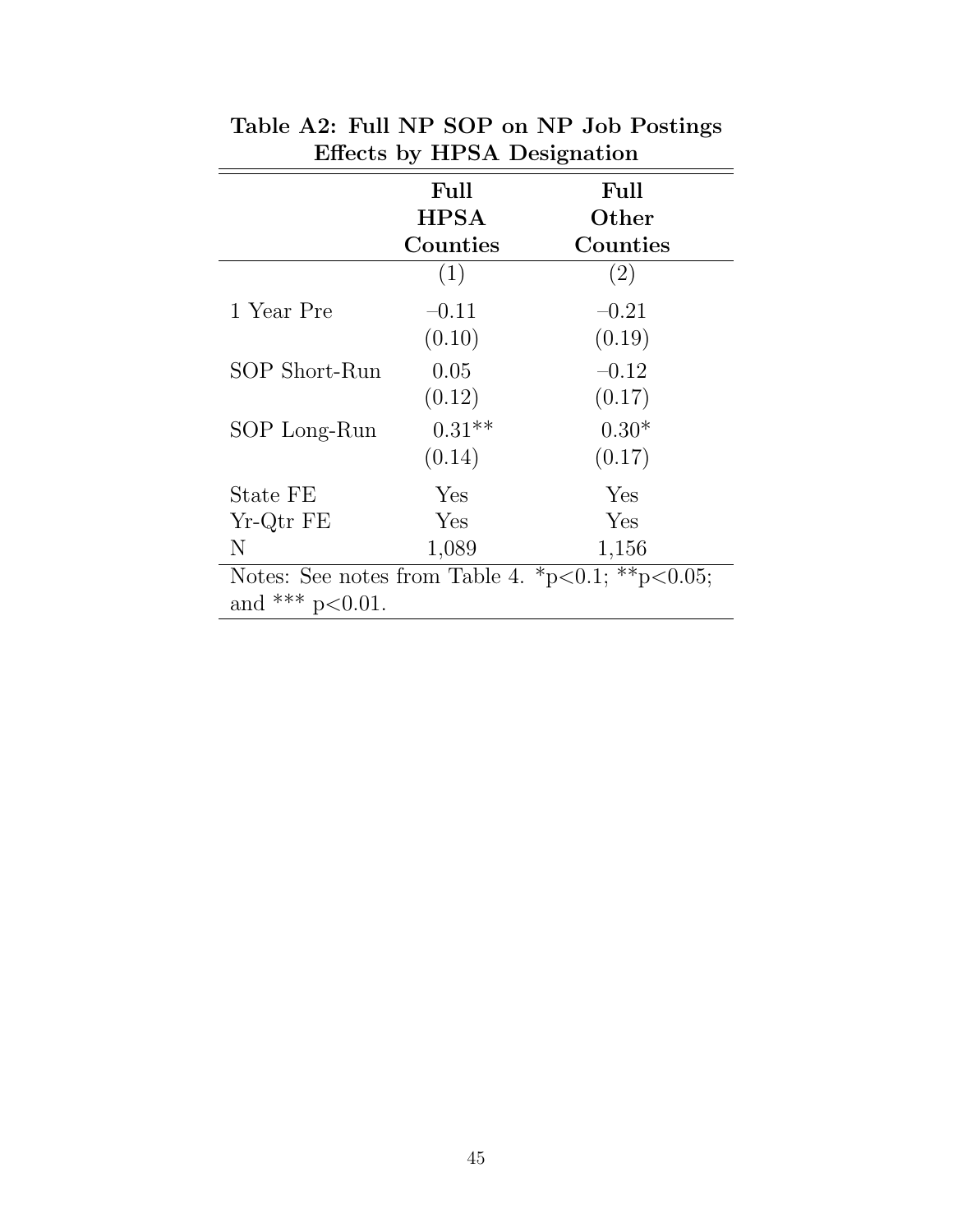**Table A2: Full NP SOP on NP Job Postings Effects by HPSA Designation**

| | **Full HPSA Counties** | **Full Other Counties** |
|---|---|---|
| | (1) | (2) |
| 1 Year Pre | –0.11 | –0.21 |
| | (0.10) | (0.19) |
| SOP Short-Run | 0.05 | –0.12 |
| | (0.12) | (0.17) |
| SOP Long-Run | 0.31** | 0.30* |
| | (0.14) | (0.17) |
| State FE | Yes | Yes |
| Yr-Qtr FE | Yes | Yes |
| N | 1,089 | 1,156 |

Notes: See notes from Table 4. *p<0.1; **p<0.05; and *** p<0.01.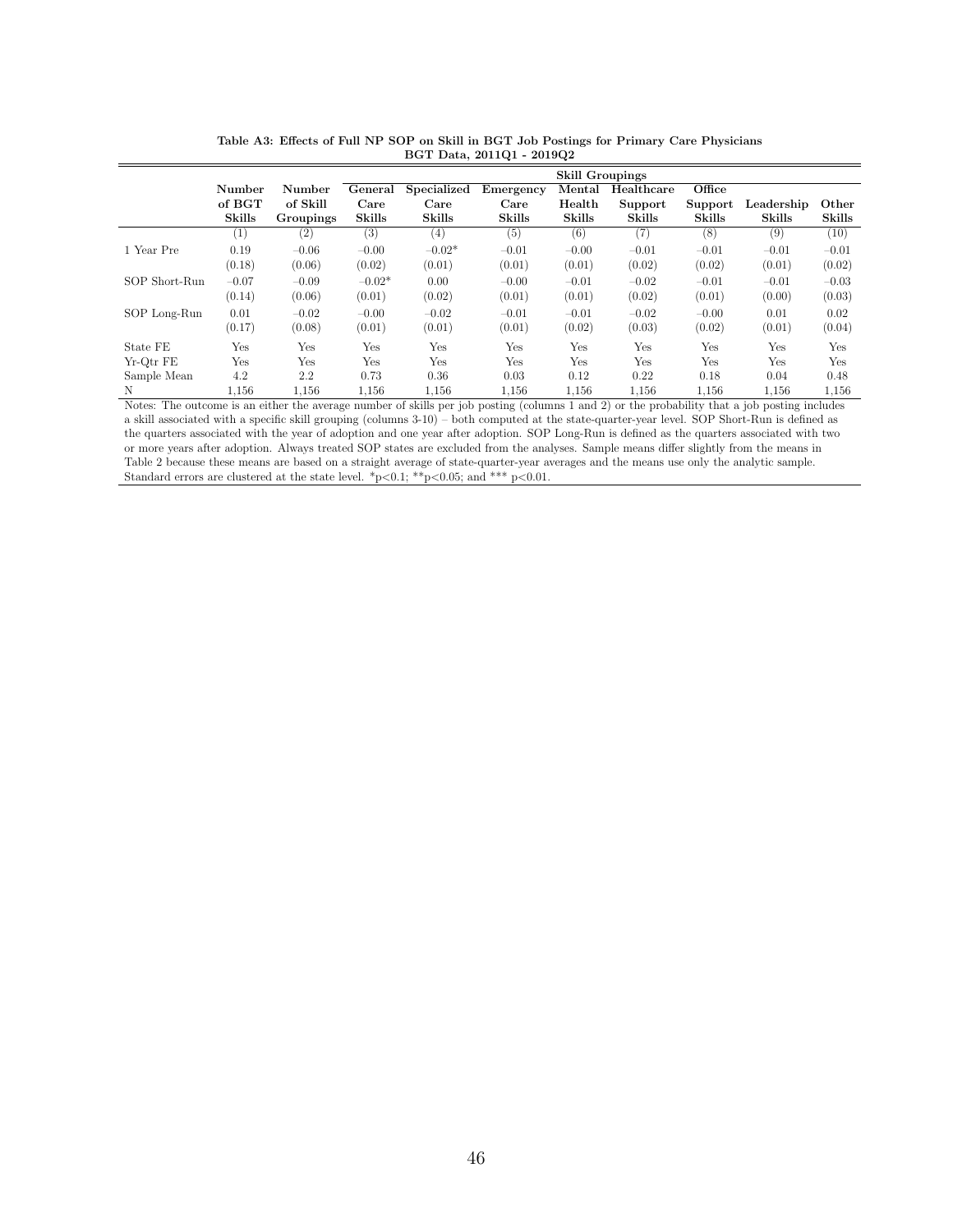**Table A3: Effects of Full NP SOP on Skill in BGT Job Postings for Primary Care Physicians**
**BGT Data, 2011Q1 - 2019Q2**

| | | | Skill Groupings | | | | | | | |
|---|---|---|---|---|---|---|---|---|---|---|
| | Number of BGT Skills | Number of Skill Groupings | General Care Skills | Specialized Care Skills | Emergency Care Skills | Mental Health Skills | Healthcare Support Skills | Office Support Skills | Leadership Skills | Other Skills |
| | (1) | (2) | (3) | (4) | (5) | (6) | (7) | (8) | (9) | (10) |
| 1 Year Pre | 0.19 | −0.06 | −0.00 | −0.02* | −0.01 | −0.00 | −0.01 | −0.01 | −0.01 | −0.01 |
| | (0.18) | (0.06) | (0.02) | (0.01) | (0.01) | (0.01) | (0.02) | (0.02) | (0.01) | (0.02) |
| SOP Short-Run | −0.07 | −0.09 | −0.02* | 0.00 | −0.00 | −0.01 | −0.02 | −0.01 | −0.01 | −0.03 |
| | (0.14) | (0.06) | (0.01) | (0.02) | (0.01) | (0.01) | (0.02) | (0.01) | (0.00) | (0.03) |
| SOP Long-Run | 0.01 | −0.02 | −0.00 | −0.02 | −0.01 | −0.01 | −0.02 | −0.00 | 0.01 | 0.02 |
| | (0.17) | (0.08) | (0.01) | (0.01) | (0.01) | (0.02) | (0.03) | (0.02) | (0.01) | (0.04) |
| State FE | Yes | Yes | Yes | Yes | Yes | Yes | Yes | Yes | Yes | Yes |
| Yr-Qtr FE | Yes | Yes | Yes | Yes | Yes | Yes | Yes | Yes | Yes | Yes |
| Sample Mean | 4.2 | 2.2 | 0.73 | 0.36 | 0.03 | 0.12 | 0.22 | 0.18 | 0.04 | 0.48 |
| N | 1,156 | 1,156 | 1,156 | 1,156 | 1,156 | 1,156 | 1,156 | 1,156 | 1,156 | 1,156 |

Notes: The outcome is an either the average number of skills per job posting (columns 1 and 2) or the probability that a job posting includes a skill associated with a specific skill grouping (columns 3-10) – both computed at the state-quarter-year level. SOP Short-Run is defined as the quarters associated with the year of adoption and one year after adoption. SOP Long-Run is defined as the quarters associated with two or more years after adoption. Always treated SOP states are excluded from the analyses. Sample means differ slightly from the means in Table 2 because these means are based on a straight average of state-quarter-year averages and the means use only the analytic sample. Standard errors are clustered at the state level. *p<0.1; **p<0.05; and *** p<0.01.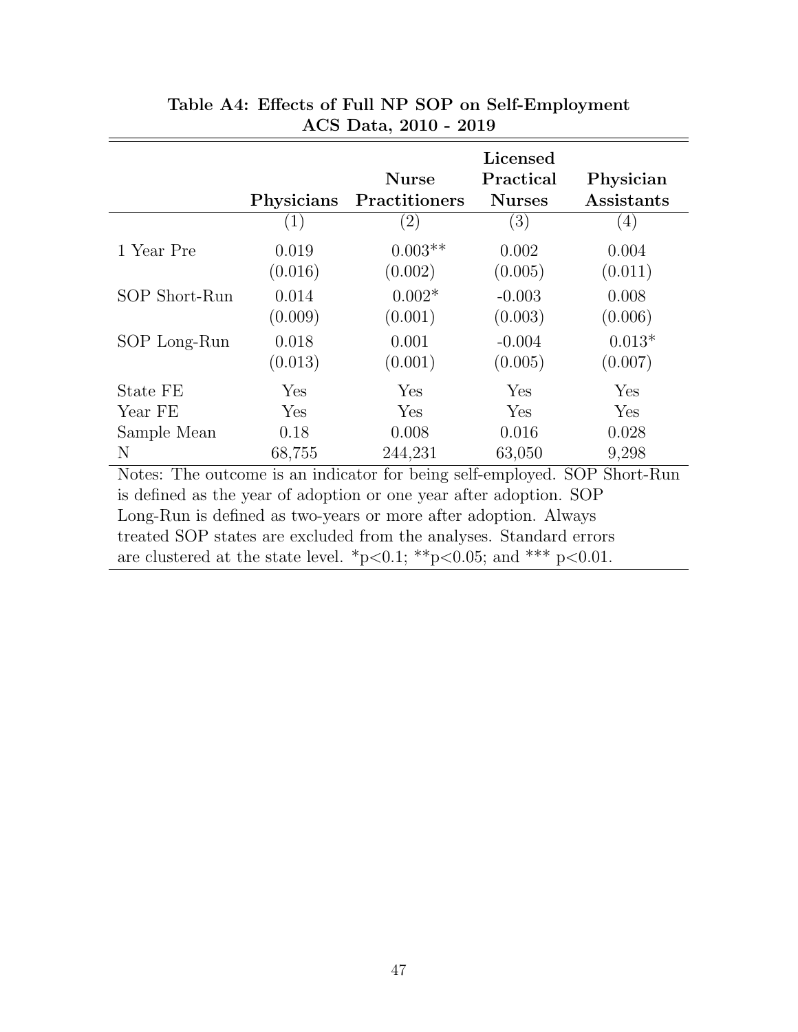**Table A4: Effects of Full NP SOP on Self-Employment**
**ACS Data, 2010 - 2019**

| | Physicians | Nurse Practitioners | Licensed Practical Nurses | Physician Assistants |
|---|---|---|---|---|
| | (1) | (2) | (3) | (4) |
| 1 Year Pre | 0.019 | 0.003** | 0.002 | 0.004 |
| | (0.016) | (0.002) | (0.005) | (0.011) |
| SOP Short-Run | 0.014 | 0.002* | -0.003 | 0.008 |
| | (0.009) | (0.001) | (0.003) | (0.006) |
| SOP Long-Run | 0.018 | 0.001 | -0.004 | 0.013* |
| | (0.013) | (0.001) | (0.005) | (0.007) |
| State FE | Yes | Yes | Yes | Yes |
| Year FE | Yes | Yes | Yes | Yes |
| Sample Mean | 0.18 | 0.008 | 0.016 | 0.028 |
| N | 68,755 | 244,231 | 63,050 | 9,298 |

Notes: The outcome is an indicator for being self-employed. SOP Short-Run is defined as the year of adoption or one year after adoption. SOP Long-Run is defined as two-years or more after adoption. Always treated SOP states are excluded from the analyses. Standard errors are clustered at the state level. *p<0.1; **p<0.05; and *** p<0.01.